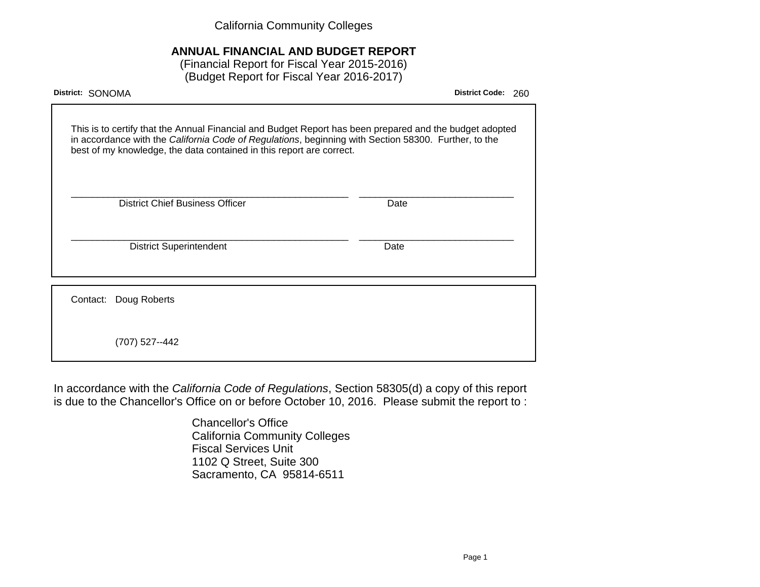California Community Colleges

# ANNUAL FINANCIAL AND BUDGET REPORT

(Financial Report for Fiscal Year 2015-2016)
(Budget Report for Fiscal Year 2016-2017)

**District:** SONOMA **District Code:** 260

This is to certify that the Annual Financial and Budget Report has been prepared and the budget adopted in accordance with the *California Code of Regulations*, beginning with Section 58300. Further, to the best of my knowledge, the data contained in this report are correct.

_____________________________________________________ _____________________________
District Chief Business Officer Date

_____________________________________________________ _____________________________
District Superintendent Date

Contact: Doug Roberts

(707) 527--442

In accordance with the *California Code of Regulations*, Section 58305(d) a copy of this report is due to the Chancellor's Office on or before October 10, 2016. Please submit the report to :

Chancellor's Office
California Community Colleges
Fiscal Services Unit
1102 Q Street, Suite 300
Sacramento, CA 95814-6511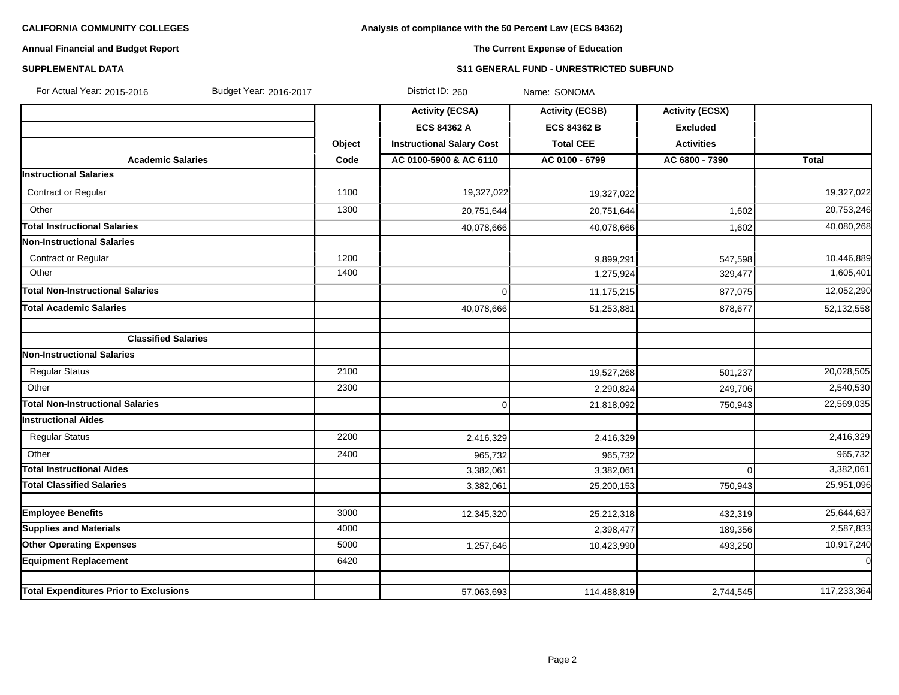**CALIFORNIA COMMUNITY COLLEGES**

**Annual Financial and Budget Report**

**SUPPLEMENTAL DATA**

**Analysis of compliance with the 50 Percent Law (ECS 84362)**

**The Current Expense of Education**

**S11 GENERAL FUND - UNRESTRICTED SUBFUND**

For Actual Year: 2015-2016 Budget Year: 2016-2017 District ID: 260 Name: SONOMA

| | | Activity (ECSA) | Activity (ECSB) | Activity (ECSX) | |
|---|---|---|---|---|---|
| | | ECS 84362 A | ECS 84362 B | Excluded | |
| | Object | Instructional Salary Cost | Total CEE | Activities | |
| **Academic Salaries** | Code | AC 0100-5900 & AC 6110 | AC 0100 - 6799 | AC 6800 - 7390 | Total |
| **Instructional Salaries** | | | | | |
| Contract or Regular | 1100 | 19,327,022 | 19,327,022 | | 19,327,022 |
| Other | 1300 | 20,751,644 | 20,751,644 | 1,602 | 20,753,246 |
| **Total Instructional Salaries** | | 40,078,666 | 40,078,666 | 1,602 | 40,080,268 |
| **Non-Instructional Salaries** | | | | | |
| Contract or Regular | 1200 | | 9,899,291 | 547,598 | 10,446,889 |
| Other | 1400 | | 1,275,924 | 329,477 | 1,605,401 |
| **Total Non-Instructional Salaries** | | 0 | 11,175,215 | 877,075 | 12,052,290 |
| **Total Academic Salaries** | | 40,078,666 | 51,253,881 | 878,677 | 52,132,558 |
| | | | | | |
| **Classified Salaries** | | | | | |
| **Non-Instructional Salaries** | | | | | |
| Regular Status | 2100 | | 19,527,268 | 501,237 | 20,028,505 |
| Other | 2300 | | 2,290,824 | 249,706 | 2,540,530 |
| **Total Non-Instructional Salaries** | | 0 | 21,818,092 | 750,943 | 22,569,035 |
| **Instructional Aides** | | | | | |
| Regular Status | 2200 | 2,416,329 | 2,416,329 | | 2,416,329 |
| Other | 2400 | 965,732 | 965,732 | | 965,732 |
| **Total Instructional Aides** | | 3,382,061 | 3,382,061 | 0 | 3,382,061 |
| **Total Classified Salaries** | | 3,382,061 | 25,200,153 | 750,943 | 25,951,096 |
| | | | | | |
| **Employee Benefits** | 3000 | 12,345,320 | 25,212,318 | 432,319 | 25,644,637 |
| **Supplies and Materials** | 4000 | | 2,398,477 | 189,356 | 2,587,833 |
| **Other Operating Expenses** | 5000 | 1,257,646 | 10,423,990 | 493,250 | 10,917,240 |
| **Equipment Replacement** | 6420 | | | | 0 |
| | | | | | |
| **Total Expenditures Prior to Exclusions** | | 57,063,693 | 114,488,819 | 2,744,545 | 117,233,364 |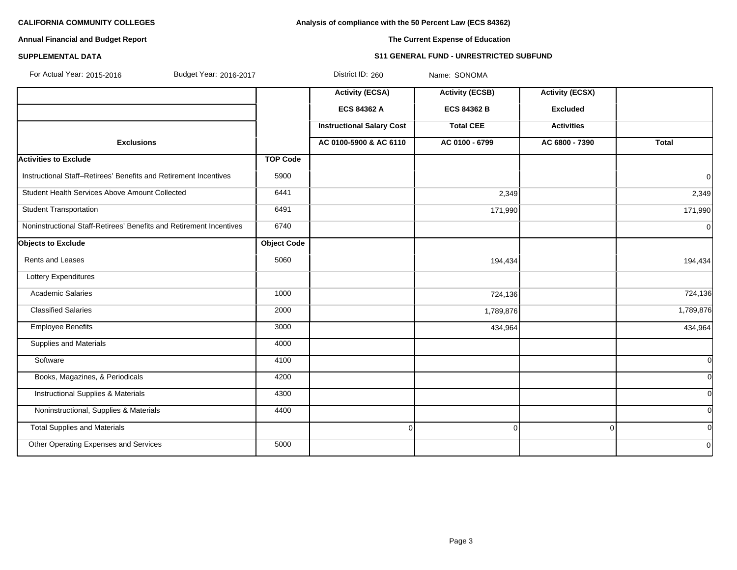**CALIFORNIA COMMUNITY COLLEGES**

**Annual Financial and Budget Report**

**SUPPLEMENTAL DATA**

**Analysis of compliance with the 50 Percent Law (ECS 84362)**

**The Current Expense of Education**

**S11 GENERAL FUND - UNRESTRICTED SUBFUND**

For Actual Year: 2015-2016 Budget Year: 2016-2017 District ID: 260 Name: SONOMA

| | | Activity (ECSA) | Activity (ECSB) | Activity (ECSX) | |
|---|---|---|---|---|---|
| | | ECS 84362 A | ECS 84362 B | Excluded | |
| | | Instructional Salary Cost | Total CEE | Activities | |
| **Exclusions** | | AC 0100-5900 & AC 6110 | AC 0100 - 6799 | AC 6800 - 7390 | **Total** |
| **Activities to Exclude** | **TOP Code** | | | | |
| Instructional Staff–Retirees' Benefits and Retirement Incentives | 5900 | | | | 0 |
| Student Health Services Above Amount Collected | 6441 | | 2,349 | | 2,349 |
| Student Transportation | 6491 | | 171,990 | | 171,990 |
| Noninstructional Staff-Retirees' Benefits and Retirement Incentives | 6740 | | | | 0 |
| **Objects to Exclude** | **Object Code** | | | | |
| Rents and Leases | 5060 | | 194,434 | | 194,434 |
| Lottery Expenditures | | | | | |
| Academic Salaries | 1000 | | 724,136 | | 724,136 |
| Classified Salaries | 2000 | | 1,789,876 | | 1,789,876 |
| Employee Benefits | 3000 | | 434,964 | | 434,964 |
| Supplies and Materials | 4000 | | | | |
| Software | 4100 | | | | 0 |
| Books, Magazines, & Periodicals | 4200 | | | | 0 |
| Instructional Supplies & Materials | 4300 | | | | 0 |
| Noninstructional, Supplies & Materials | 4400 | | | | 0 |
| Total Supplies and Materials | | 0 | 0 | 0 | 0 |
| Other Operating Expenses and Services | 5000 | | | | 0 |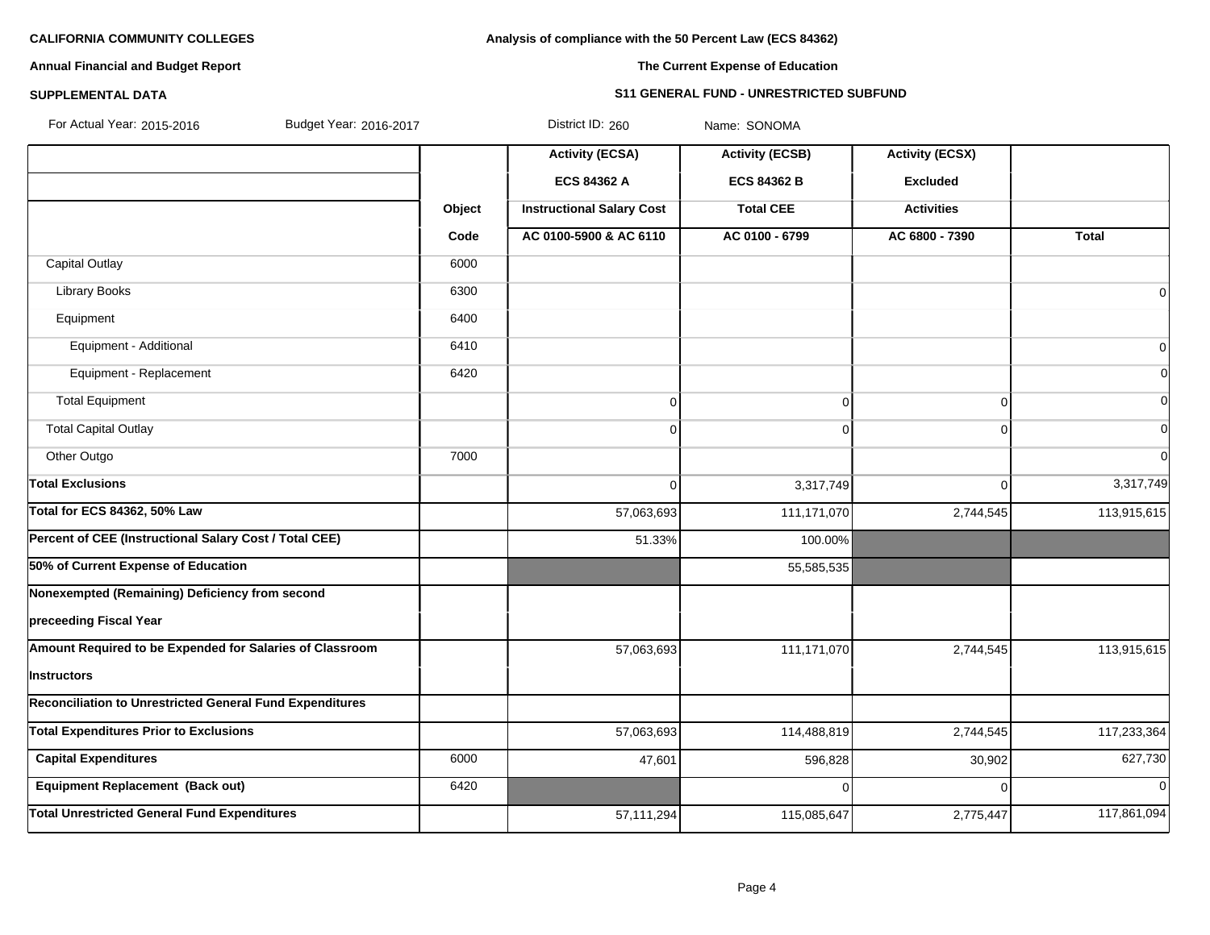**CALIFORNIA COMMUNITY COLLEGES**

**Annual Financial and Budget Report**

**SUPPLEMENTAL DATA**

**Analysis of compliance with the 50 Percent Law (ECS 84362)**

**The Current Expense of Education**

**S11 GENERAL FUND - UNRESTRICTED SUBFUND**

For Actual Year: 2015-2016 Budget Year: 2016-2017 District ID: 260 Name: SONOMA

| | Object Code | Activity (ECSA) ECS 84362 A Instructional Salary Cost AC 0100-5900 & AC 6110 | Activity (ECSB) ECS 84362 B Total CEE AC 0100 - 6799 | Activity (ECSX) Excluded Activities AC 6800 - 7390 | Total |
|---|---|---|---|---|---|
| Capital Outlay | 6000 | | | | |
| Library Books | 6300 | | | | 0 |
| Equipment | 6400 | | | | |
| Equipment - Additional | 6410 | | | | 0 |
| Equipment - Replacement | 6420 | | | | 0 |
| Total Equipment | | 0 | 0 | 0 | 0 |
| Total Capital Outlay | | 0 | 0 | 0 | 0 |
| Other Outgo | 7000 | | | | 0 |
| **Total Exclusions** | | 0 | 3,317,749 | 0 | 3,317,749 |
| **Total for ECS 84362, 50% Law** | | 57,063,693 | 111,171,070 | 2,744,545 | 113,915,615 |
| **Percent of CEE (Instructional Salary Cost / Total CEE)** | | 51.33% | 100.00% | | |
| **50% of Current Expense of Education** | | | 55,585,535 | | |
| **Nonexempted (Remaining) Deficiency from second preceeding Fiscal Year** | | | | | |
| **Amount Required to be Expended for Salaries of Classroom Instructors** | | 57,063,693 | 111,171,070 | 2,744,545 | 113,915,615 |
| **Reconciliation to Unrestricted General Fund Expenditures** | | | | | |
| **Total Expenditures Prior to Exclusions** | | 57,063,693 | 114,488,819 | 2,744,545 | 117,233,364 |
| **Capital Expenditures** | 6000 | 47,601 | 596,828 | 30,902 | 627,730 |
| **Equipment Replacement (Back out)** | 6420 | | 0 | 0 | 0 |
| **Total Unrestricted General Fund Expenditures** | | 57,111,294 | 115,085,647 | 2,775,447 | 117,861,094 |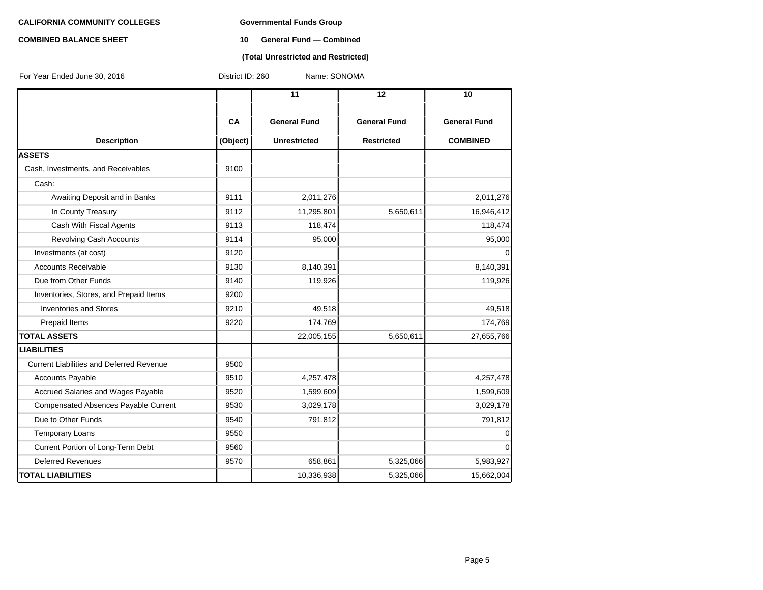**CALIFORNIA COMMUNITY COLLEGES**

**COMBINED BALANCE SHEET**

**Governmental Funds Group**

**10 General Fund — Combined**

**(Total Unrestricted and Restricted)**

For Year Ended June 30, 2016 District ID: 260 Name: SONOMA

| Description | CA (Object) | 11 General Fund Unrestricted | 12 General Fund Restricted | 10 General Fund COMBINED |
|---|---|---|---|---|
| **ASSETS** | | | | |
| Cash, Investments, and Receivables | 9100 | | | |
| Cash: | | | | |
| Awaiting Deposit and in Banks | 9111 | 2,011,276 | | 2,011,276 |
| In County Treasury | 9112 | 11,295,801 | 5,650,611 | 16,946,412 |
| Cash With Fiscal Agents | 9113 | 118,474 | | 118,474 |
| Revolving Cash Accounts | 9114 | 95,000 | | 95,000 |
| Investments (at cost) | 9120 | | | 0 |
| Accounts Receivable | 9130 | 8,140,391 | | 8,140,391 |
| Due from Other Funds | 9140 | 119,926 | | 119,926 |
| Inventories, Stores, and Prepaid Items | 9200 | | | |
| Inventories and Stores | 9210 | 49,518 | | 49,518 |
| Prepaid Items | 9220 | 174,769 | | 174,769 |
| **TOTAL ASSETS** | | 22,005,155 | 5,650,611 | 27,655,766 |
| **LIABILITIES** | | | | |
| Current Liabilities and Deferred Revenue | 9500 | | | |
| Accounts Payable | 9510 | 4,257,478 | | 4,257,478 |
| Accrued Salaries and Wages Payable | 9520 | 1,599,609 | | 1,599,609 |
| Compensated Absences Payable Current | 9530 | 3,029,178 | | 3,029,178 |
| Due to Other Funds | 9540 | 791,812 | | 791,812 |
| Temporary Loans | 9550 | | | 0 |
| Current Portion of Long-Term Debt | 9560 | | | 0 |
| Deferred Revenues | 9570 | 658,861 | 5,325,066 | 5,983,927 |
| **TOTAL LIABILITIES** | | 10,336,938 | 5,325,066 | 15,662,004 |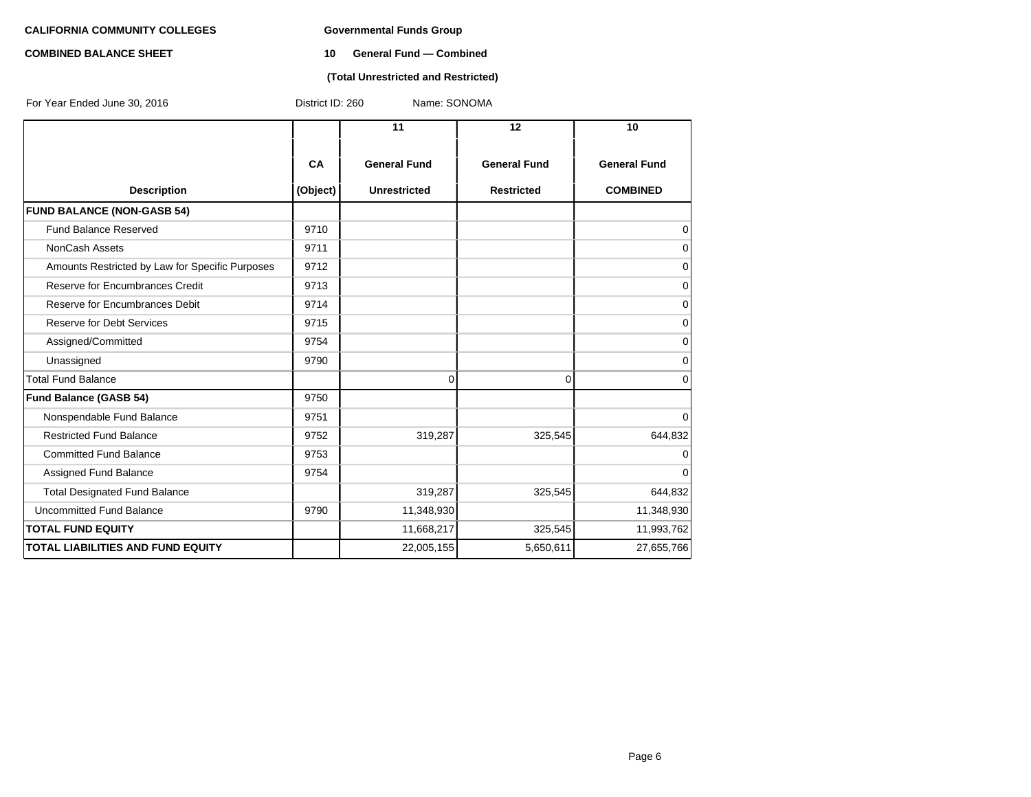**CALIFORNIA COMMUNITY COLLEGES**

**COMBINED BALANCE SHEET**

**Governmental Funds Group**

**10 General Fund — Combined**

**(Total Unrestricted and Restricted)**

For Year Ended June 30, 2016 District ID: 260 Name: SONOMA

| Description | CA (Object) | 11 General Fund Unrestricted | 12 General Fund Restricted | 10 General Fund COMBINED |
|---|---|---|---|---|
| **FUND BALANCE (NON-GASB 54)** | | | | |
| Fund Balance Reserved | 9710 | | | 0 |
| NonCash Assets | 9711 | | | 0 |
| Amounts Restricted by Law for Specific Purposes | 9712 | | | 0 |
| Reserve for Encumbrances Credit | 9713 | | | 0 |
| Reserve for Encumbrances Debit | 9714 | | | 0 |
| Reserve for Debt Services | 9715 | | | 0 |
| Assigned/Committed | 9754 | | | 0 |
| Unassigned | 9790 | | | 0 |
| Total Fund Balance | | 0 | 0 | 0 |
| **Fund Balance (GASB 54)** | 9750 | | | |
| Nonspendable Fund Balance | 9751 | | | 0 |
| Restricted Fund Balance | 9752 | 319,287 | 325,545 | 644,832 |
| Committed Fund Balance | 9753 | | | 0 |
| Assigned Fund Balance | 9754 | | | 0 |
| Total Designated Fund Balance | | 319,287 | 325,545 | 644,832 |
| Uncommitted Fund Balance | 9790 | 11,348,930 | | 11,348,930 |
| **TOTAL FUND EQUITY** | | 11,668,217 | 325,545 | 11,993,762 |
| **TOTAL LIABILITIES AND FUND EQUITY** | | 22,005,155 | 5,650,611 | 27,655,766 |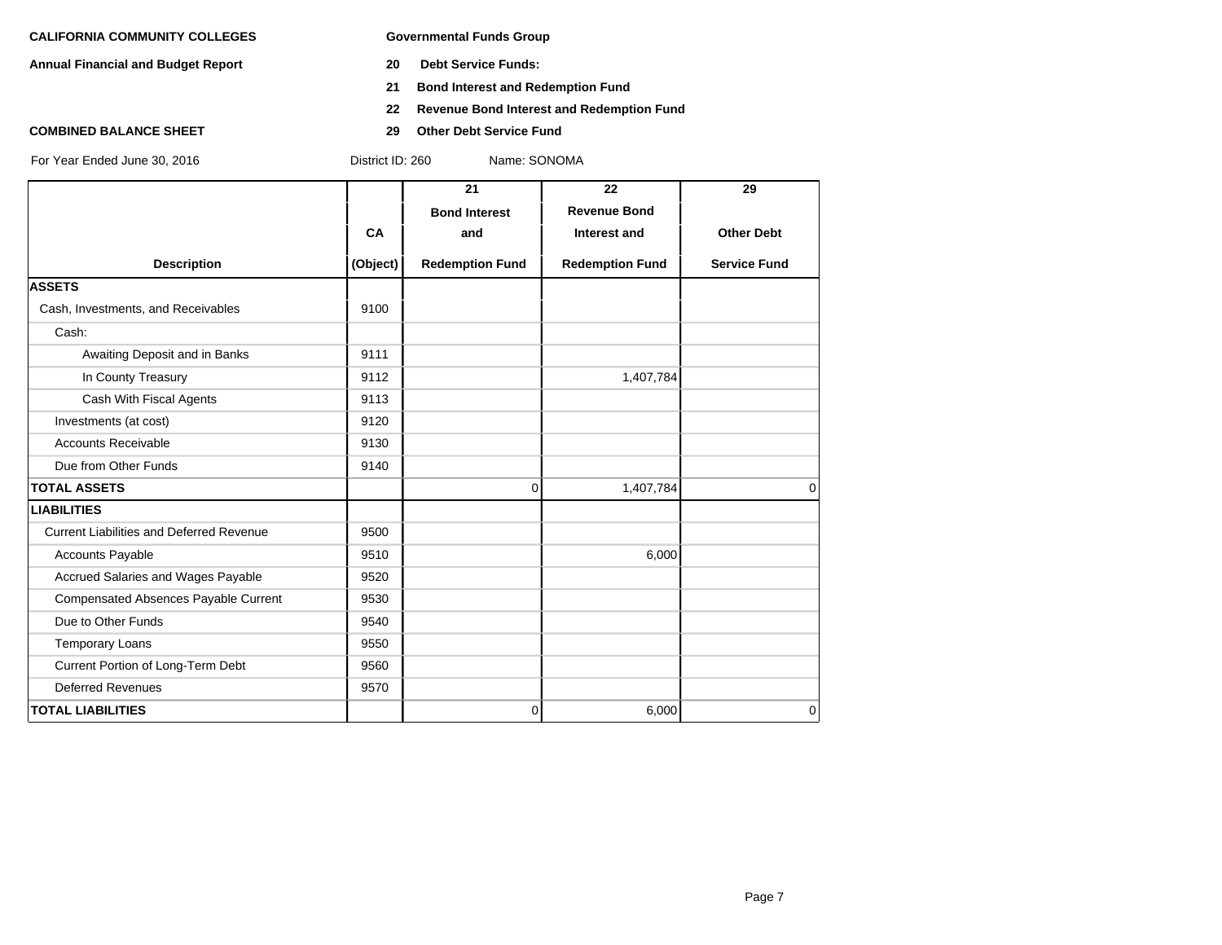**CALIFORNIA COMMUNITY COLLEGES**

**Annual Financial and Budget Report**

**COMBINED BALANCE SHEET**

For Year Ended June 30, 2016

**Governmental Funds Group**

**20 Debt Service Funds:**

**21 Bond Interest and Redemption Fund**

**22 Revenue Bond Interest and Redemption Fund**

**29 Other Debt Service Fund**

District ID: 260 Name: SONOMA

| Description | CA (Object) | 21 Bond Interest and Redemption Fund | 22 Revenue Bond Interest and Redemption Fund | 29 Other Debt Service Fund |
|---|---|---|---|---|
| **ASSETS** | | | | |
| Cash, Investments, and Receivables | 9100 | | | |
| Cash: | | | | |
| Awaiting Deposit and in Banks | 9111 | | | |
| In County Treasury | 9112 | | 1,407,784 | |
| Cash With Fiscal Agents | 9113 | | | |
| Investments (at cost) | 9120 | | | |
| Accounts Receivable | 9130 | | | |
| Due from Other Funds | 9140 | | | |
| **TOTAL ASSETS** | | 0 | 1,407,784 | 0 |
| **LIABILITIES** | | | | |
| Current Liabilities and Deferred Revenue | 9500 | | | |
| Accounts Payable | 9510 | | 6,000 | |
| Accrued Salaries and Wages Payable | 9520 | | | |
| Compensated Absences Payable Current | 9530 | | | |
| Due to Other Funds | 9540 | | | |
| Temporary Loans | 9550 | | | |
| Current Portion of Long-Term Debt | 9560 | | | |
| Deferred Revenues | 9570 | | | |
| **TOTAL LIABILITIES** | | 0 | 6,000 | 0 |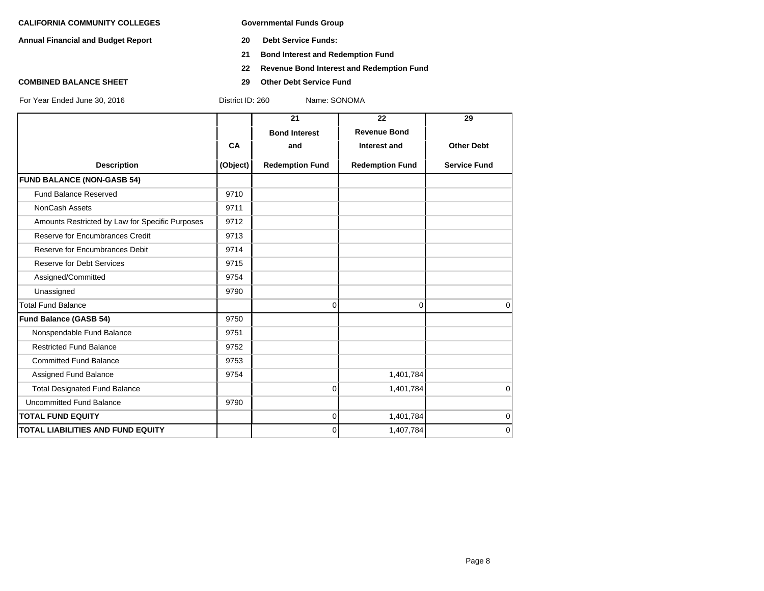**CALIFORNIA COMMUNITY COLLEGES**

**Annual Financial and Budget Report**

**COMBINED BALANCE SHEET**

**Governmental Funds Group**

**20 Debt Service Funds:**

**21 Bond Interest and Redemption Fund**

**22 Revenue Bond Interest and Redemption Fund**

**29 Other Debt Service Fund**

For Year Ended June 30, 2016 District ID: 260 Name: SONOMA

| Description | CA (Object) | 21 Bond Interest and Redemption Fund | 22 Revenue Bond Interest and Redemption Fund | 29 Other Debt Service Fund |
|---|---|---|---|---|
| **FUND BALANCE (NON-GASB 54)** | | | | |
| Fund Balance Reserved | 9710 | | | |
| NonCash Assets | 9711 | | | |
| Amounts Restricted by Law for Specific Purposes | 9712 | | | |
| Reserve for Encumbrances Credit | 9713 | | | |
| Reserve for Encumbrances Debit | 9714 | | | |
| Reserve for Debt Services | 9715 | | | |
| Assigned/Committed | 9754 | | | |
| Unassigned | 9790 | | | |
| Total Fund Balance | | 0 | 0 | 0 |
| **Fund Balance (GASB 54)** | 9750 | | | |
| Nonspendable Fund Balance | 9751 | | | |
| Restricted Fund Balance | 9752 | | | |
| Committed Fund Balance | 9753 | | | |
| Assigned Fund Balance | 9754 | | 1,401,784 | |
| Total Designated Fund Balance | | 0 | 1,401,784 | 0 |
| Uncommitted Fund Balance | 9790 | | | |
| **TOTAL FUND EQUITY** | | 0 | 1,401,784 | 0 |
| **TOTAL LIABILITIES AND FUND EQUITY** | | 0 | 1,407,784 | 0 |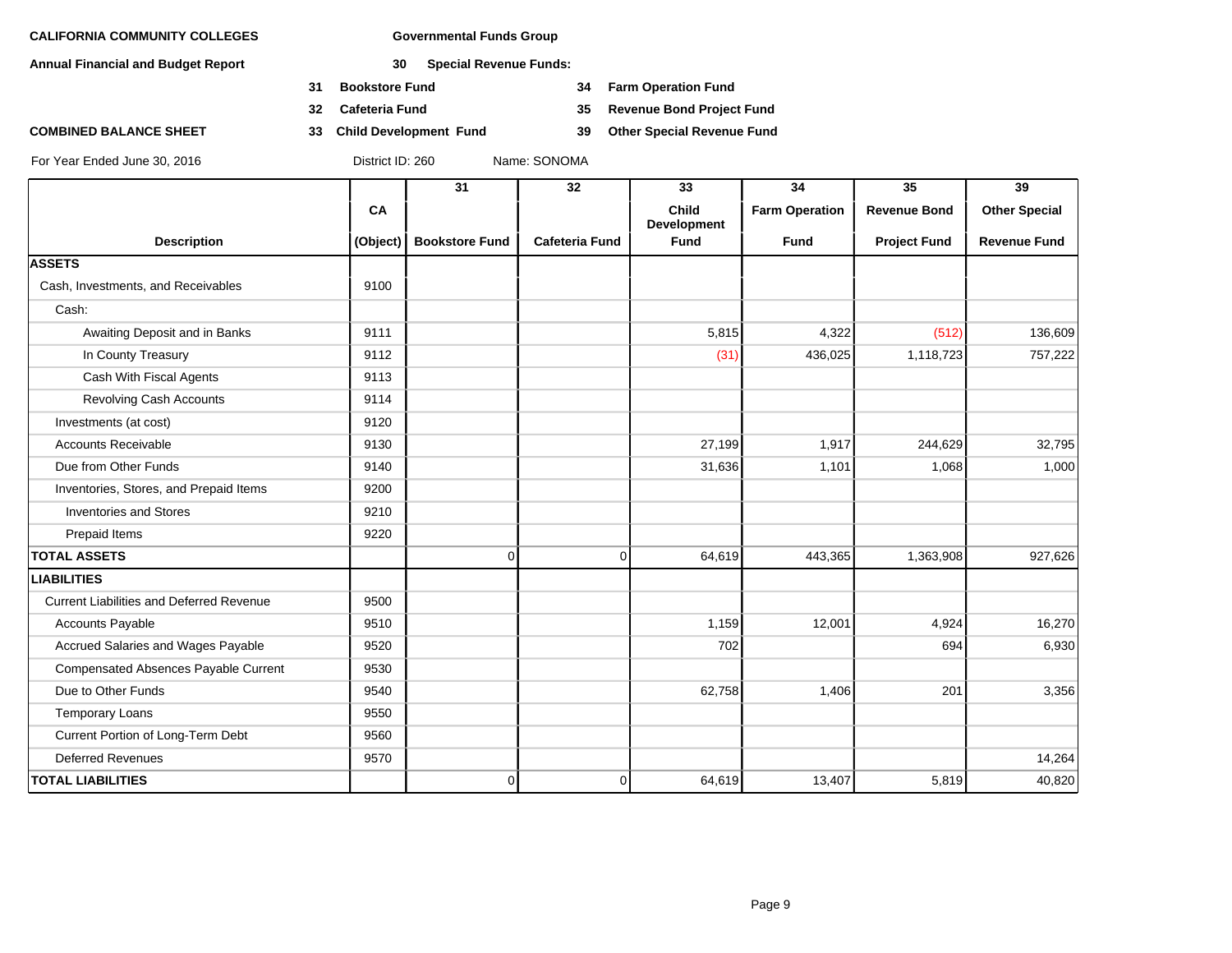**CALIFORNIA COMMUNITY COLLEGES** — **Governmental Funds Group**

**Annual Financial and Budget Report** — **30 Special Revenue Funds:**

- **31 Bookstore Fund**
- **32 Cafeteria Fund**
- **33 Child Development Fund**
- **34 Farm Operation Fund**
- **35 Revenue Bond Project Fund**
- **39 Other Special Revenue Fund**

**COMBINED BALANCE SHEET**

For Year Ended June 30, 2016 — District ID: 260 — Name: SONOMA

| Description | CA (Object) | 31 Bookstore Fund | 32 Cafeteria Fund | 33 Child Development Fund | 34 Farm Operation Fund | 35 Revenue Bond Project Fund | 39 Other Special Revenue Fund |
|---|---|---|---|---|---|---|---|
| **ASSETS** | | | | | | | |
| Cash, Investments, and Receivables | 9100 | | | | | | |
| Cash: | | | | | | | |
| Awaiting Deposit and in Banks | 9111 | | | 5,815 | 4,322 | (512) | 136,609 |
| In County Treasury | 9112 | | | (31) | 436,025 | 1,118,723 | 757,222 |
| Cash With Fiscal Agents | 9113 | | | | | | |
| Revolving Cash Accounts | 9114 | | | | | | |
| Investments (at cost) | 9120 | | | | | | |
| Accounts Receivable | 9130 | | | 27,199 | 1,917 | 244,629 | 32,795 |
| Due from Other Funds | 9140 | | | 31,636 | 1,101 | 1,068 | 1,000 |
| Inventories, Stores, and Prepaid Items | 9200 | | | | | | |
| Inventories and Stores | 9210 | | | | | | |
| Prepaid Items | 9220 | | | | | | |
| **TOTAL ASSETS** | | 0 | 0 | 64,619 | 443,365 | 1,363,908 | 927,626 |
| **LIABILITIES** | | | | | | | |
| Current Liabilities and Deferred Revenue | 9500 | | | | | | |
| Accounts Payable | 9510 | | | 1,159 | 12,001 | 4,924 | 16,270 |
| Accrued Salaries and Wages Payable | 9520 | | | 702 | | 694 | 6,930 |
| Compensated Absences Payable Current | 9530 | | | | | | |
| Due to Other Funds | 9540 | | | 62,758 | 1,406 | 201 | 3,356 |
| Temporary Loans | 9550 | | | | | | |
| Current Portion of Long-Term Debt | 9560 | | | | | | |
| Deferred Revenues | 9570 | | | | | | 14,264 |
| **TOTAL LIABILITIES** | | 0 | 0 | 64,619 | 13,407 | 5,819 | 40,820 |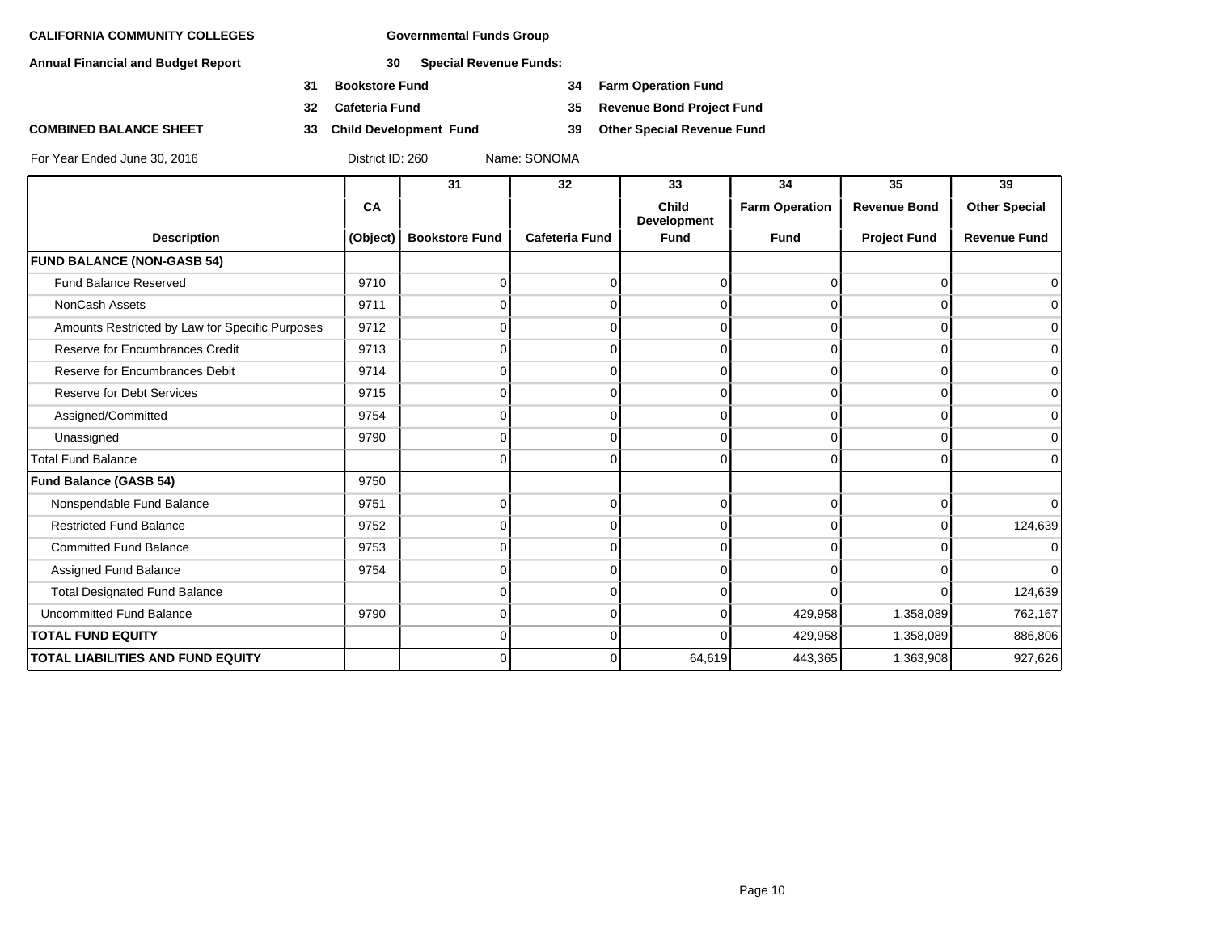**CALIFORNIA COMMUNITY COLLEGES** **Governmental Funds Group**

**Annual Financial and Budget Report** **30 Special Revenue Funds:**

**31 Bookstore Fund** **34 Farm Operation Fund**

**32 Cafeteria Fund** **35 Revenue Bond Project Fund**

**COMBINED BALANCE SHEET** **33 Child Development Fund** **39 Other Special Revenue Fund**

For Year Ended June 30, 2016 District ID: 260 Name: SONOMA

| Description | CA (Object) | 31 Bookstore Fund | 32 Cafeteria Fund | 33 Child Development Fund | 34 Farm Operation Fund | 35 Revenue Bond Project Fund | 39 Other Special Revenue Fund |
|---|---|---|---|---|---|---|---|
| **FUND BALANCE (NON-GASB 54)** | | | | | | | |
| Fund Balance Reserved | 9710 | 0 | 0 | 0 | 0 | 0 | 0 |
| NonCash Assets | 9711 | 0 | 0 | 0 | 0 | 0 | 0 |
| Amounts Restricted by Law for Specific Purposes | 9712 | 0 | 0 | 0 | 0 | 0 | 0 |
| Reserve for Encumbrances Credit | 9713 | 0 | 0 | 0 | 0 | 0 | 0 |
| Reserve for Encumbrances Debit | 9714 | 0 | 0 | 0 | 0 | 0 | 0 |
| Reserve for Debt Services | 9715 | 0 | 0 | 0 | 0 | 0 | 0 |
| Assigned/Committed | 9754 | 0 | 0 | 0 | 0 | 0 | 0 |
| Unassigned | 9790 | 0 | 0 | 0 | 0 | 0 | 0 |
| Total Fund Balance | | 0 | 0 | 0 | 0 | 0 | 0 |
| **Fund Balance (GASB 54)** | 9750 | | | | | | |
| Nonspendable Fund Balance | 9751 | 0 | 0 | 0 | 0 | 0 | 0 |
| Restricted Fund Balance | 9752 | 0 | 0 | 0 | 0 | 0 | 124,639 |
| Committed Fund Balance | 9753 | 0 | 0 | 0 | 0 | 0 | 0 |
| Assigned Fund Balance | 9754 | 0 | 0 | 0 | 0 | 0 | 0 |
| Total Designated Fund Balance | | 0 | 0 | 0 | 0 | 0 | 124,639 |
| Uncommitted Fund Balance | 9790 | 0 | 0 | 0 | 429,958 | 1,358,089 | 762,167 |
| **TOTAL FUND EQUITY** | | 0 | 0 | 0 | 429,958 | 1,358,089 | 886,806 |
| **TOTAL LIABILITIES AND FUND EQUITY** | | 0 | 0 | 64,619 | 443,365 | 1,363,908 | 927,626 |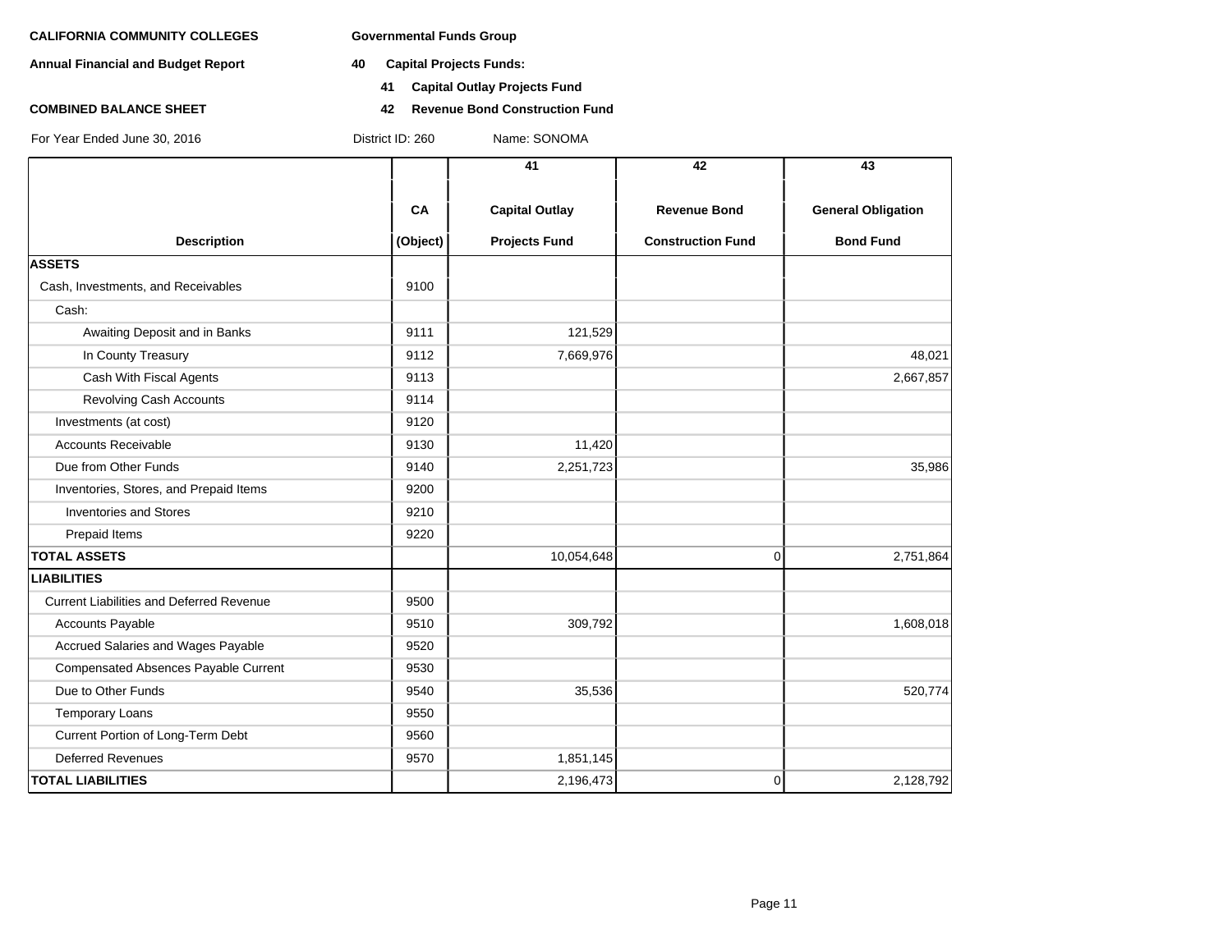**CALIFORNIA COMMUNITY COLLEGES**

**Annual Financial and Budget Report**

**COMBINED BALANCE SHEET**

For Year Ended June 30, 2016

**Governmental Funds Group**

**40 Capital Projects Funds:**

**41 Capital Outlay Projects Fund**

**42 Revenue Bond Construction Fund**

District ID: 260 Name: SONOMA

| Description | CA (Object) | 41 Capital Outlay Projects Fund | 42 Revenue Bond Construction Fund | 43 General Obligation Bond Fund |
|---|---|---|---|---|
| **ASSETS** | | | | |
| Cash, Investments, and Receivables | 9100 | | | |
| Cash: | | | | |
| Awaiting Deposit and in Banks | 9111 | 121,529 | | |
| In County Treasury | 9112 | 7,669,976 | | 48,021 |
| Cash With Fiscal Agents | 9113 | | | 2,667,857 |
| Revolving Cash Accounts | 9114 | | | |
| Investments (at cost) | 9120 | | | |
| Accounts Receivable | 9130 | 11,420 | | |
| Due from Other Funds | 9140 | 2,251,723 | | 35,986 |
| Inventories, Stores, and Prepaid Items | 9200 | | | |
| Inventories and Stores | 9210 | | | |
| Prepaid Items | 9220 | | | |
| **TOTAL ASSETS** | | 10,054,648 | 0 | 2,751,864 |
| **LIABILITIES** | | | | |
| Current Liabilities and Deferred Revenue | 9500 | | | |
| Accounts Payable | 9510 | 309,792 | | 1,608,018 |
| Accrued Salaries and Wages Payable | 9520 | | | |
| Compensated Absences Payable Current | 9530 | | | |
| Due to Other Funds | 9540 | 35,536 | | 520,774 |
| Temporary Loans | 9550 | | | |
| Current Portion of Long-Term Debt | 9560 | | | |
| Deferred Revenues | 9570 | 1,851,145 | | |
| **TOTAL LIABILITIES** | | 2,196,473 | 0 | 2,128,792 |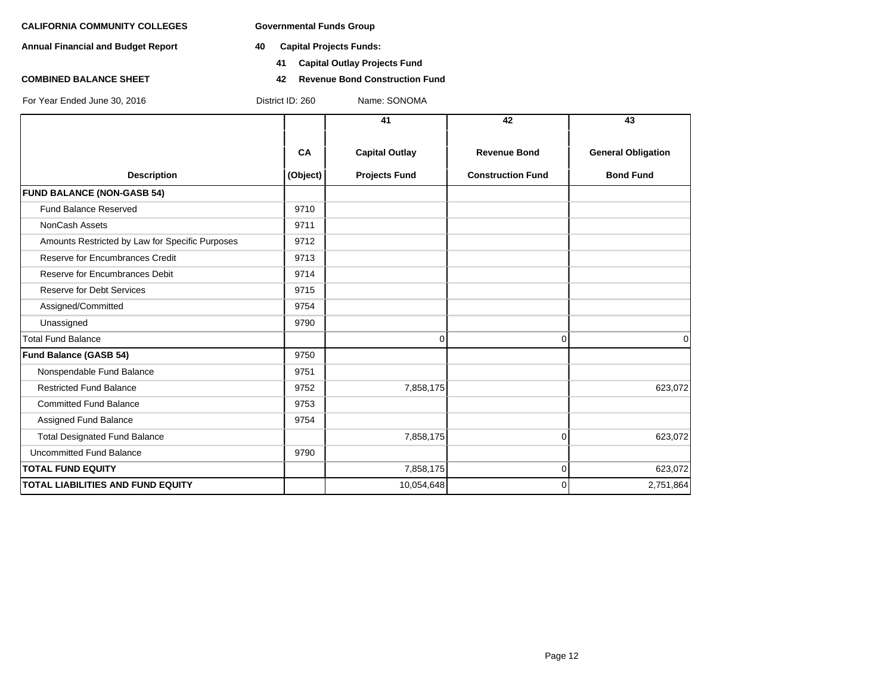**CALIFORNIA COMMUNITY COLLEGES** **Governmental Funds Group**

**Annual Financial and Budget Report** **40 Capital Projects Funds:**

**41 Capital Outlay Projects Fund**

**COMBINED BALANCE SHEET** **42 Revenue Bond Construction Fund**

For Year Ended June 30, 2016 District ID: 260 Name: SONOMA

| Description | CA (Object) | 41 Capital Outlay Projects Fund | 42 Revenue Bond Construction Fund | 43 General Obligation Bond Fund |
|---|---|---|---|---|
| **FUND BALANCE (NON-GASB 54)** | | | | |
| Fund Balance Reserved | 9710 | | | |
| NonCash Assets | 9711 | | | |
| Amounts Restricted by Law for Specific Purposes | 9712 | | | |
| Reserve for Encumbrances Credit | 9713 | | | |
| Reserve for Encumbrances Debit | 9714 | | | |
| Reserve for Debt Services | 9715 | | | |
| Assigned/Committed | 9754 | | | |
| Unassigned | 9790 | | | |
| Total Fund Balance | | 0 | 0 | 0 |
| **Fund Balance (GASB 54)** | 9750 | | | |
| Nonspendable Fund Balance | 9751 | | | |
| Restricted Fund Balance | 9752 | 7,858,175 | | 623,072 |
| Committed Fund Balance | 9753 | | | |
| Assigned Fund Balance | 9754 | | | |
| Total Designated Fund Balance | | 7,858,175 | 0 | 623,072 |
| Uncommitted Fund Balance | 9790 | | | |
| **TOTAL FUND EQUITY** | | 7,858,175 | 0 | 623,072 |
| **TOTAL LIABILITIES AND FUND EQUITY** | | 10,054,648 | 0 | 2,751,864 |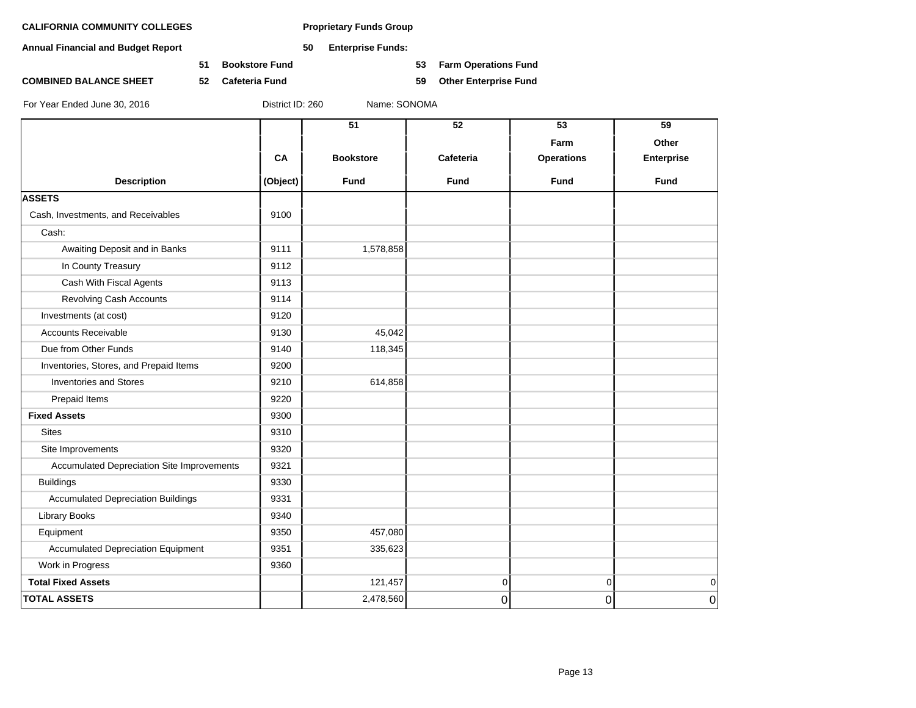**CALIFORNIA COMMUNITY COLLEGES** | **Proprietary Funds Group**

**Annual Financial and Budget Report** | **50 Enterprise Funds:**

**51 Bookstore Fund** | **53 Farm Operations Fund**

**COMBINED BALANCE SHEET** | **52 Cafeteria Fund** | **59 Other Enterprise Fund**

For Year Ended June 30, 2016 | District ID: 260 | Name: SONOMA

| Description | CA (Object) | 51 Bookstore Fund | 52 Cafeteria Fund | 53 Farm Operations Fund | 59 Other Enterprise Fund |
|---|---|---|---|---|---|
| **ASSETS** | | | | | |
| Cash, Investments, and Receivables | 9100 | | | | |
| Cash: | | | | | |
| Awaiting Deposit and in Banks | 9111 | 1,578,858 | | | |
| In County Treasury | 9112 | | | | |
| Cash With Fiscal Agents | 9113 | | | | |
| Revolving Cash Accounts | 9114 | | | | |
| Investments (at cost) | 9120 | | | | |
| Accounts Receivable | 9130 | 45,042 | | | |
| Due from Other Funds | 9140 | 118,345 | | | |
| Inventories, Stores, and Prepaid Items | 9200 | | | | |
| Inventories and Stores | 9210 | 614,858 | | | |
| Prepaid Items | 9220 | | | | |
| **Fixed Assets** | 9300 | | | | |
| Sites | 9310 | | | | |
| Site Improvements | 9320 | | | | |
| Accumulated Depreciation Site Improvements | 9321 | | | | |
| Buildings | 9330 | | | | |
| Accumulated Depreciation Buildings | 9331 | | | | |
| Library Books | 9340 | | | | |
| Equipment | 9350 | 457,080 | | | |
| Accumulated Depreciation Equipment | 9351 | 335,623 | | | |
| Work in Progress | 9360 | | | | |
| **Total Fixed Assets** | | 121,457 | 0 | 0 | 0 |
| **TOTAL ASSETS** | | 2,478,560 | 0 | 0 | 0 |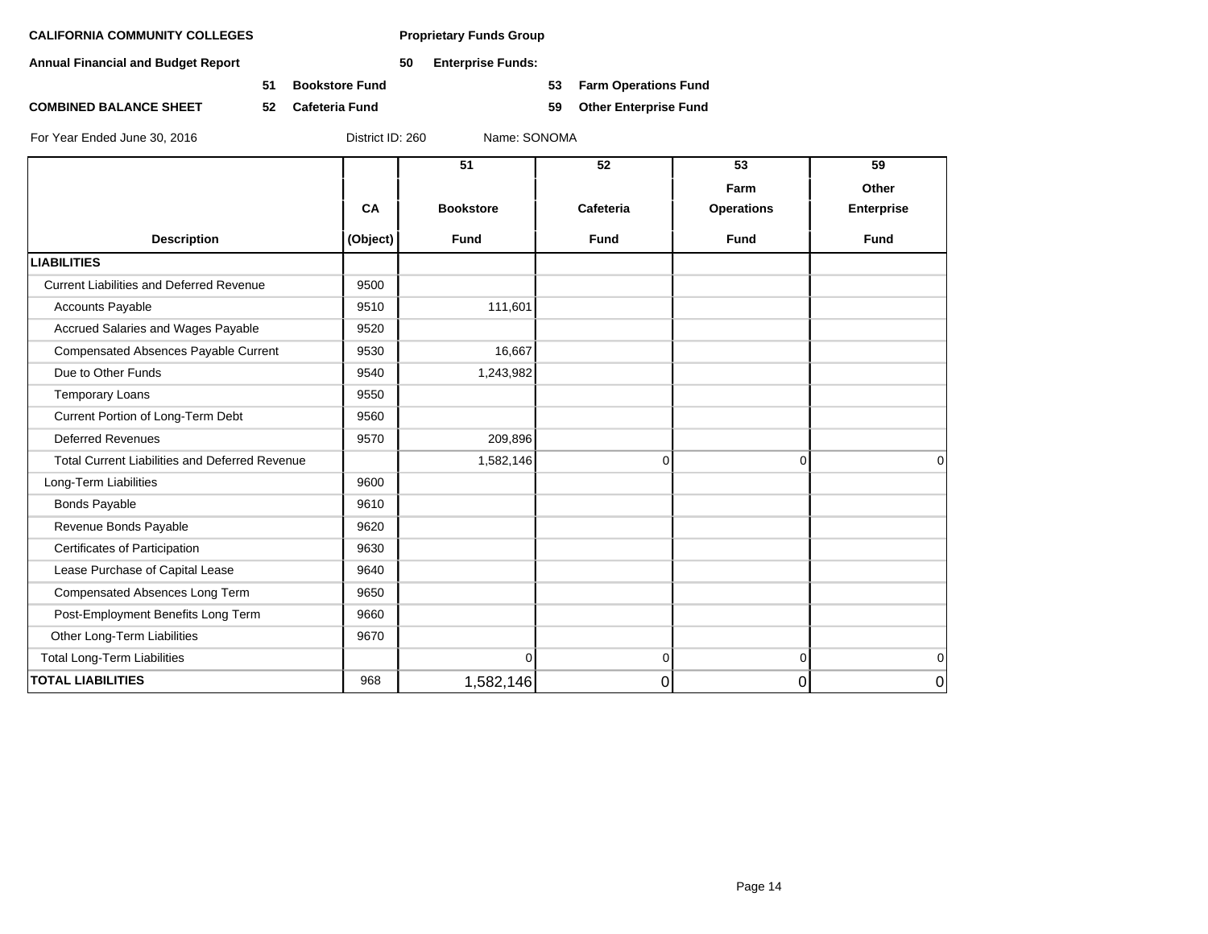**CALIFORNIA COMMUNITY COLLEGES** **Proprietary Funds Group**

**Annual Financial and Budget Report**

**50 Enterprise Funds:**

**51 Bookstore Fund**
**52 Cafeteria Fund**
**53 Farm Operations Fund**
**59 Other Enterprise Fund**

**COMBINED BALANCE SHEET**

For Year Ended June 30, 2016 District ID: 260 Name: SONOMA

| Description | CA (Object) | 51 Bookstore Fund | 52 Cafeteria Fund | 53 Farm Operations Fund | 59 Other Enterprise Fund |
|---|---|---|---|---|---|
| **LIABILITIES** | | | | | |
| Current Liabilities and Deferred Revenue | 9500 | | | | |
| Accounts Payable | 9510 | 111,601 | | | |
| Accrued Salaries and Wages Payable | 9520 | | | | |
| Compensated Absences Payable Current | 9530 | 16,667 | | | |
| Due to Other Funds | 9540 | 1,243,982 | | | |
| Temporary Loans | 9550 | | | | |
| Current Portion of Long-Term Debt | 9560 | | | | |
| Deferred Revenues | 9570 | 209,896 | | | |
| Total Current Liabilities and Deferred Revenue | | 1,582,146 | 0 | 0 | 0 |
| Long-Term Liabilities | 9600 | | | | |
| Bonds Payable | 9610 | | | | |
| Revenue Bonds Payable | 9620 | | | | |
| Certificates of Participation | 9630 | | | | |
| Lease Purchase of Capital Lease | 9640 | | | | |
| Compensated Absences Long Term | 9650 | | | | |
| Post-Employment Benefits Long Term | 9660 | | | | |
| Other Long-Term Liabilities | 9670 | | | | |
| Total Long-Term Liabilities | | 0 | 0 | 0 | 0 |
| **TOTAL LIABILITIES** | 968 | 1,582,146 | 0 | 0 | 0 |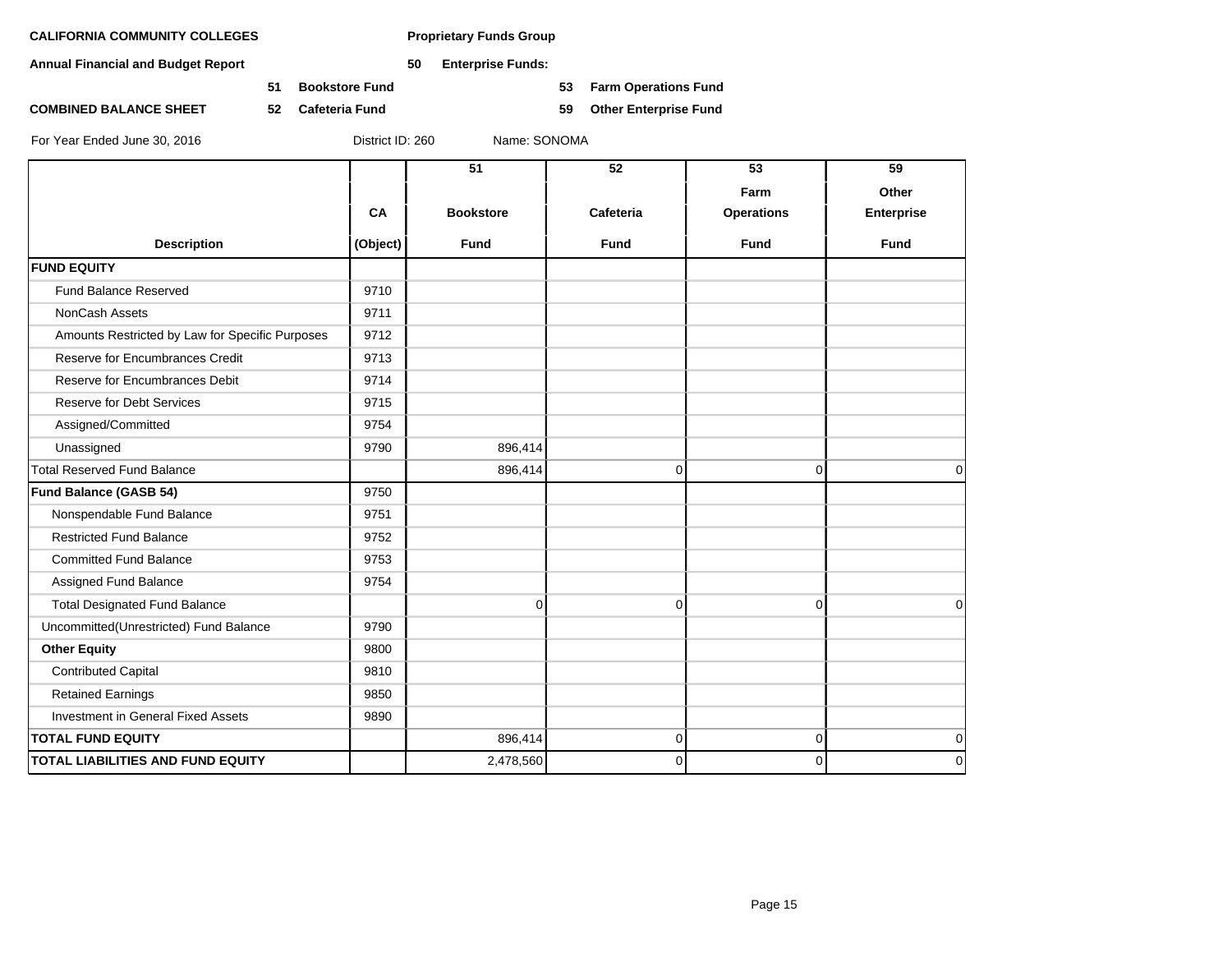**CALIFORNIA COMMUNITY COLLEGES** **Proprietary Funds Group**

**Annual Financial and Budget Report** **50 Enterprise Funds:**

**51 Bookstore Fund** **53 Farm Operations Fund**

**COMBINED BALANCE SHEET** **52 Cafeteria Fund** **59 Other Enterprise Fund**

For Year Ended June 30, 2016 District ID: 260 Name: SONOMA

| Description | CA (Object) | 51 Bookstore Fund | 52 Cafeteria Fund | 53 Farm Operations Fund | 59 Other Enterprise Fund |
|---|---|---|---|---|---|
| **FUND EQUITY** | | | | | |
| Fund Balance Reserved | 9710 | | | | |
| NonCash Assets | 9711 | | | | |
| Amounts Restricted by Law for Specific Purposes | 9712 | | | | |
| Reserve for Encumbrances Credit | 9713 | | | | |
| Reserve for Encumbrances Debit | 9714 | | | | |
| Reserve for Debt Services | 9715 | | | | |
| Assigned/Committed | 9754 | | | | |
| Unassigned | 9790 | 896,414 | | | |
| Total Reserved Fund Balance | | 896,414 | 0 | 0 | 0 |
| **Fund Balance (GASB 54)** | 9750 | | | | |
| Nonspendable Fund Balance | 9751 | | | | |
| Restricted Fund Balance | 9752 | | | | |
| Committed Fund Balance | 9753 | | | | |
| Assigned Fund Balance | 9754 | | | | |
| Total Designated Fund Balance | | 0 | 0 | 0 | 0 |
| Uncommitted(Unrestricted) Fund Balance | 9790 | | | | |
| **Other Equity** | 9800 | | | | |
| Contributed Capital | 9810 | | | | |
| Retained Earnings | 9850 | | | | |
| Investment in General Fixed Assets | 9890 | | | | |
| **TOTAL FUND EQUITY** | | 896,414 | 0 | 0 | 0 |
| **TOTAL LIABILITIES AND FUND EQUITY** | | 2,478,560 | 0 | 0 | 0 |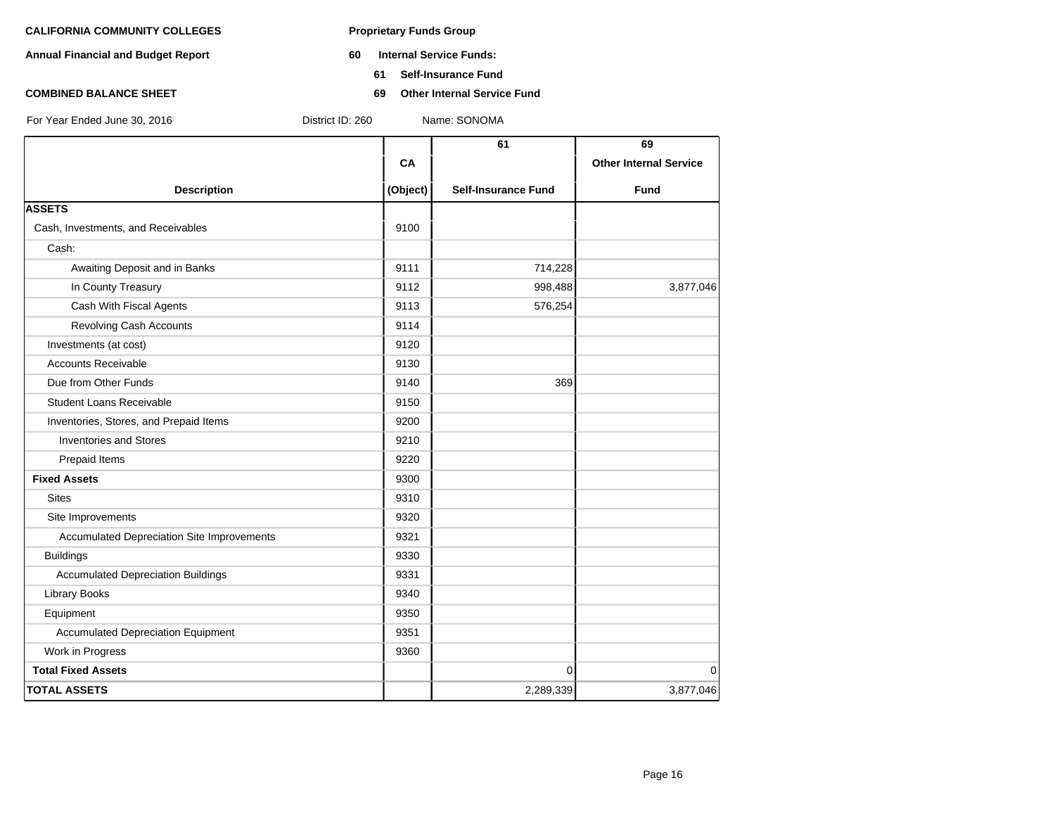**CALIFORNIA COMMUNITY COLLEGES**

**Annual Financial and Budget Report**

**COMBINED BALANCE SHEET**

**Proprietary Funds Group**

**60 Internal Service Funds:**

**61 Self-Insurance Fund**

**69 Other Internal Service Fund**

For Year Ended June 30, 2016 District ID: 260 Name: SONOMA

| Description | CA (Object) | 61 Self-Insurance Fund | 69 Other Internal Service Fund |
|---|---|---|---|
| **ASSETS** | | | |
| Cash, Investments, and Receivables | 9100 | | |
| Cash: | | | |
| Awaiting Deposit and in Banks | 9111 | 714,228 | |
| In County Treasury | 9112 | 998,488 | 3,877,046 |
| Cash With Fiscal Agents | 9113 | 576,254 | |
| Revolving Cash Accounts | 9114 | | |
| Investments (at cost) | 9120 | | |
| Accounts Receivable | 9130 | | |
| Due from Other Funds | 9140 | 369 | |
| Student Loans Receivable | 9150 | | |
| Inventories, Stores, and Prepaid Items | 9200 | | |
| Inventories and Stores | 9210 | | |
| Prepaid Items | 9220 | | |
| **Fixed Assets** | 9300 | | |
| Sites | 9310 | | |
| Site Improvements | 9320 | | |
| Accumulated Depreciation Site Improvements | 9321 | | |
| Buildings | 9330 | | |
| Accumulated Depreciation Buildings | 9331 | | |
| Library Books | 9340 | | |
| Equipment | 9350 | | |
| Accumulated Depreciation Equipment | 9351 | | |
| Work in Progress | 9360 | | |
| **Total Fixed Assets** | | 0 | 0 |
| **TOTAL ASSETS** | | 2,289,339 | 3,877,046 |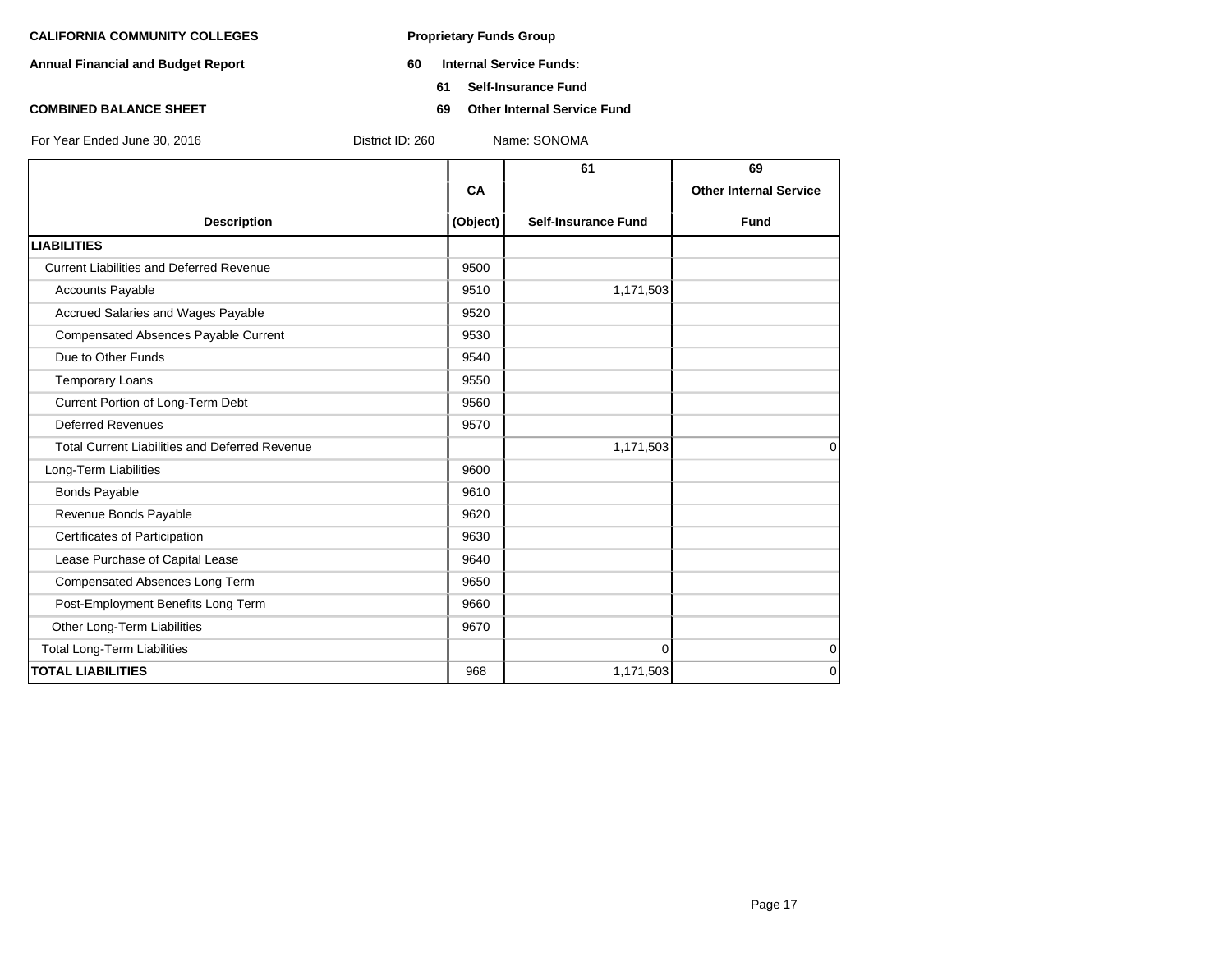**CALIFORNIA COMMUNITY COLLEGES**

**Annual Financial and Budget Report**

**COMBINED BALANCE SHEET**

**Proprietary Funds Group**

**60 Internal Service Funds:**

**61 Self-Insurance Fund**

**69 Other Internal Service Fund**

For Year Ended June 30, 2016 District ID: 260 Name: SONOMA

| Description | CA (Object) | 61 Self-Insurance Fund | 69 Other Internal Service Fund |
|---|---|---|---|
| **LIABILITIES** | | | |
| Current Liabilities and Deferred Revenue | 9500 | | |
| Accounts Payable | 9510 | 1,171,503 | |
| Accrued Salaries and Wages Payable | 9520 | | |
| Compensated Absences Payable Current | 9530 | | |
| Due to Other Funds | 9540 | | |
| Temporary Loans | 9550 | | |
| Current Portion of Long-Term Debt | 9560 | | |
| Deferred Revenues | 9570 | | |
| Total Current Liabilities and Deferred Revenue | | 1,171,503 | 0 |
| Long-Term Liabilities | 9600 | | |
| Bonds Payable | 9610 | | |
| Revenue Bonds Payable | 9620 | | |
| Certificates of Participation | 9630 | | |
| Lease Purchase of Capital Lease | 9640 | | |
| Compensated Absences Long Term | 9650 | | |
| Post-Employment Benefits Long Term | 9660 | | |
| Other Long-Term Liabilities | 9670 | | |
| Total Long-Term Liabilities | | 0 | 0 |
| **TOTAL LIABILITIES** | 968 | 1,171,503 | 0 |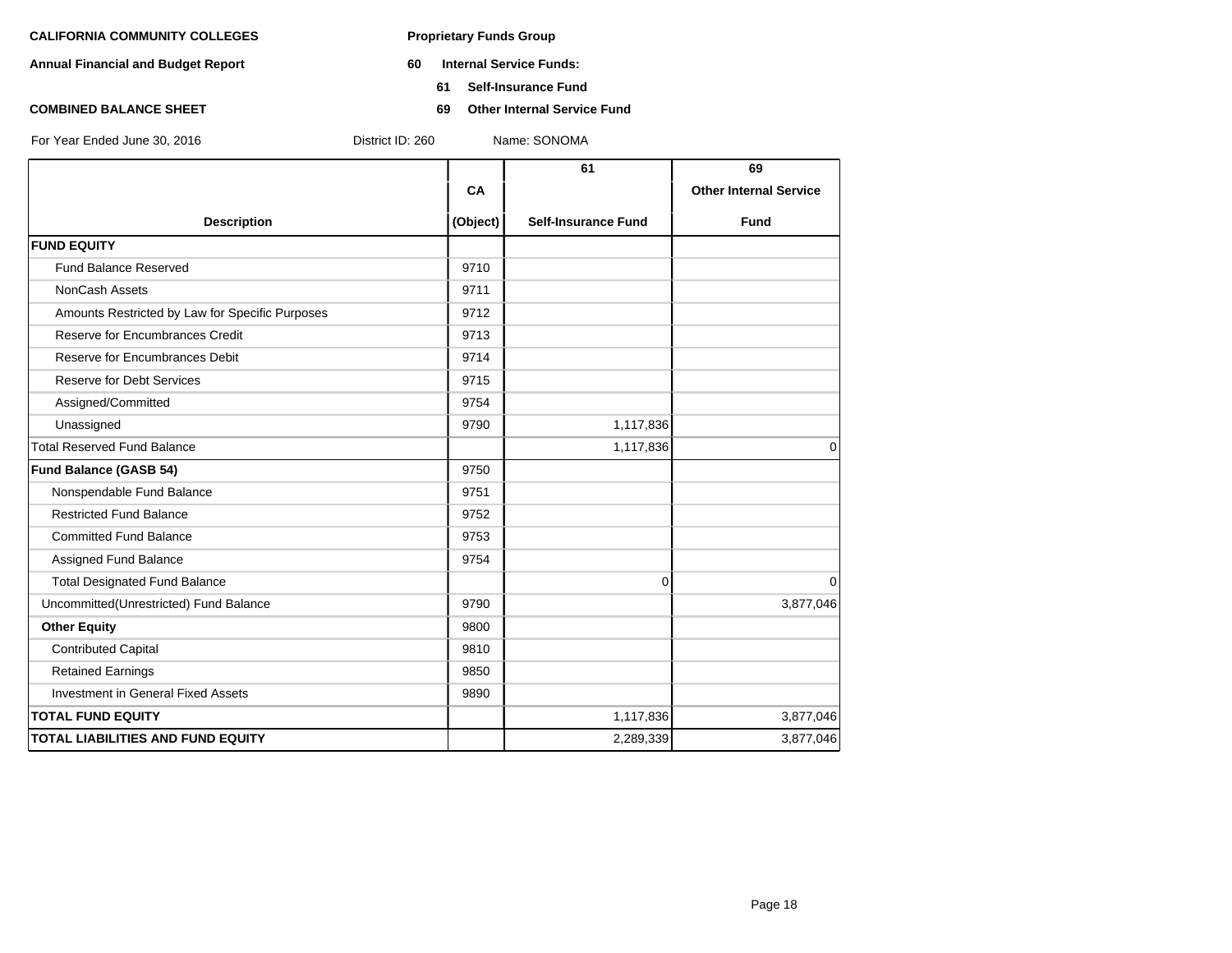**CALIFORNIA COMMUNITY COLLEGES** **Proprietary Funds Group**

**Annual Financial and Budget Report** **60 Internal Service Funds:**

**61 Self-Insurance Fund**

**COMBINED BALANCE SHEET** **69 Other Internal Service Fund**

For Year Ended June 30, 2016 District ID: 260 Name: SONOMA

| Description | CA (Object) | 61 Self-Insurance Fund | 69 Other Internal Service Fund |
|---|---|---|---|
| **FUND EQUITY** | | | |
| Fund Balance Reserved | 9710 | | |
| NonCash Assets | 9711 | | |
| Amounts Restricted by Law for Specific Purposes | 9712 | | |
| Reserve for Encumbrances Credit | 9713 | | |
| Reserve for Encumbrances Debit | 9714 | | |
| Reserve for Debt Services | 9715 | | |
| Assigned/Committed | 9754 | | |
| Unassigned | 9790 | 1,117,836 | |
| Total Reserved Fund Balance | | 1,117,836 | 0 |
| **Fund Balance (GASB 54)** | 9750 | | |
| Nonspendable Fund Balance | 9751 | | |
| Restricted Fund Balance | 9752 | | |
| Committed Fund Balance | 9753 | | |
| Assigned Fund Balance | 9754 | | |
| Total Designated Fund Balance | | 0 | 0 |
| Uncommitted(Unrestricted) Fund Balance | 9790 | | 3,877,046 |
| **Other Equity** | 9800 | | |
| Contributed Capital | 9810 | | |
| Retained Earnings | 9850 | | |
| Investment in General Fixed Assets | 9890 | | |
| **TOTAL FUND EQUITY** | | 1,117,836 | 3,877,046 |
| **TOTAL LIABILITIES AND FUND EQUITY** | | 2,289,339 | 3,877,046 |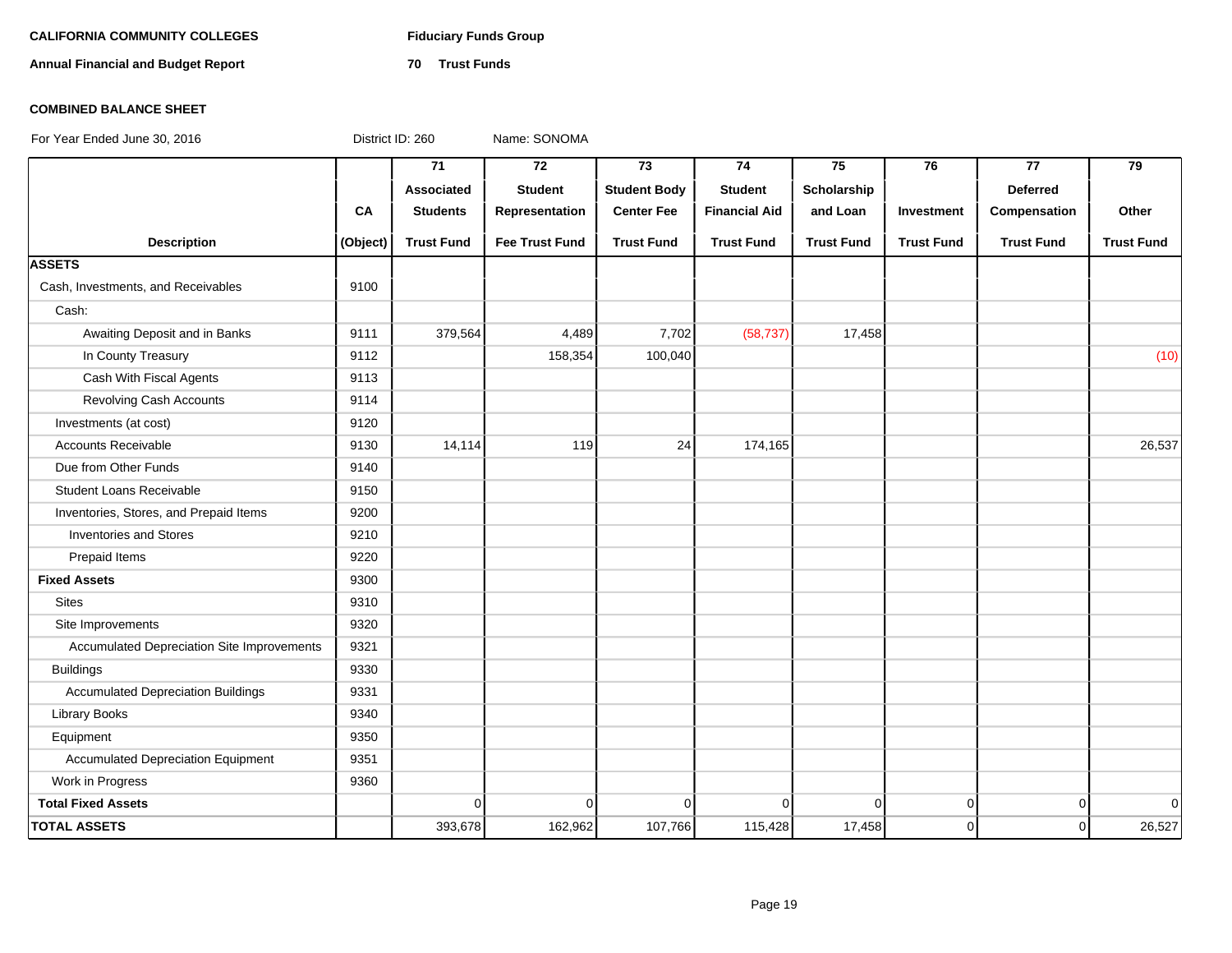**CALIFORNIA COMMUNITY COLLEGES** **Fiduciary Funds Group**

**Annual Financial and Budget Report** **70 Trust Funds**

**COMBINED BALANCE SHEET**

For Year Ended June 30, 2016 District ID: 260 Name: SONOMA

| Description | CA (Object) | 71 Associated Students Trust Fund | 72 Student Representation Fee Trust Fund | 73 Student Body Center Fee Trust Fund | 74 Student Financial Aid Trust Fund | 75 Scholarship and Loan Trust Fund | 76 Investment Trust Fund | 77 Deferred Compensation Trust Fund | 79 Other Trust Fund |
|---|---|---|---|---|---|---|---|---|---|
| **ASSETS** | | | | | | | | | |
| Cash, Investments, and Receivables | 9100 | | | | | | | | |
| Cash: | | | | | | | | | |
| Awaiting Deposit and in Banks | 9111 | 379,564 | 4,489 | 7,702 | (58,737) | 17,458 | | | |
| In County Treasury | 9112 | | 158,354 | 100,040 | | | | | (10) |
| Cash With Fiscal Agents | 9113 | | | | | | | | |
| Revolving Cash Accounts | 9114 | | | | | | | | |
| Investments (at cost) | 9120 | | | | | | | | |
| Accounts Receivable | 9130 | 14,114 | 119 | 24 | 174,165 | | | | 26,537 |
| Due from Other Funds | 9140 | | | | | | | | |
| Student Loans Receivable | 9150 | | | | | | | | |
| Inventories, Stores, and Prepaid Items | 9200 | | | | | | | | |
| Inventories and Stores | 9210 | | | | | | | | |
| Prepaid Items | 9220 | | | | | | | | |
| **Fixed Assets** | 9300 | | | | | | | | |
| Sites | 9310 | | | | | | | | |
| Site Improvements | 9320 | | | | | | | | |
| Accumulated Depreciation Site Improvements | 9321 | | | | | | | | |
| Buildings | 9330 | | | | | | | | |
| Accumulated Depreciation Buildings | 9331 | | | | | | | | |
| Library Books | 9340 | | | | | | | | |
| Equipment | 9350 | | | | | | | | |
| Accumulated Depreciation Equipment | 9351 | | | | | | | | |
| Work in Progress | 9360 | | | | | | | | |
| **Total Fixed Assets** | | 0 | 0 | 0 | 0 | 0 | 0 | 0 | 0 |
| **TOTAL ASSETS** | | 393,678 | 162,962 | 107,766 | 115,428 | 17,458 | 0 | 0 | 26,527 |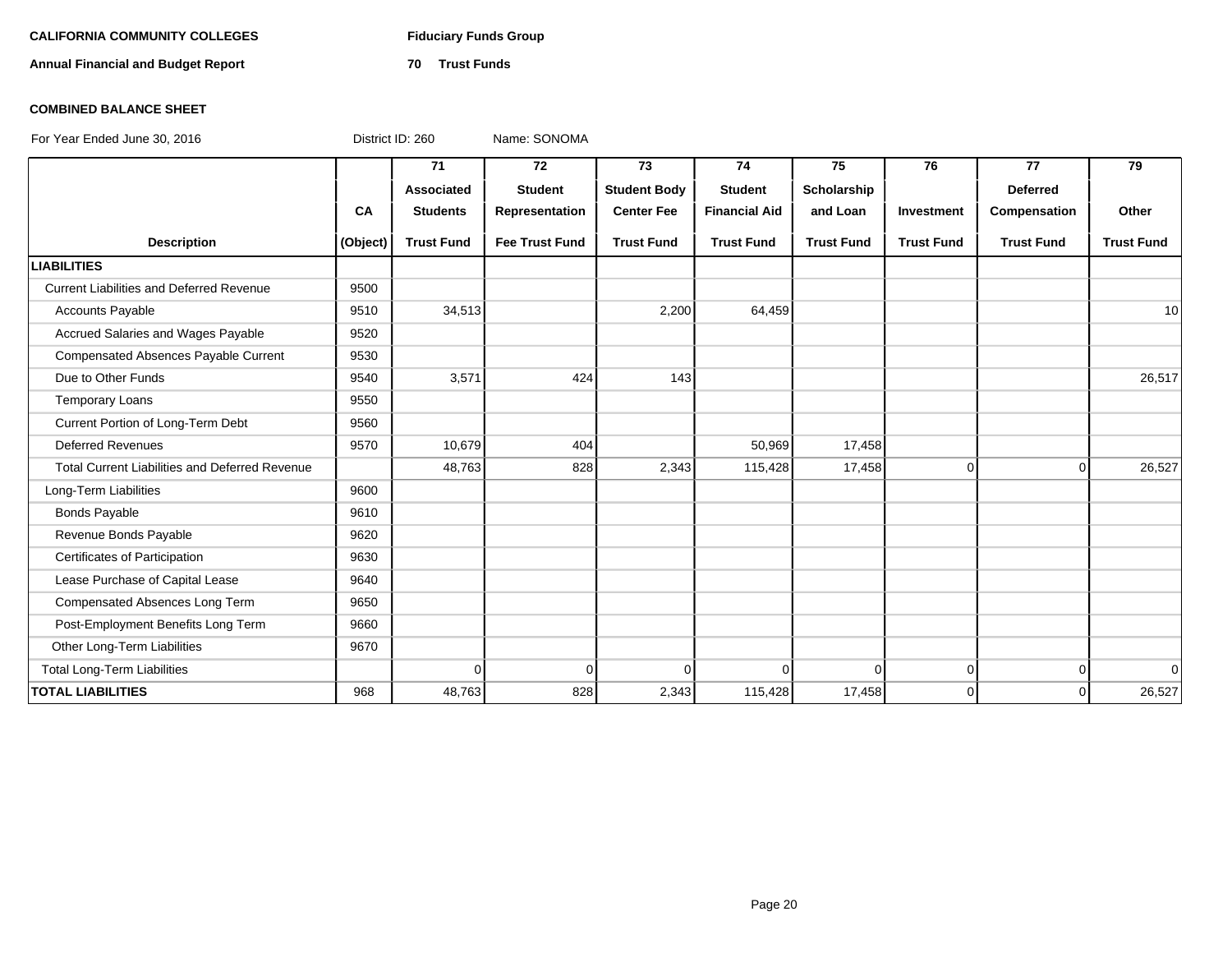**CALIFORNIA COMMUNITY COLLEGES** **Fiduciary Funds Group**

**Annual Financial and Budget Report** **70 Trust Funds**

**COMBINED BALANCE SHEET**

For Year Ended June 30, 2016 District ID: 260 Name: SONOMA

| Description | CA (Object) | 71 Associated Students Trust Fund | 72 Student Representation Fee Trust Fund | 73 Student Body Center Fee Trust Fund | 74 Student Financial Aid Trust Fund | 75 Scholarship and Loan Trust Fund | 76 Investment Trust Fund | 77 Deferred Compensation Trust Fund | 79 Other Trust Fund |
|---|---|---|---|---|---|---|---|---|---|
| **LIABILITIES** | | | | | | | | | |
| Current Liabilities and Deferred Revenue | 9500 | | | | | | | | |
| Accounts Payable | 9510 | 34,513 | | 2,200 | 64,459 | | | | 10 |
| Accrued Salaries and Wages Payable | 9520 | | | | | | | | |
| Compensated Absences Payable Current | 9530 | | | | | | | | |
| Due to Other Funds | 9540 | 3,571 | 424 | 143 | | | | | 26,517 |
| Temporary Loans | 9550 | | | | | | | | |
| Current Portion of Long-Term Debt | 9560 | | | | | | | | |
| Deferred Revenues | 9570 | 10,679 | 404 | | 50,969 | 17,458 | | | |
| Total Current Liabilities and Deferred Revenue | | 48,763 | 828 | 2,343 | 115,428 | 17,458 | 0 | 0 | 26,527 |
| Long-Term Liabilities | 9600 | | | | | | | | |
| Bonds Payable | 9610 | | | | | | | | |
| Revenue Bonds Payable | 9620 | | | | | | | | |
| Certificates of Participation | 9630 | | | | | | | | |
| Lease Purchase of Capital Lease | 9640 | | | | | | | | |
| Compensated Absences Long Term | 9650 | | | | | | | | |
| Post-Employment Benefits Long Term | 9660 | | | | | | | | |
| Other Long-Term Liabilities | 9670 | | | | | | | | |
| Total Long-Term Liabilities | | 0 | 0 | 0 | 0 | 0 | 0 | 0 | 0 |
| **TOTAL LIABILITIES** | 968 | 48,763 | 828 | 2,343 | 115,428 | 17,458 | 0 | 0 | 26,527 |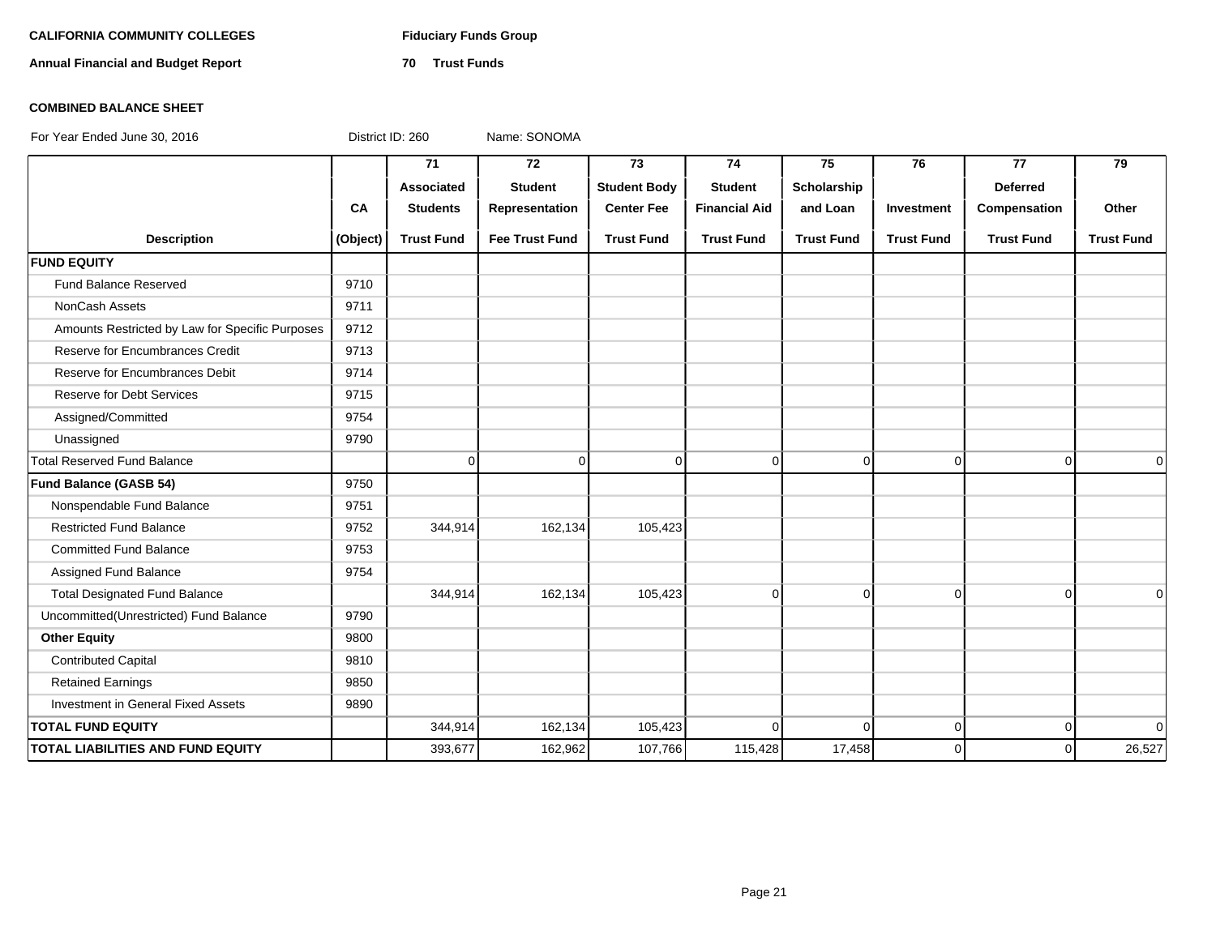**CALIFORNIA COMMUNITY COLLEGES** **Fiduciary Funds Group**

**Annual Financial and Budget Report** **70 Trust Funds**

**COMBINED BALANCE SHEET**

For Year Ended June 30, 2016 District ID: 260 Name: SONOMA

| Description | CA (Object) | 71 Associated Students Trust Fund | 72 Student Representation Fee Trust Fund | 73 Student Body Center Fee Trust Fund | 74 Student Financial Aid Trust Fund | 75 Scholarship and Loan Trust Fund | 76 Investment Trust Fund | 77 Deferred Compensation Trust Fund | 79 Other Trust Fund |
|---|---|---|---|---|---|---|---|---|---|
| **FUND EQUITY** | | | | | | | | | |
| Fund Balance Reserved | 9710 | | | | | | | | |
| NonCash Assets | 9711 | | | | | | | | |
| Amounts Restricted by Law for Specific Purposes | 9712 | | | | | | | | |
| Reserve for Encumbrances Credit | 9713 | | | | | | | | |
| Reserve for Encumbrances Debit | 9714 | | | | | | | | |
| Reserve for Debt Services | 9715 | | | | | | | | |
| Assigned/Committed | 9754 | | | | | | | | |
| Unassigned | 9790 | | | | | | | | |
| Total Reserved Fund Balance | | 0 | 0 | 0 | 0 | 0 | 0 | 0 | 0 |
| **Fund Balance (GASB 54)** | 9750 | | | | | | | | |
| Nonspendable Fund Balance | 9751 | | | | | | | | |
| Restricted Fund Balance | 9752 | 344,914 | 162,134 | 105,423 | | | | | |
| Committed Fund Balance | 9753 | | | | | | | | |
| Assigned Fund Balance | 9754 | | | | | | | | |
| Total Designated Fund Balance | | 344,914 | 162,134 | 105,423 | 0 | 0 | 0 | 0 | 0 |
| Uncommitted(Unrestricted) Fund Balance | 9790 | | | | | | | | |
| **Other Equity** | 9800 | | | | | | | | |
| Contributed Capital | 9810 | | | | | | | | |
| Retained Earnings | 9850 | | | | | | | | |
| Investment in General Fixed Assets | 9890 | | | | | | | | |
| **TOTAL FUND EQUITY** | | 344,914 | 162,134 | 105,423 | 0 | 0 | 0 | 0 | 0 |
| **TOTAL LIABILITIES AND FUND EQUITY** | | 393,677 | 162,962 | 107,766 | 115,428 | 17,458 | 0 | 0 | 26,527 |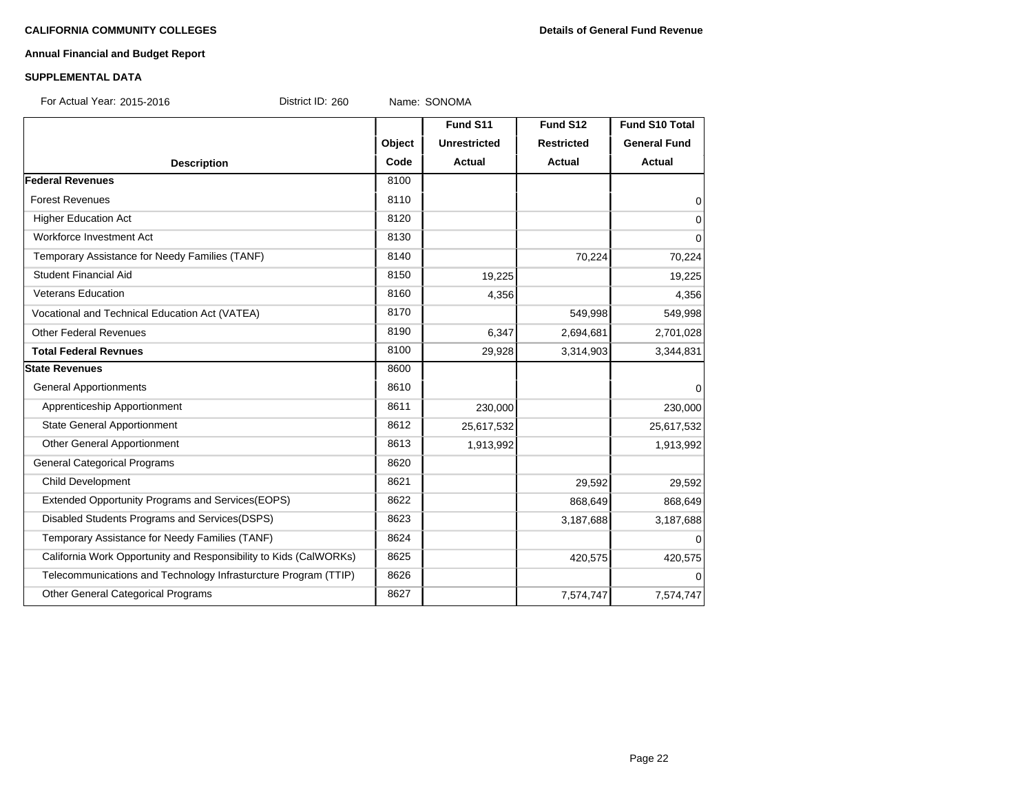**CALIFORNIA COMMUNITY COLLEGES** **Details of General Fund Revenue**

**Annual Financial and Budget Report**

**SUPPLEMENTAL DATA**

For Actual Year: 2015-2016 District ID: 260 Name: SONOMA

| Description | Object Code | Fund S11 Unrestricted Actual | Fund S12 Restricted Actual | Fund S10 Total General Fund Actual |
|---|---|---|---|---|
| **Federal Revenues** | 8100 | | | |
| Forest Revenues | 8110 | | | 0 |
| Higher Education Act | 8120 | | | 0 |
| Workforce Investment Act | 8130 | | | 0 |
| Temporary Assistance for Needy Families (TANF) | 8140 | | 70,224 | 70,224 |
| Student Financial Aid | 8150 | 19,225 | | 19,225 |
| Veterans Education | 8160 | 4,356 | | 4,356 |
| Vocational and Technical Education Act (VATEA) | 8170 | | 549,998 | 549,998 |
| Other Federal Revenues | 8190 | 6,347 | 2,694,681 | 2,701,028 |
| **Total Federal Revnues** | 8100 | 29,928 | 3,314,903 | 3,344,831 |
| **State Revenues** | 8600 | | | |
| General Apportionments | 8610 | | | 0 |
| Apprenticeship Apportionment | 8611 | 230,000 | | 230,000 |
| State General Apportionment | 8612 | 25,617,532 | | 25,617,532 |
| Other General Apportionment | 8613 | 1,913,992 | | 1,913,992 |
| General Categorical Programs | 8620 | | | |
| Child Development | 8621 | | 29,592 | 29,592 |
| Extended Opportunity Programs and Services(EOPS) | 8622 | | 868,649 | 868,649 |
| Disabled Students Programs and Services(DSPS) | 8623 | | 3,187,688 | 3,187,688 |
| Temporary Assistance for Needy Families (TANF) | 8624 | | | 0 |
| California Work Opportunity and Responsibility to Kids (CalWORKs) | 8625 | | 420,575 | 420,575 |
| Telecommunications and Technology Infrasturcture Program (TTIP) | 8626 | | | 0 |
| Other General Categorical Programs | 8627 | | 7,574,747 | 7,574,747 |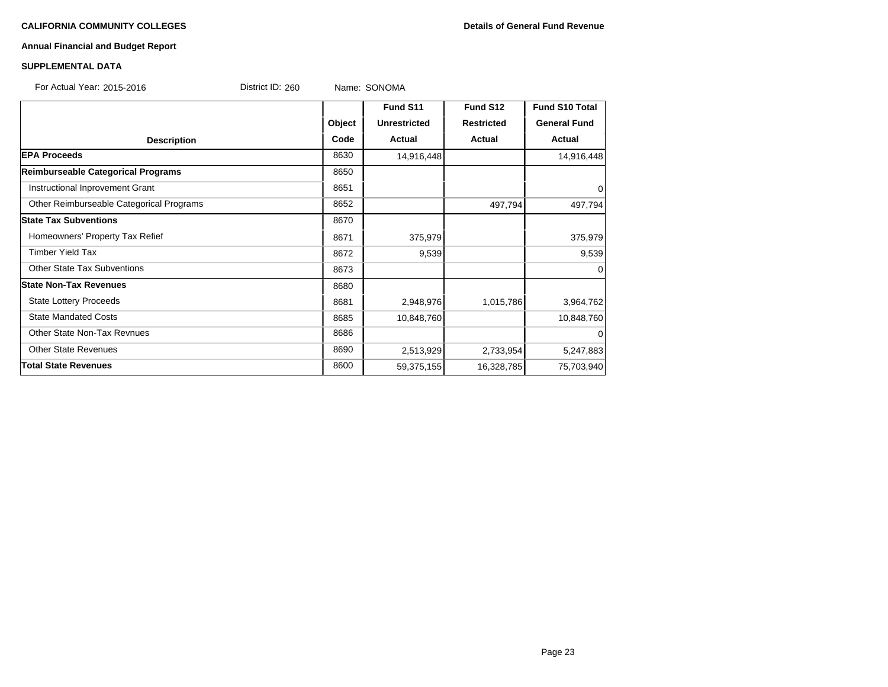**CALIFORNIA COMMUNITY COLLEGES**

**Details of General Fund Revenue**

**Annual Financial and Budget Report**

**SUPPLEMENTAL DATA**

For Actual Year: 2015-2016 District ID: 260 Name: SONOMA

| Description | Object Code | Fund S11 Unrestricted Actual | Fund S12 Restricted Actual | Fund S10 Total General Fund Actual |
|---|---|---|---|---|
| **EPA Proceeds** | 8630 | 14,916,448 | | 14,916,448 |
| **Reimburseable Categorical Programs** | 8650 | | | |
| Instructional Inprovement Grant | 8651 | | | 0 |
| Other Reimburseable Categorical Programs | 8652 | | 497,794 | 497,794 |
| **State Tax Subventions** | 8670 | | | |
| Homeowners' Property Tax Refief | 8671 | 375,979 | | 375,979 |
| Timber Yield Tax | 8672 | 9,539 | | 9,539 |
| Other State Tax Subventions | 8673 | | | 0 |
| **State Non-Tax Revenues** | 8680 | | | |
| State Lottery Proceeds | 8681 | 2,948,976 | 1,015,786 | 3,964,762 |
| State Mandated Costs | 8685 | 10,848,760 | | 10,848,760 |
| Other State Non-Tax Revnues | 8686 | | | 0 |
| Other State Revenues | 8690 | 2,513,929 | 2,733,954 | 5,247,883 |
| **Total State Revenues** | 8600 | 59,375,155 | 16,328,785 | 75,703,940 |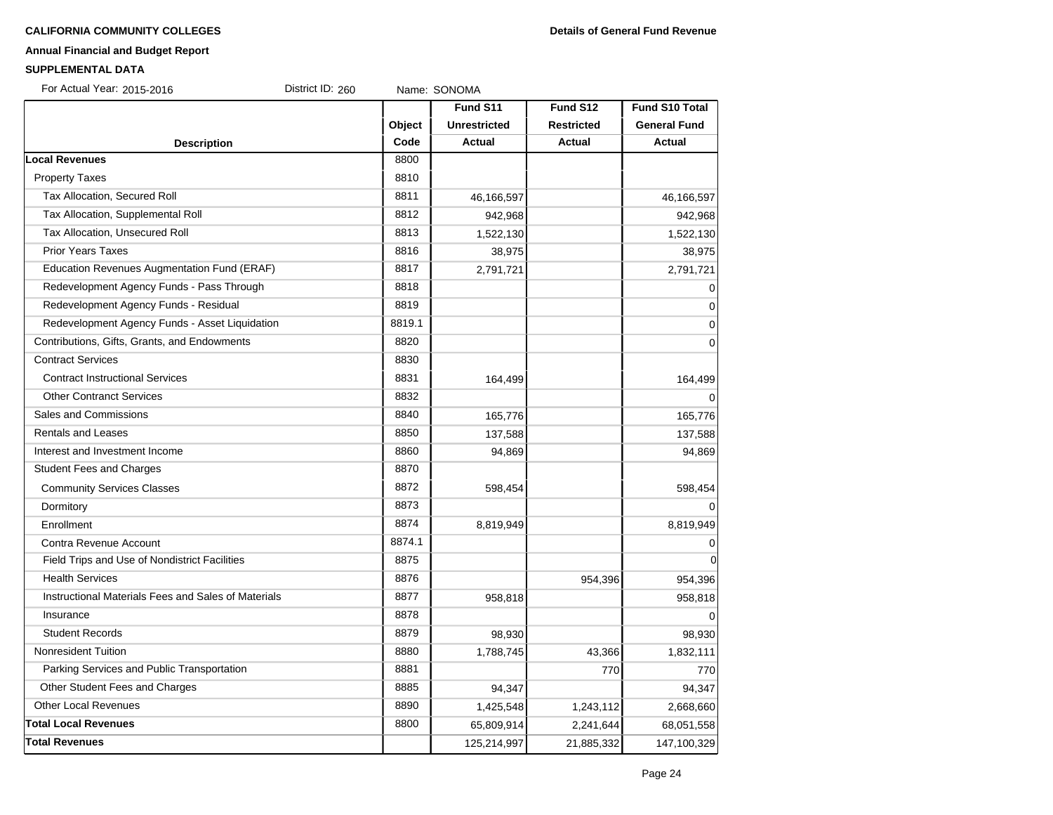**CALIFORNIA COMMUNITY COLLEGES** **Details of General Fund Revenue**

**Annual Financial and Budget Report**

**SUPPLEMENTAL DATA**

For Actual Year: 2015-2016 District ID: 260 Name: SONOMA

| Description | Object Code | Fund S11 Unrestricted Actual | Fund S12 Restricted Actual | Fund S10 Total General Fund Actual |
|---|---|---|---|---|
| **Local Revenues** | 8800 | | | |
| Property Taxes | 8810 | | | |
| Tax Allocation, Secured Roll | 8811 | 46,166,597 | | 46,166,597 |
| Tax Allocation, Supplemental Roll | 8812 | 942,968 | | 942,968 |
| Tax Allocation, Unsecured Roll | 8813 | 1,522,130 | | 1,522,130 |
| Prior Years Taxes | 8816 | 38,975 | | 38,975 |
| Education Revenues Augmentation Fund (ERAF) | 8817 | 2,791,721 | | 2,791,721 |
| Redevelopment Agency Funds - Pass Through | 8818 | | | 0 |
| Redevelopment Agency Funds - Residual | 8819 | | | 0 |
| Redevelopment Agency Funds - Asset Liquidation | 8819.1 | | | 0 |
| Contributions, Gifts, Grants, and Endowments | 8820 | | | 0 |
| Contract Services | 8830 | | | |
| Contract Instructional Services | 8831 | 164,499 | | 164,499 |
| Other Contranct Services | 8832 | | | 0 |
| Sales and Commissions | 8840 | 165,776 | | 165,776 |
| Rentals and Leases | 8850 | 137,588 | | 137,588 |
| Interest and Investment Income | 8860 | 94,869 | | 94,869 |
| Student Fees and Charges | 8870 | | | |
| Community Services Classes | 8872 | 598,454 | | 598,454 |
| Dormitory | 8873 | | | 0 |
| Enrollment | 8874 | 8,819,949 | | 8,819,949 |
| Contra Revenue Account | 8874.1 | | | 0 |
| Field Trips and Use of Nondistrict Facilities | 8875 | | | 0 |
| Health Services | 8876 | | 954,396 | 954,396 |
| Instructional Materials Fees and Sales of Materials | 8877 | 958,818 | | 958,818 |
| Insurance | 8878 | | | 0 |
| Student Records | 8879 | 98,930 | | 98,930 |
| Nonresident Tuition | 8880 | 1,788,745 | 43,366 | 1,832,111 |
| Parking Services and Public Transportation | 8881 | | 770 | 770 |
| Other Student Fees and Charges | 8885 | 94,347 | | 94,347 |
| Other Local Revenues | 8890 | 1,425,548 | 1,243,112 | 2,668,660 |
| **Total Local Revenues** | 8800 | 65,809,914 | 2,241,644 | 68,051,558 |
| **Total Revenues** | | 125,214,997 | 21,885,332 | 147,100,329 |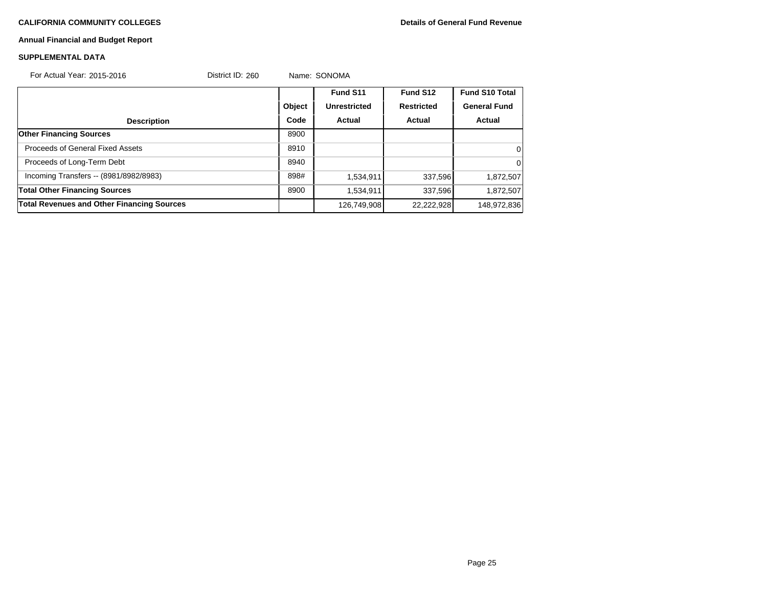**CALIFORNIA COMMUNITY COLLEGES** **Details of General Fund Revenue**

**Annual Financial and Budget Report**

**SUPPLEMENTAL DATA**

For Actual Year: 2015-2016 District ID: 260 Name: SONOMA

| Description | Object Code | Fund S11 Unrestricted Actual | Fund S12 Restricted Actual | Fund S10 Total General Fund Actual |
|---|---|---|---|---|
| **Other Financing Sources** | 8900 | | | |
| Proceeds of General Fixed Assets | 8910 | | | 0 |
| Proceeds of Long-Term Debt | 8940 | | | 0 |
| Incoming Transfers -- (8981/8982/8983) | 898# | 1,534,911 | 337,596 | 1,872,507 |
| **Total Other Financing Sources** | 8900 | 1,534,911 | 337,596 | 1,872,507 |
| **Total Revenues and Other Financing Sources** | | 126,749,908 | 22,222,928 | 148,972,836 |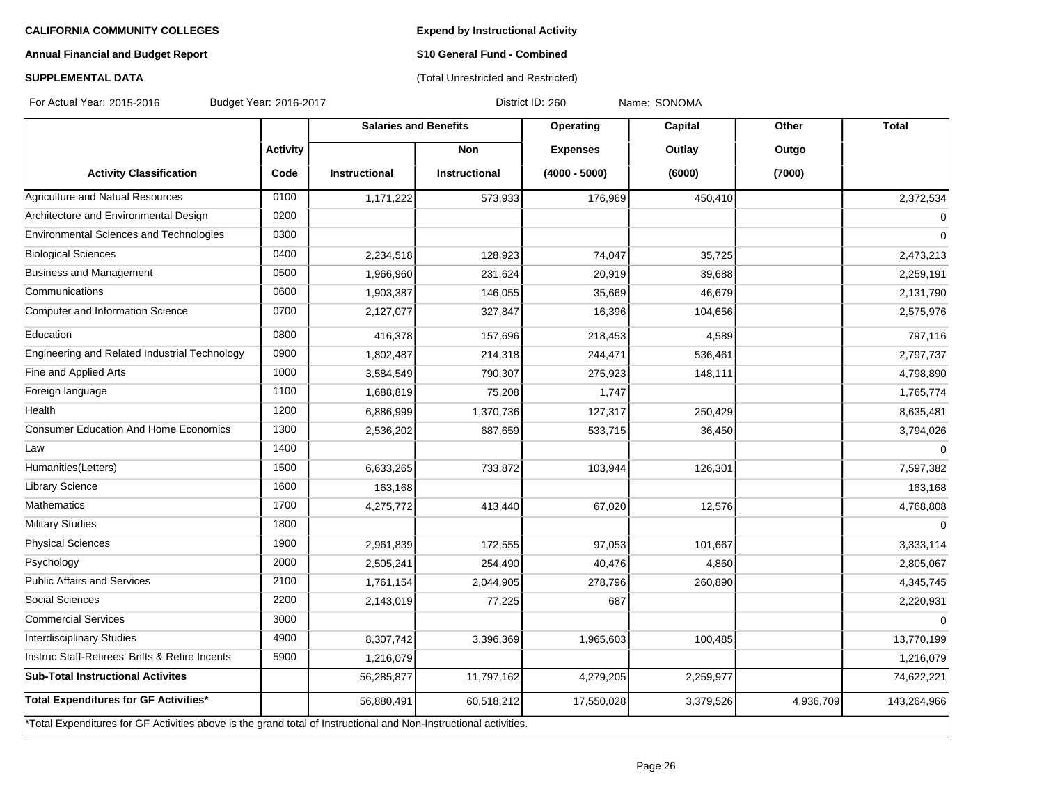**CALIFORNIA COMMUNITY COLLEGES**

**Annual Financial and Budget Report**

**SUPPLEMENTAL DATA**

**Expend by Instructional Activity**

**S10 General Fund - Combined**

(Total Unrestricted and Restricted)

For Actual Year: 2015-2016 Budget Year: 2016-2017 District ID: 260 Name: SONOMA

| | | Salaries and Benefits | | Operating | Capital | Other | Total |
|---|---|---|---|---|---|---|---|
| | Activity | | Non | Expenses | Outlay | Outgo | |
| Activity Classification | Code | Instructional | Instructional | (4000 - 5000) | (6000) | (7000) | |
| Agriculture and Natual Resources | 0100 | 1,171,222 | 573,933 | 176,969 | 450,410 | | 2,372,534 |
| Architecture and Environmental Design | 0200 | | | | | | 0 |
| Environmental Sciences and Technologies | 0300 | | | | | | 0 |
| Biological Sciences | 0400 | 2,234,518 | 128,923 | 74,047 | 35,725 | | 2,473,213 |
| Business and Management | 0500 | 1,966,960 | 231,624 | 20,919 | 39,688 | | 2,259,191 |
| Communications | 0600 | 1,903,387 | 146,055 | 35,669 | 46,679 | | 2,131,790 |
| Computer and Information Science | 0700 | 2,127,077 | 327,847 | 16,396 | 104,656 | | 2,575,976 |
| Education | 0800 | 416,378 | 157,696 | 218,453 | 4,589 | | 797,116 |
| Engineering and Related Industrial Technology | 0900 | 1,802,487 | 214,318 | 244,471 | 536,461 | | 2,797,737 |
| Fine and Applied Arts | 1000 | 3,584,549 | 790,307 | 275,923 | 148,111 | | 4,798,890 |
| Foreign language | 1100 | 1,688,819 | 75,208 | 1,747 | | | 1,765,774 |
| Health | 1200 | 6,886,999 | 1,370,736 | 127,317 | 250,429 | | 8,635,481 |
| Consumer Education And Home Economics | 1300 | 2,536,202 | 687,659 | 533,715 | 36,450 | | 3,794,026 |
| Law | 1400 | | | | | | 0 |
| Humanities(Letters) | 1500 | 6,633,265 | 733,872 | 103,944 | 126,301 | | 7,597,382 |
| Library Science | 1600 | 163,168 | | | | | 163,168 |
| Mathematics | 1700 | 4,275,772 | 413,440 | 67,020 | 12,576 | | 4,768,808 |
| Military Studies | 1800 | | | | | | 0 |
| Physical Sciences | 1900 | 2,961,839 | 172,555 | 97,053 | 101,667 | | 3,333,114 |
| Psychology | 2000 | 2,505,241 | 254,490 | 40,476 | 4,860 | | 2,805,067 |
| Public Affairs and Services | 2100 | 1,761,154 | 2,044,905 | 278,796 | 260,890 | | 4,345,745 |
| Social Sciences | 2200 | 2,143,019 | 77,225 | 687 | | | 2,220,931 |
| Commercial Services | 3000 | | | | | | 0 |
| Interdisciplinary Studies | 4900 | 8,307,742 | 3,396,369 | 1,965,603 | 100,485 | | 13,770,199 |
| Instruc Staff-Retirees' Bnfts & Retire Incents | 5900 | 1,216,079 | | | | | 1,216,079 |
| **Sub-Total Instructional Activites** | | 56,285,877 | 11,797,162 | 4,279,205 | 2,259,977 | | 74,622,221 |
| **Total Expenditures for GF Activities*** | | 56,880,491 | 60,518,212 | 17,550,028 | 3,379,526 | 4,936,709 | 143,264,966 |

*Total Expenditures for GF Activities above is the grand total of Instructional and Non-Instructional activities.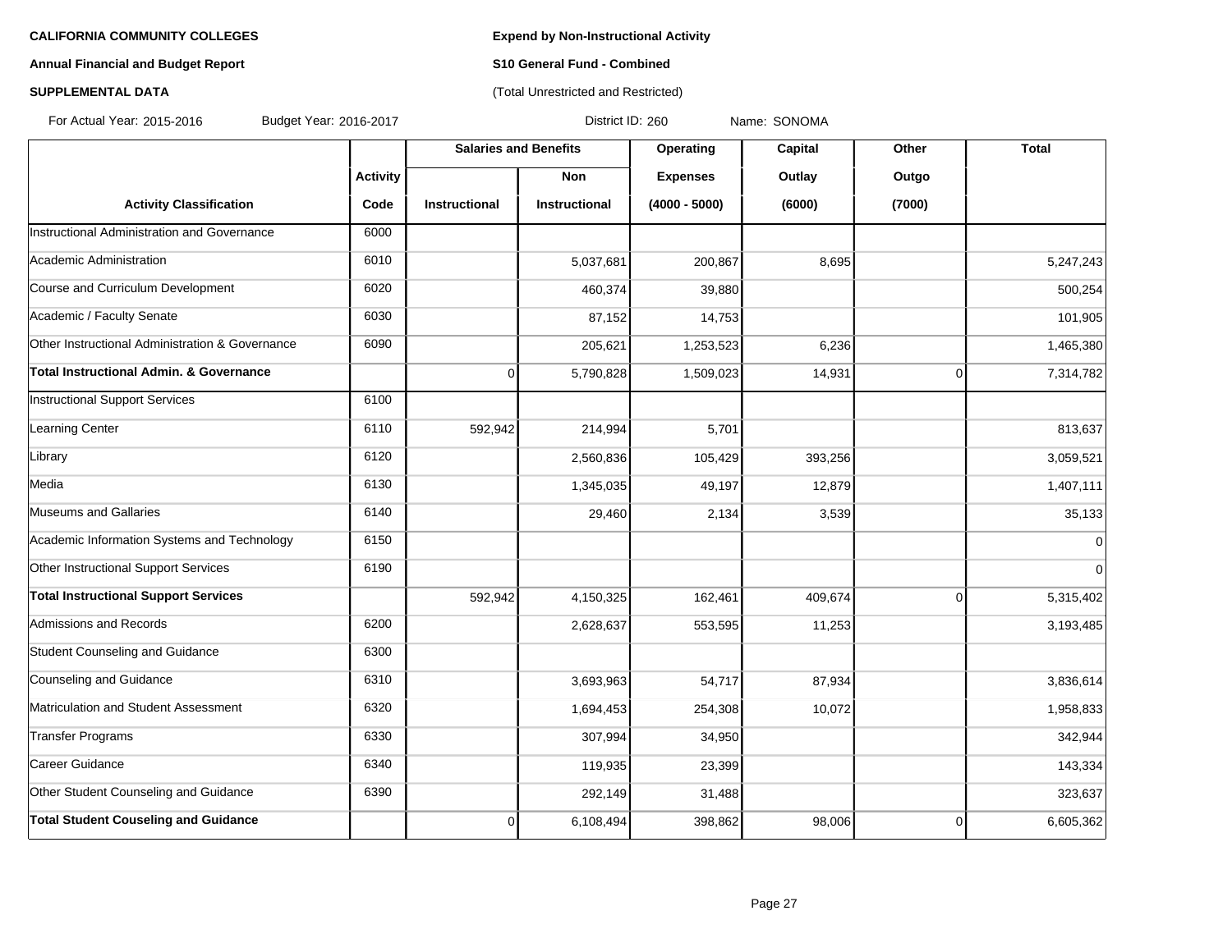**CALIFORNIA COMMUNITY COLLEGES**

**Annual Financial and Budget Report**

**SUPPLEMENTAL DATA**

**Expend by Non-Instructional Activity**

**S10 General Fund - Combined**

(Total Unrestricted and Restricted)

For Actual Year: 2015-2016 Budget Year: 2016-2017 District ID: 260 Name: SONOMA

| | | Salaries and Benefits | | Operating | Capital | Other | Total |
|---|---|---|---|---|---|---|---|
| | Activity | | Non | Expenses | Outlay | Outgo | |
| Activity Classification | Code | Instructional | Instructional | (4000 - 5000) | (6000) | (7000) | |
| Instructional Administration and Governance | 6000 | | | | | | |
| Academic Administration | 6010 | | 5,037,681 | 200,867 | 8,695 | | 5,247,243 |
| Course and Curriculum Development | 6020 | | 460,374 | 39,880 | | | 500,254 |
| Academic / Faculty Senate | 6030 | | 87,152 | 14,753 | | | 101,905 |
| Other Instructional Administration & Governance | 6090 | | 205,621 | 1,253,523 | 6,236 | | 1,465,380 |
| **Total Instructional Admin. & Governance** | | 0 | 5,790,828 | 1,509,023 | 14,931 | 0 | 7,314,782 |
| Instructional Support Services | 6100 | | | | | | |
| Learning Center | 6110 | 592,942 | 214,994 | 5,701 | | | 813,637 |
| Library | 6120 | | 2,560,836 | 105,429 | 393,256 | | 3,059,521 |
| Media | 6130 | | 1,345,035 | 49,197 | 12,879 | | 1,407,111 |
| Museums and Gallaries | 6140 | | 29,460 | 2,134 | 3,539 | | 35,133 |
| Academic Information Systems and Technology | 6150 | | | | | | 0 |
| Other Instructional Support Services | 6190 | | | | | | 0 |
| **Total Instructional Support Services** | | 592,942 | 4,150,325 | 162,461 | 409,674 | 0 | 5,315,402 |
| Admissions and Records | 6200 | | 2,628,637 | 553,595 | 11,253 | | 3,193,485 |
| Student Counseling and Guidance | 6300 | | | | | | |
| Counseling and Guidance | 6310 | | 3,693,963 | 54,717 | 87,934 | | 3,836,614 |
| Matriculation and Student Assessment | 6320 | | 1,694,453 | 254,308 | 10,072 | | 1,958,833 |
| Transfer Programs | 6330 | | 307,994 | 34,950 | | | 342,944 |
| Career Guidance | 6340 | | 119,935 | 23,399 | | | 143,334 |
| Other Student Counseling and Guidance | 6390 | | 292,149 | 31,488 | | | 323,637 |
| **Total Student Couseling and Guidance** | | 0 | 6,108,494 | 398,862 | 98,006 | 0 | 6,605,362 |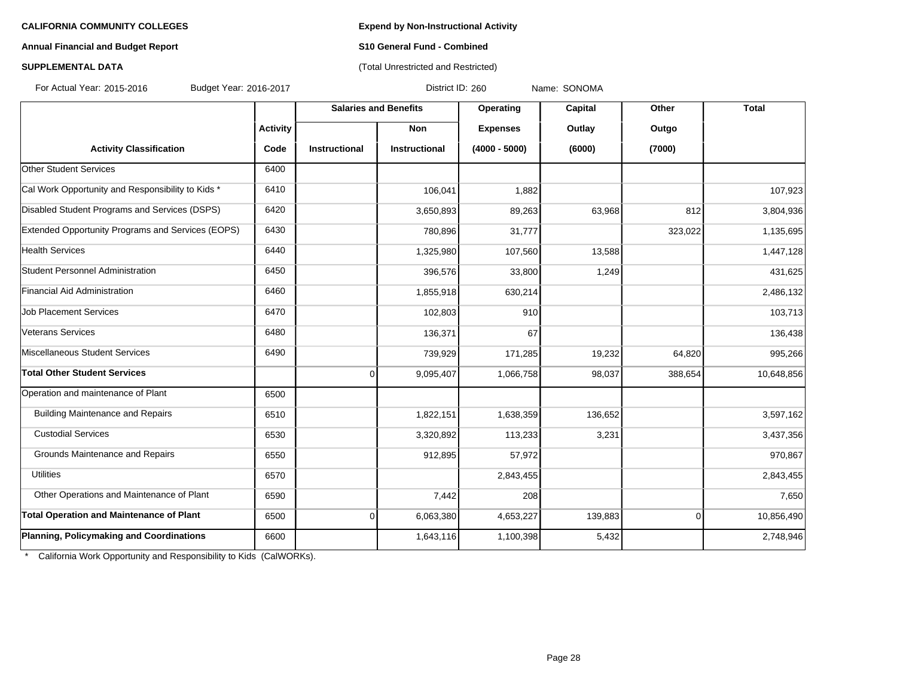**CALIFORNIA COMMUNITY COLLEGES**

**Annual Financial and Budget Report**

**SUPPLEMENTAL DATA**

**Expend by Non-Instructional Activity**

**S10 General Fund - Combined**

(Total Unrestricted and Restricted)

For Actual Year: 2015-2016 Budget Year: 2016-2017 District ID: 260 Name: SONOMA

| | Activity | Salaries and Benefits | | Operating | Capital | Other | Total |
|---|---|---|---|---|---|---|---|
| | | | Non | Expenses | Outlay | Outgo | |
| **Activity Classification** | **Code** | **Instructional** | **Instructional** | **(4000 - 5000)** | **(6000)** | **(7000)** | |
| Other Student Services | 6400 | | | | | | |
| Cal Work Opportunity and Responsibility to Kids * | 6410 | | 106,041 | 1,882 | | | 107,923 |
| Disabled Student Programs and Services (DSPS) | 6420 | | 3,650,893 | 89,263 | 63,968 | 812 | 3,804,936 |
| Extended Opportunity Programs and Services (EOPS) | 6430 | | 780,896 | 31,777 | | 323,022 | 1,135,695 |
| Health Services | 6440 | | 1,325,980 | 107,560 | 13,588 | | 1,447,128 |
| Student Personnel Administration | 6450 | | 396,576 | 33,800 | 1,249 | | 431,625 |
| Financial Aid Administration | 6460 | | 1,855,918 | 630,214 | | | 2,486,132 |
| Job Placement Services | 6470 | | 102,803 | 910 | | | 103,713 |
| Veterans Services | 6480 | | 136,371 | 67 | | | 136,438 |
| Miscellaneous Student Services | 6490 | | 739,929 | 171,285 | 19,232 | 64,820 | 995,266 |
| **Total Other Student Services** | | 0 | 9,095,407 | 1,066,758 | 98,037 | 388,654 | 10,648,856 |
| Operation and maintenance of Plant | 6500 | | | | | | |
| Building Maintenance and Repairs | 6510 | | 1,822,151 | 1,638,359 | 136,652 | | 3,597,162 |
| Custodial Services | 6530 | | 3,320,892 | 113,233 | 3,231 | | 3,437,356 |
| Grounds Maintenance and Repairs | 6550 | | 912,895 | 57,972 | | | 970,867 |
| Utilities | 6570 | | | 2,843,455 | | | 2,843,455 |
| Other Operations and Maintenance of Plant | 6590 | | 7,442 | 208 | | | 7,650 |
| **Total Operation and Maintenance of Plant** | 6500 | 0 | 6,063,380 | 4,653,227 | 139,883 | 0 | 10,856,490 |
| **Planning, Policymaking and Coordinations** | 6600 | | 1,643,116 | 1,100,398 | 5,432 | | 2,748,946 |

\* California Work Opportunity and Responsibility to Kids (CalWORKs).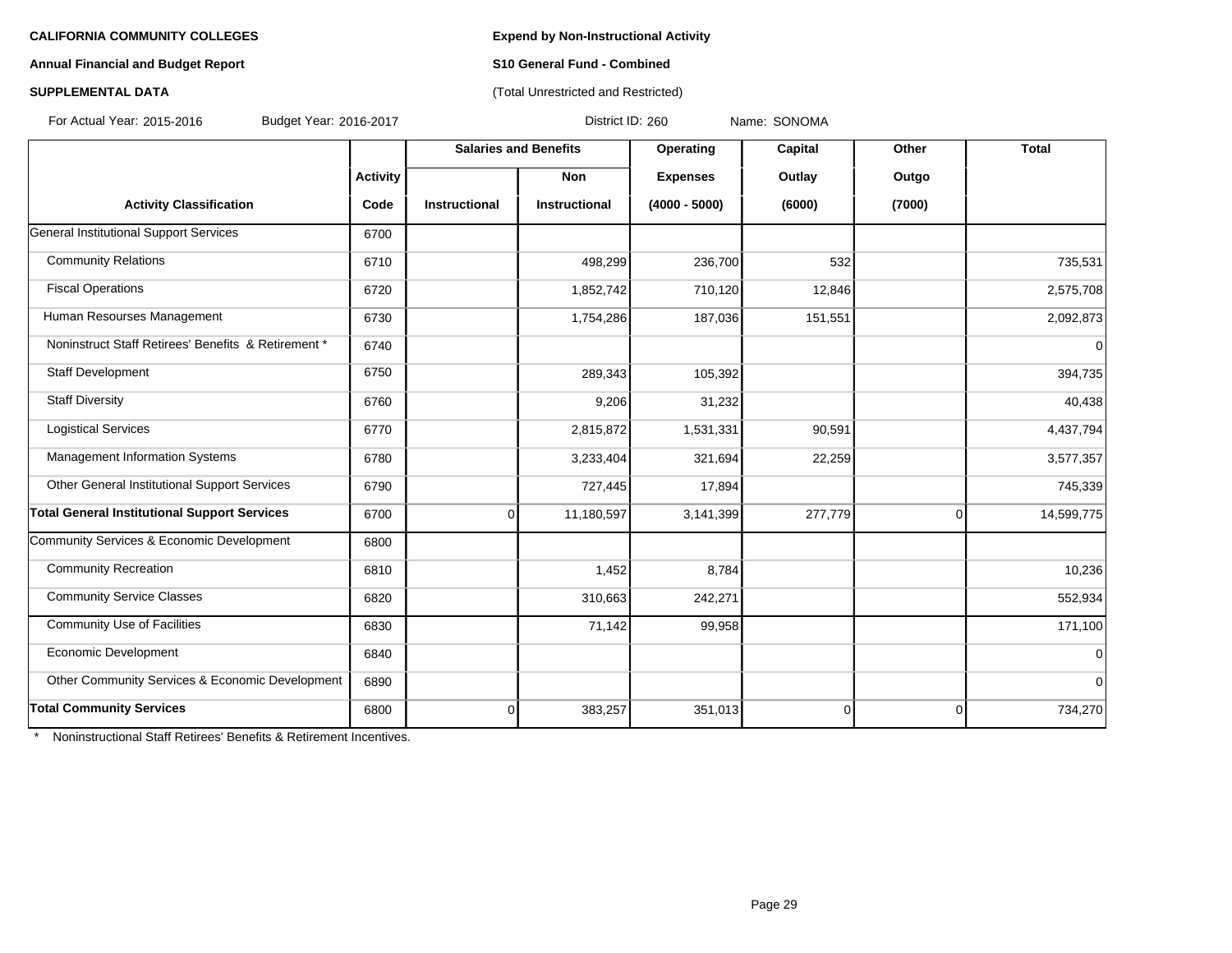**CALIFORNIA COMMUNITY COLLEGES**

**Annual Financial and Budget Report**

**SUPPLEMENTAL DATA**

**Expend by Non-Instructional Activity**

**S10 General Fund - Combined**

(Total Unrestricted and Restricted)

For Actual Year: 2015-2016 Budget Year: 2016-2017 District ID: 260 Name: SONOMA

| | | Salaries and Benefits | | Operating | Capital | Other | Total |
|---|---|---|---|---|---|---|---|
| | Activity | | Non | Expenses | Outlay | Outgo | |
| Activity Classification | Code | Instructional | Instructional | (4000 - 5000) | (6000) | (7000) | |
| General Institutional Support Services | 6700 | | | | | | |
| Community Relations | 6710 | | 498,299 | 236,700 | 532 | | 735,531 |
| Fiscal Operations | 6720 | | 1,852,742 | 710,120 | 12,846 | | 2,575,708 |
| Human Resourses Management | 6730 | | 1,754,286 | 187,036 | 151,551 | | 2,092,873 |
| Noninstruct Staff Retirees' Benefits & Retirement * | 6740 | | | | | | 0 |
| Staff Development | 6750 | | 289,343 | 105,392 | | | 394,735 |
| Staff Diversity | 6760 | | 9,206 | 31,232 | | | 40,438 |
| Logistical Services | 6770 | | 2,815,872 | 1,531,331 | 90,591 | | 4,437,794 |
| Management Information Systems | 6780 | | 3,233,404 | 321,694 | 22,259 | | 3,577,357 |
| Other General Institutional Support Services | 6790 | | 727,445 | 17,894 | | | 745,339 |
| **Total General Institutional Support Services** | 6700 | 0 | 11,180,597 | 3,141,399 | 277,779 | 0 | 14,599,775 |
| Community Services & Economic Development | 6800 | | | | | | |
| Community Recreation | 6810 | | 1,452 | 8,784 | | | 10,236 |
| Community Service Classes | 6820 | | 310,663 | 242,271 | | | 552,934 |
| Community Use of Facilities | 6830 | | 71,142 | 99,958 | | | 171,100 |
| Economic Development | 6840 | | | | | | 0 |
| Other Community Services & Economic Development | 6890 | | | | | | 0 |
| **Total Community Services** | 6800 | 0 | 383,257 | 351,013 | 0 | 0 | 734,270 |

\* Noninstructional Staff Retirees' Benefits & Retirement Incentives.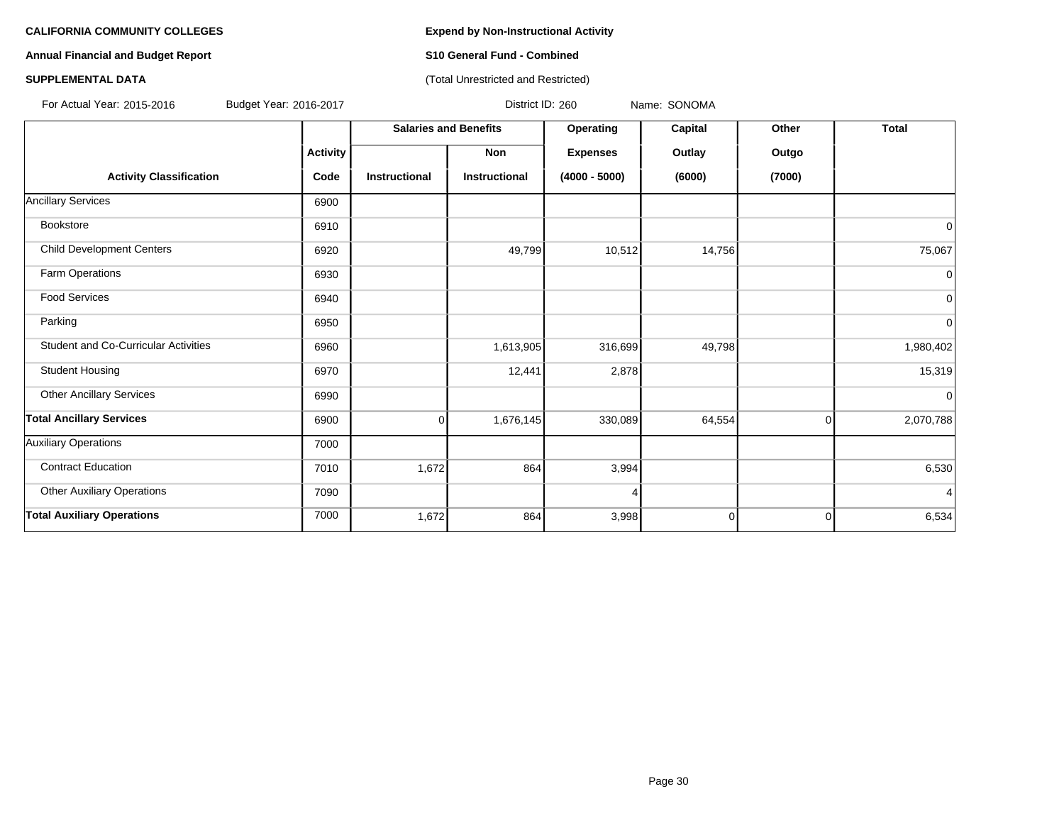**CALIFORNIA COMMUNITY COLLEGES**

**Annual Financial and Budget Report**

**SUPPLEMENTAL DATA**

**Expend by Non-Instructional Activity**

**S10 General Fund - Combined**

(Total Unrestricted and Restricted)

For Actual Year: 2015-2016 Budget Year: 2016-2017 District ID: 260 Name: SONOMA

| | | Salaries and Benefits | | Operating | Capital | Other | Total |
|---|---|---|---|---|---|---|---|
| | Activity | | Non | Expenses | Outlay | Outgo | |
| Activity Classification | Code | Instructional | Instructional | (4000 - 5000) | (6000) | (7000) | |
| Ancillary Services | 6900 | | | | | | |
| Bookstore | 6910 | | | | | | 0 |
| Child Development Centers | 6920 | | 49,799 | 10,512 | 14,756 | | 75,067 |
| Farm Operations | 6930 | | | | | | 0 |
| Food Services | 6940 | | | | | | 0 |
| Parking | 6950 | | | | | | 0 |
| Student and Co-Curricular Activities | 6960 | | 1,613,905 | 316,699 | 49,798 | | 1,980,402 |
| Student Housing | 6970 | | 12,441 | 2,878 | | | 15,319 |
| Other Ancillary Services | 6990 | | | | | | 0 |
| **Total Ancillary Services** | 6900 | 0 | 1,676,145 | 330,089 | 64,554 | 0 | 2,070,788 |
| Auxiliary Operations | 7000 | | | | | | |
| Contract Education | 7010 | 1,672 | 864 | 3,994 | | | 6,530 |
| Other Auxiliary Operations | 7090 | | | 4 | | | 4 |
| **Total Auxiliary Operations** | 7000 | 1,672 | 864 | 3,998 | 0 | 0 | 6,534 |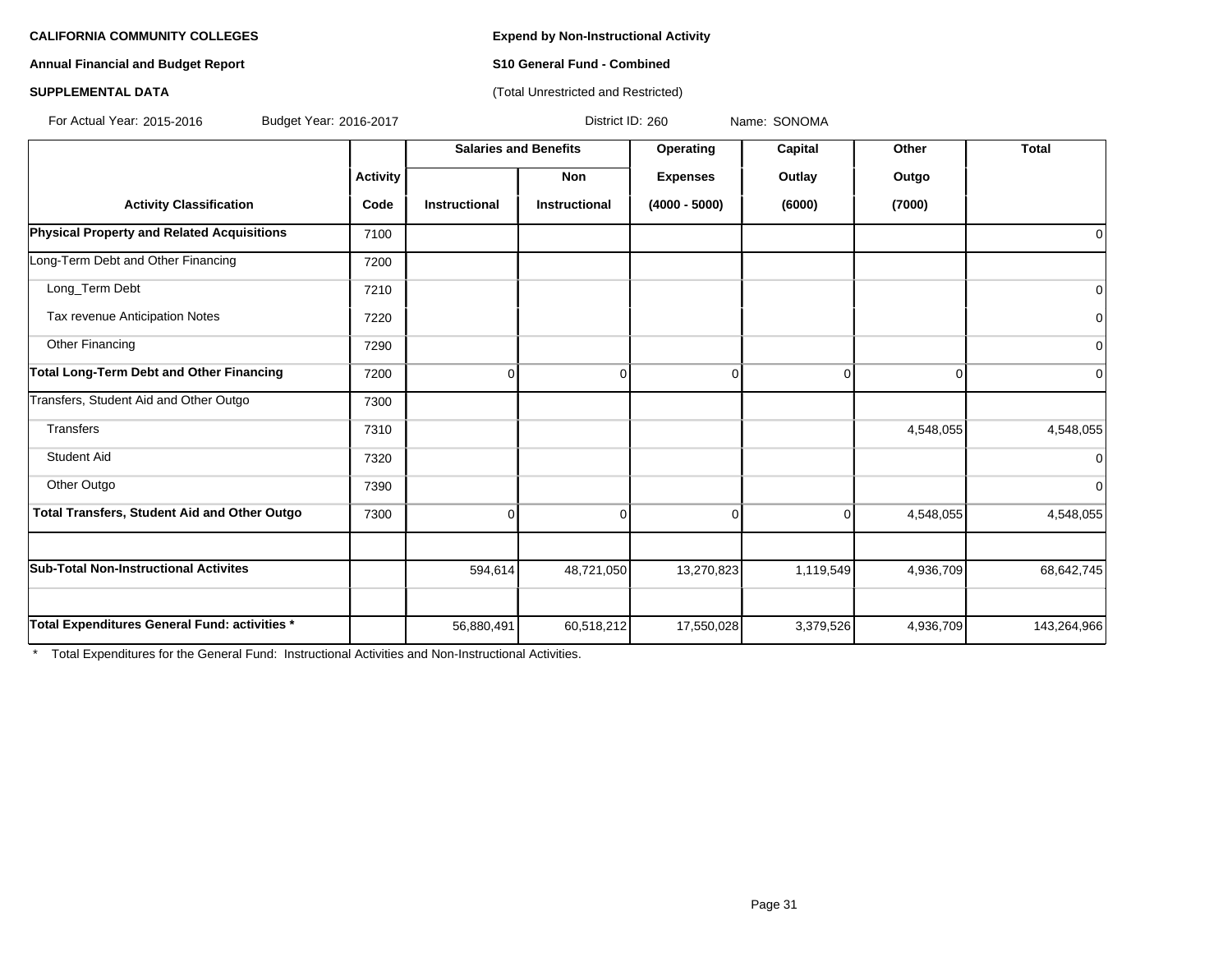**CALIFORNIA COMMUNITY COLLEGES**

**Annual Financial and Budget Report**

**SUPPLEMENTAL DATA**

**Expend by Non-Instructional Activity**

**S10 General Fund - Combined**

(Total Unrestricted and Restricted)

For Actual Year: 2015-2016 Budget Year: 2016-2017 District ID: 260 Name: SONOMA

| Activity Classification | Activity Code | Salaries and Benefits | | Operating Expenses (4000 - 5000) | Capital Outlay (6000) | Other Outgo (7000) | Total |
|---|---|---|---|---|---|---|---|
| | | Instructional | Non Instructional | | | | |
| **Physical Property and Related Acquisitions** | 7100 | | | | | | 0 |
| Long-Term Debt and Other Financing | 7200 | | | | | | |
| Long_Term Debt | 7210 | | | | | | 0 |
| Tax revenue Anticipation Notes | 7220 | | | | | | 0 |
| Other Financing | 7290 | | | | | | 0 |
| **Total Long-Term Debt and Other Financing** | 7200 | 0 | 0 | 0 | 0 | 0 | 0 |
| Transfers, Student Aid and Other Outgo | 7300 | | | | | | |
| Transfers | 7310 | | | | | 4,548,055 | 4,548,055 |
| Student Aid | 7320 | | | | | | 0 |
| Other Outgo | 7390 | | | | | | 0 |
| **Total Transfers, Student Aid and Other Outgo** | 7300 | 0 | 0 | 0 | 0 | 4,548,055 | 4,548,055 |
| | | | | | | | |
| **Sub-Total Non-Instructional Activites** | | 594,614 | 48,721,050 | 13,270,823 | 1,119,549 | 4,936,709 | 68,642,745 |
| | | | | | | | |
| **Total Expenditures General Fund: activities *** | | 56,880,491 | 60,518,212 | 17,550,028 | 3,379,526 | 4,936,709 | 143,264,966 |

* Total Expenditures for the General Fund: Instructional Activities and Non-Instructional Activities.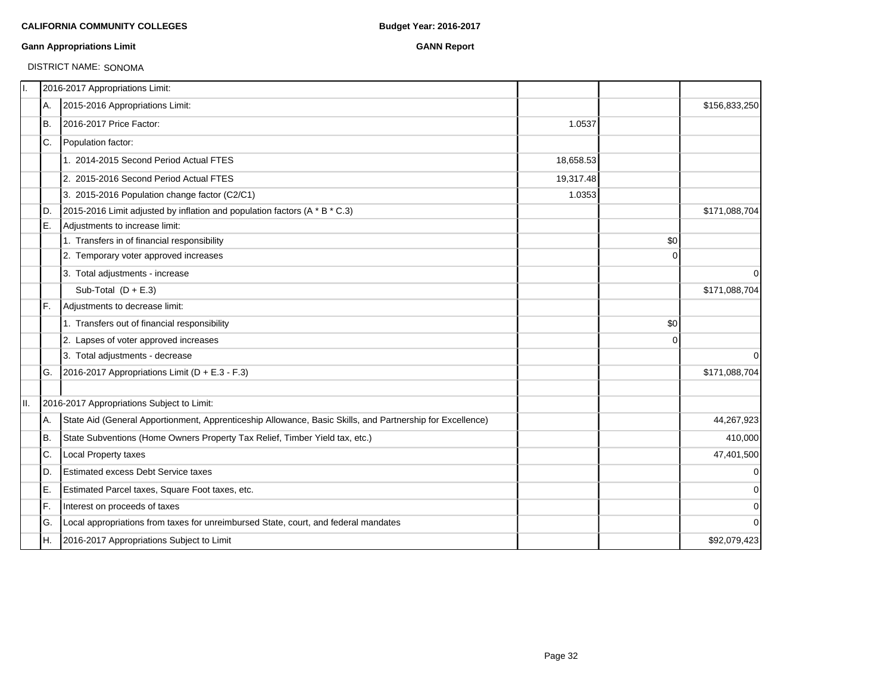**CALIFORNIA COMMUNITY COLLEGES** **Budget Year: 2016-2017**

**Gann Appropriations Limit** **GANN Report**

DISTRICT NAME: SONOMA

| | | | | | |
|---|---|---|---|---|---|
| I. | | 2016-2017 Appropriations Limit: | | | |
| | A. | 2015-2016 Appropriations Limit: | | | $156,833,250 |
| | B. | 2016-2017 Price Factor: | 1.0537 | | |
| | C. | Population factor: | | | |
| | | 1. 2014-2015 Second Period Actual FTES | 18,658.53 | | |
| | | 2. 2015-2016 Second Period Actual FTES | 19,317.48 | | |
| | | 3. 2015-2016 Population change factor (C2/C1) | 1.0353 | | |
| | D. | 2015-2016 Limit adjusted by inflation and population factors (A * B * C.3) | | | $171,088,704 |
| | E. | Adjustments to increase limit: | | | |
| | | 1. Transfers in of financial responsibility | | $0 | |
| | | 2. Temporary voter approved increases | | 0 | |
| | | 3. Total adjustments - increase | | | 0 |
| | | Sub-Total (D + E.3) | | | $171,088,704 |
| | F. | Adjustments to decrease limit: | | | |
| | | 1. Transfers out of financial responsibility | | $0 | |
| | | 2. Lapses of voter approved increases | | 0 | |
| | | 3. Total adjustments - decrease | | | 0 |
| | G. | 2016-2017 Appropriations Limit (D + E.3 - F.3) | | | $171,088,704 |
| | | | | | |
| II. | | 2016-2017 Appropriations Subject to Limit: | | | |
| | A. | State Aid (General Apportionment, Apprenticeship Allowance, Basic Skills, and Partnership for Excellence) | | | 44,267,923 |
| | B. | State Subventions (Home Owners Property Tax Relief, Timber Yield tax, etc.) | | | 410,000 |
| | C. | Local Property taxes | | | 47,401,500 |
| | D. | Estimated excess Debt Service taxes | | | 0 |
| | E. | Estimated Parcel taxes, Square Foot taxes, etc. | | | 0 |
| | F. | Interest on proceeds of taxes | | | 0 |
| | G. | Local appropriations from taxes for unreimbursed State, court, and federal mandates | | | 0 |
| | H. | 2016-2017 Appropriations Subject to Limit | | | $92,079,423 |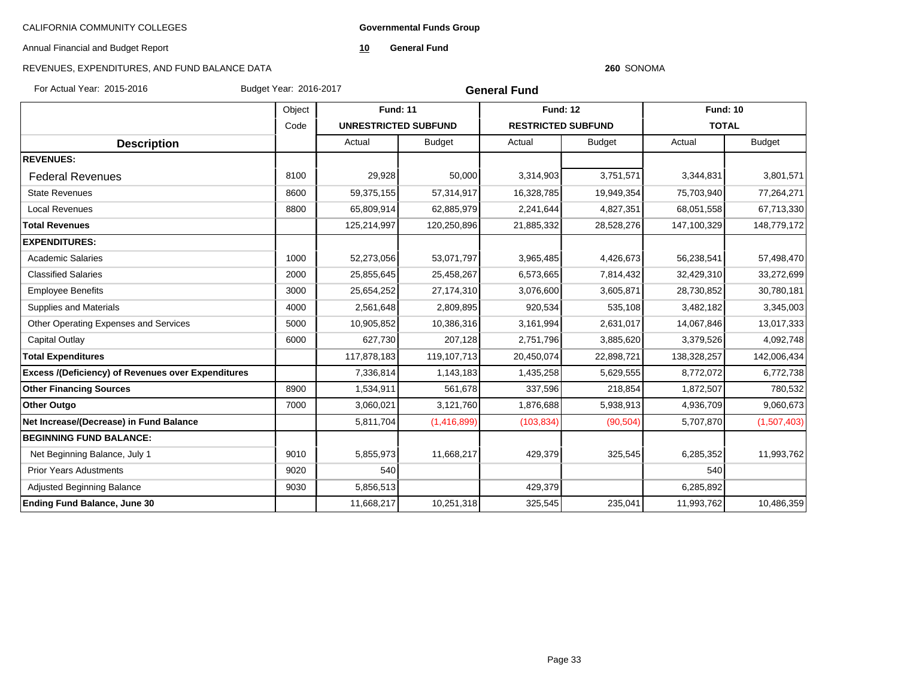CALIFORNIA COMMUNITY COLLEGES

Annual Financial and Budget Report

REVENUES, EXPENDITURES, AND FUND BALANCE DATA

For Actual Year: 2015-2016 Budget Year: 2016-2017

**Governmental Funds Group**

**10 General Fund**

**260** SONOMA

## General Fund

| Description | Object Code | Fund: 11 UNRESTRICTED SUBFUND | | Fund: 12 RESTRICTED SUBFUND | | Fund: 10 TOTAL | |
|---|---|---|---|---|---|---|---|
| | | Actual | Budget | Actual | Budget | Actual | Budget |
| **REVENUES:** | | | | | | | |
| Federal Revenues | 8100 | 29,928 | 50,000 | 3,314,903 | 3,751,571 | 3,344,831 | 3,801,571 |
| State Revenues | 8600 | 59,375,155 | 57,314,917 | 16,328,785 | 19,949,354 | 75,703,940 | 77,264,271 |
| Local Revenues | 8800 | 65,809,914 | 62,885,979 | 2,241,644 | 4,827,351 | 68,051,558 | 67,713,330 |
| **Total Revenues** | | 125,214,997 | 120,250,896 | 21,885,332 | 28,528,276 | 147,100,329 | 148,779,172 |
| **EXPENDITURES:** | | | | | | | |
| Academic Salaries | 1000 | 52,273,056 | 53,071,797 | 3,965,485 | 4,426,673 | 56,238,541 | 57,498,470 |
| Classified Salaries | 2000 | 25,855,645 | 25,458,267 | 6,573,665 | 7,814,432 | 32,429,310 | 33,272,699 |
| Employee Benefits | 3000 | 25,654,252 | 27,174,310 | 3,076,600 | 3,605,871 | 28,730,852 | 30,780,181 |
| Supplies and Materials | 4000 | 2,561,648 | 2,809,895 | 920,534 | 535,108 | 3,482,182 | 3,345,003 |
| Other Operating Expenses and Services | 5000 | 10,905,852 | 10,386,316 | 3,161,994 | 2,631,017 | 14,067,846 | 13,017,333 |
| Capital Outlay | 6000 | 627,730 | 207,128 | 2,751,796 | 3,885,620 | 3,379,526 | 4,092,748 |
| **Total Expenditures** | | 117,878,183 | 119,107,713 | 20,450,074 | 22,898,721 | 138,328,257 | 142,006,434 |
| **Excess /(Deficiency) of Revenues over Expenditures** | | 7,336,814 | 1,143,183 | 1,435,258 | 5,629,555 | 8,772,072 | 6,772,738 |
| **Other Financing Sources** | 8900 | 1,534,911 | 561,678 | 337,596 | 218,854 | 1,872,507 | 780,532 |
| **Other Outgo** | 7000 | 3,060,021 | 3,121,760 | 1,876,688 | 5,938,913 | 4,936,709 | 9,060,673 |
| **Net Increase/(Decrease) in Fund Balance** | | 5,811,704 | (1,416,899) | (103,834) | (90,504) | 5,707,870 | (1,507,403) |
| **BEGINNING FUND BALANCE:** | | | | | | | |
| Net Beginning Balance, July 1 | 9010 | 5,855,973 | 11,668,217 | 429,379 | 325,545 | 6,285,352 | 11,993,762 |
| Prior Years Adustments | 9020 | 540 | | | | 540 | |
| Adjusted Beginning Balance | 9030 | 5,856,513 | | 429,379 | | 6,285,892 | |
| **Ending Fund Balance, June 30** | | 11,668,217 | 10,251,318 | 325,545 | 235,041 | 11,993,762 | 10,486,359 |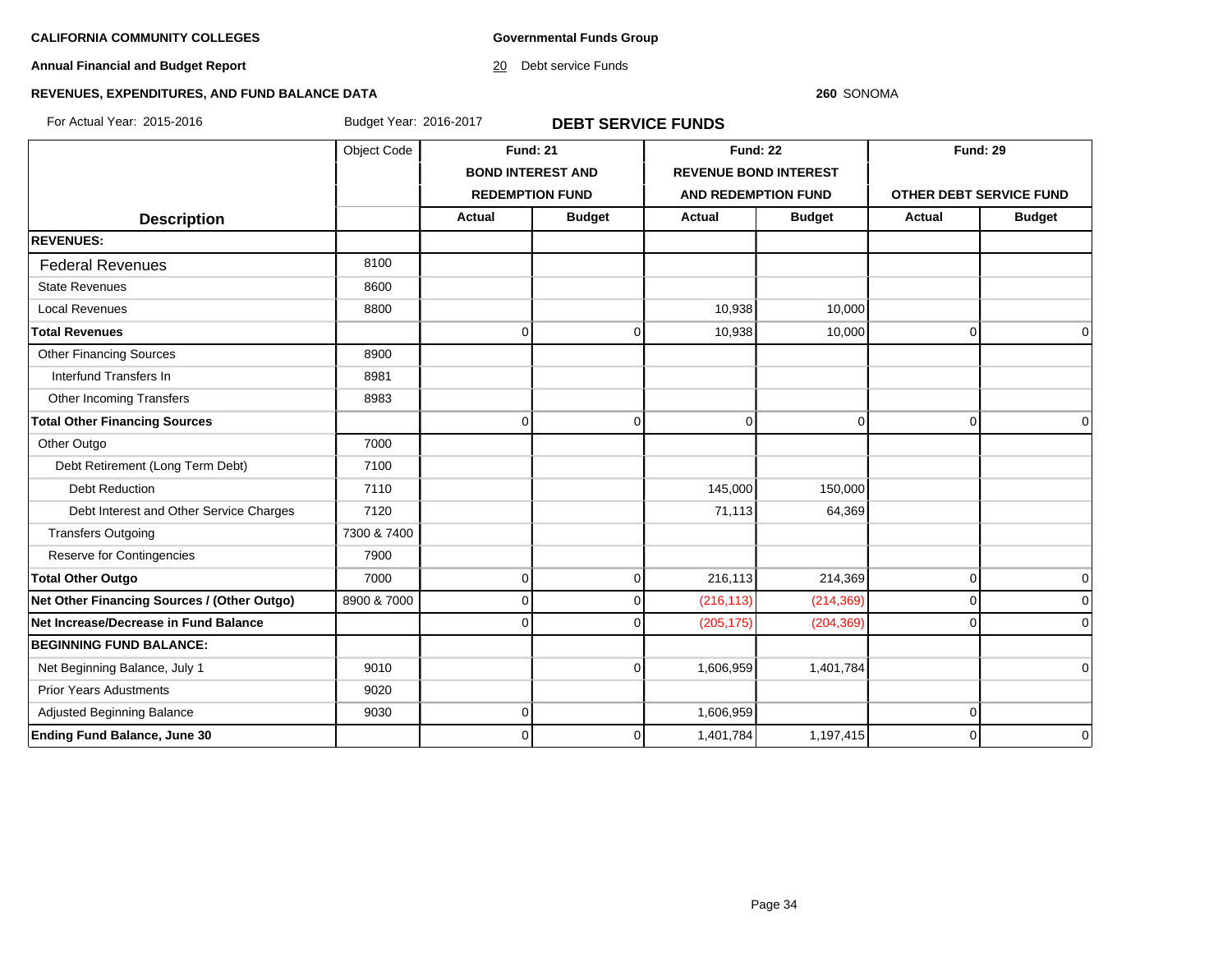**CALIFORNIA COMMUNITY COLLEGES**

**Governmental Funds Group**

**Annual Financial and Budget Report**

20 Debt service Funds

**REVENUES, EXPENDITURES, AND FUND BALANCE DATA**

**260** SONOMA

For Actual Year: 2015-2016 Budget Year: 2016-2017

## DEBT SERVICE FUNDS

| Description | Object Code | Fund: 21 BOND INTEREST AND REDEMPTION FUND | | Fund: 22 REVENUE BOND INTEREST AND REDEMPTION FUND | | Fund: 29 OTHER DEBT SERVICE FUND | |
|---|---|---|---|---|---|---|---|
| | | Actual | Budget | Actual | Budget | Actual | Budget |
| **REVENUES:** | | | | | | | |
| Federal Revenues | 8100 | | | | | | |
| State Revenues | 8600 | | | | | | |
| Local Revenues | 8800 | | | 10,938 | 10,000 | | |
| **Total Revenues** | | 0 | 0 | 10,938 | 10,000 | 0 | 0 |
| Other Financing Sources | 8900 | | | | | | |
| Interfund Transfers In | 8981 | | | | | | |
| Other Incoming Transfers | 8983 | | | | | | |
| **Total Other Financing Sources** | | 0 | 0 | 0 | 0 | 0 | 0 |
| Other Outgo | 7000 | | | | | | |
| Debt Retirement (Long Term Debt) | 7100 | | | | | | |
| Debt Reduction | 7110 | | | 145,000 | 150,000 | | |
| Debt Interest and Other Service Charges | 7120 | | | 71,113 | 64,369 | | |
| Transfers Outgoing | 7300 & 7400 | | | | | | |
| Reserve for Contingencies | 7900 | | | | | | |
| **Total Other Outgo** | 7000 | 0 | 0 | 216,113 | 214,369 | 0 | 0 |
| **Net Other Financing Sources / (Other Outgo)** | 8900 & 7000 | 0 | 0 | (216,113) | (214,369) | 0 | 0 |
| **Net Increase/Decrease in Fund Balance** | | 0 | 0 | (205,175) | (204,369) | 0 | 0 |
| **BEGINNING FUND BALANCE:** | | | | | | | |
| Net Beginning Balance, July 1 | 9010 | | 0 | 1,606,959 | 1,401,784 | | 0 |
| Prior Years Adustments | 9020 | | | | | | |
| Adjusted Beginning Balance | 9030 | 0 | | 1,606,959 | | 0 | |
| **Ending Fund Balance, June 30** | | 0 | 0 | 1,401,784 | 1,197,415 | 0 | 0 |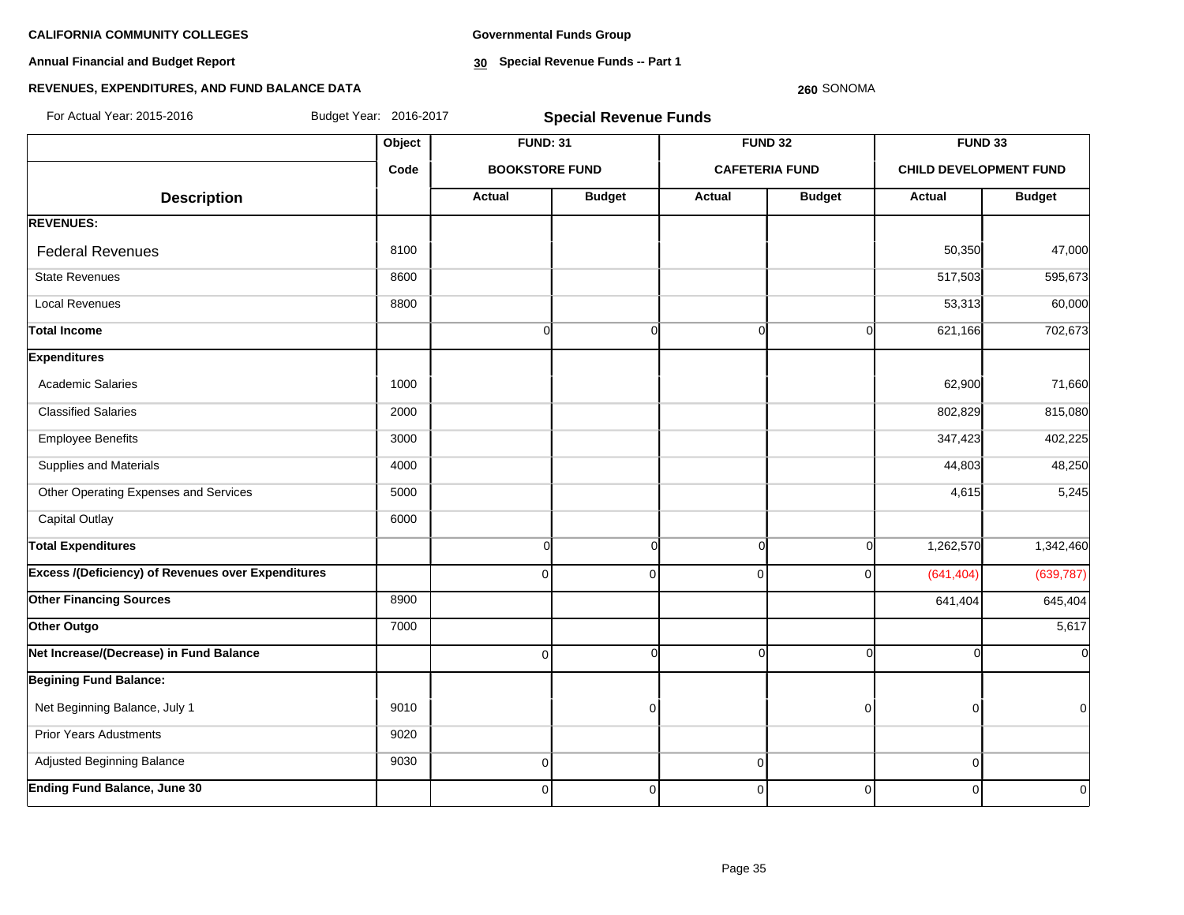**CALIFORNIA COMMUNITY COLLEGES**

**Annual Financial and Budget Report**

**REVENUES, EXPENDITURES, AND FUND BALANCE DATA**

**Governmental Funds Group**

**30 Special Revenue Funds -- Part 1**

**260** SONOMA

For Actual Year: 2015-2016 Budget Year: 2016-2017

## Special Revenue Funds

| Description | Object Code | FUND: 31 BOOKSTORE FUND | | FUND 32 CAFETERIA FUND | | FUND 33 CHILD DEVELOPMENT FUND | |
|---|---|---|---|---|---|---|---|
| | | Actual | Budget | Actual | Budget | Actual | Budget |
| **REVENUES:** | | | | | | | |
| Federal Revenues | 8100 | | | | | 50,350 | 47,000 |
| State Revenues | 8600 | | | | | 517,503 | 595,673 |
| Local Revenues | 8800 | | | | | 53,313 | 60,000 |
| **Total Income** | | 0 | 0 | 0 | 0 | 621,166 | 702,673 |
| **Expenditures** | | | | | | | |
| Academic Salaries | 1000 | | | | | 62,900 | 71,660 |
| Classified Salaries | 2000 | | | | | 802,829 | 815,080 |
| Employee Benefits | 3000 | | | | | 347,423 | 402,225 |
| Supplies and Materials | 4000 | | | | | 44,803 | 48,250 |
| Other Operating Expenses and Services | 5000 | | | | | 4,615 | 5,245 |
| Capital Outlay | 6000 | | | | | | |
| **Total Expenditures** | | 0 | 0 | 0 | 0 | 1,262,570 | 1,342,460 |
| **Excess /(Deficiency) of Revenues over Expenditures** | | 0 | 0 | 0 | 0 | (641,404) | (639,787) |
| **Other Financing Sources** | 8900 | | | | | 641,404 | 645,404 |
| **Other Outgo** | 7000 | | | | | | 5,617 |
| **Net Increase/(Decrease) in Fund Balance** | | 0 | 0 | 0 | 0 | 0 | 0 |
| **Begining Fund Balance:** | | | | | | | |
| Net Beginning Balance, July 1 | 9010 | | 0 | | 0 | 0 | 0 |
| Prior Years Adustments | 9020 | | | | | | |
| Adjusted Beginning Balance | 9030 | 0 | | 0 | | 0 | |
| **Ending Fund Balance, June 30** | | 0 | 0 | 0 | 0 | 0 | 0 |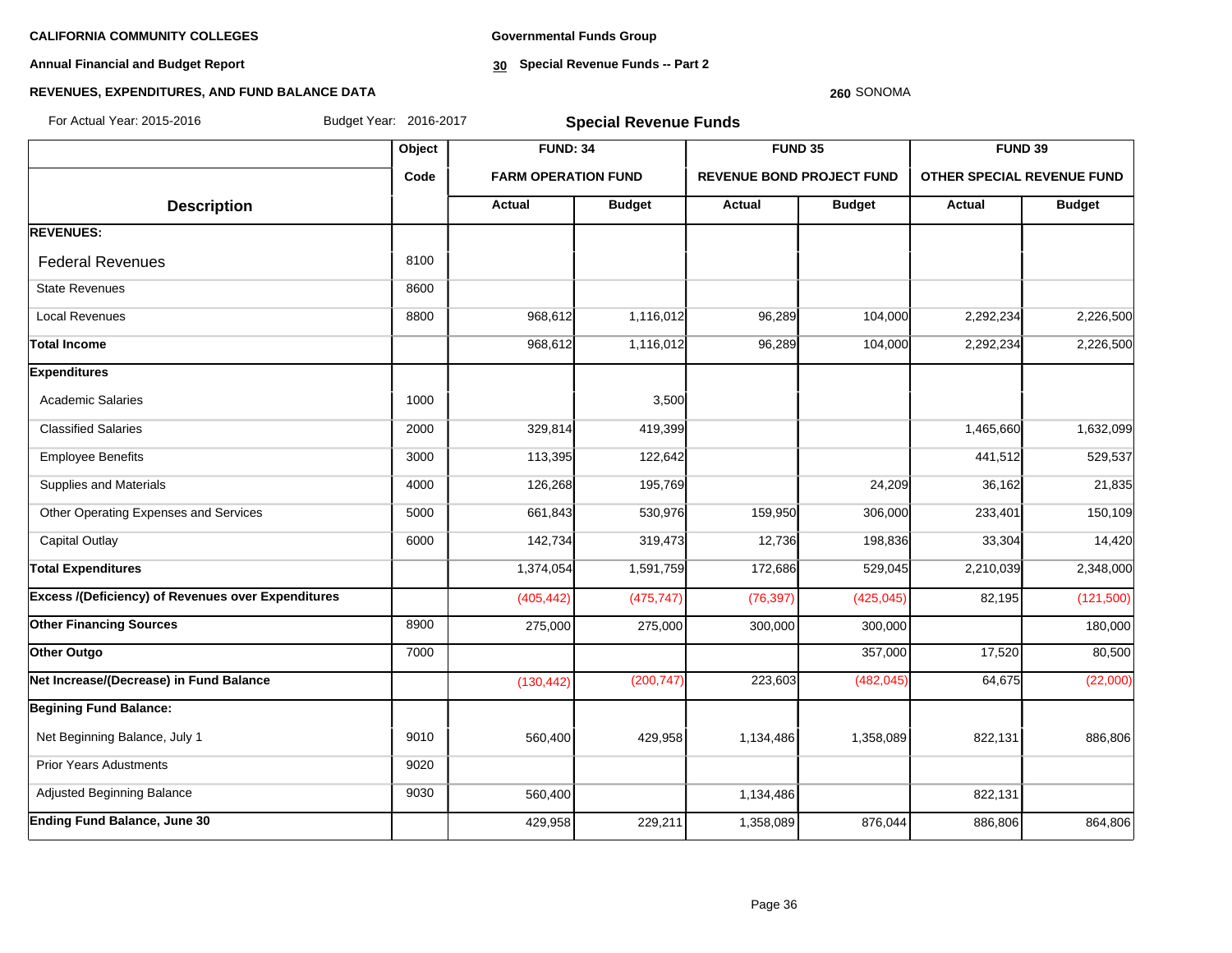**CALIFORNIA COMMUNITY COLLEGES**

**Annual Financial and Budget Report**

**REVENUES, EXPENDITURES, AND FUND BALANCE DATA**

**Governmental Funds Group**

**30 Special Revenue Funds -- Part 2**

**260** SONOMA

For Actual Year: 2015-2016 Budget Year: 2016-2017

## Special Revenue Funds

| Description | Object Code | FUND: 34 FARM OPERATION FUND | | FUND 35 REVENUE BOND PROJECT FUND | | FUND 39 OTHER SPECIAL REVENUE FUND | |
|---|---|---|---|---|---|---|---|
| | | Actual | Budget | Actual | Budget | Actual | Budget |
| **REVENUES:** | | | | | | | |
| Federal Revenues | 8100 | | | | | | |
| State Revenues | 8600 | | | | | | |
| Local Revenues | 8800 | 968,612 | 1,116,012 | 96,289 | 104,000 | 2,292,234 | 2,226,500 |
| **Total Income** | | 968,612 | 1,116,012 | 96,289 | 104,000 | 2,292,234 | 2,226,500 |
| **Expenditures** | | | | | | | |
| Academic Salaries | 1000 | | 3,500 | | | | |
| Classified Salaries | 2000 | 329,814 | 419,399 | | | 1,465,660 | 1,632,099 |
| Employee Benefits | 3000 | 113,395 | 122,642 | | | 441,512 | 529,537 |
| Supplies and Materials | 4000 | 126,268 | 195,769 | | 24,209 | 36,162 | 21,835 |
| Other Operating Expenses and Services | 5000 | 661,843 | 530,976 | 159,950 | 306,000 | 233,401 | 150,109 |
| Capital Outlay | 6000 | 142,734 | 319,473 | 12,736 | 198,836 | 33,304 | 14,420 |
| **Total Expenditures** | | 1,374,054 | 1,591,759 | 172,686 | 529,045 | 2,210,039 | 2,348,000 |
| **Excess /(Deficiency) of Revenues over Expenditures** | | (405,442) | (475,747) | (76,397) | (425,045) | 82,195 | (121,500) |
| **Other Financing Sources** | 8900 | 275,000 | 275,000 | 300,000 | 300,000 | | 180,000 |
| **Other Outgo** | 7000 | | | | 357,000 | 17,520 | 80,500 |
| **Net Increase/(Decrease) in Fund Balance** | | (130,442) | (200,747) | 223,603 | (482,045) | 64,675 | (22,000) |
| **Begining Fund Balance:** | | | | | | | |
| Net Beginning Balance, July 1 | 9010 | 560,400 | 429,958 | 1,134,486 | 1,358,089 | 822,131 | 886,806 |
| Prior Years Adustments | 9020 | | | | | | |
| Adjusted Beginning Balance | 9030 | 560,400 | | 1,134,486 | | 822,131 | |
| **Ending Fund Balance, June 30** | | 429,958 | 229,211 | 1,358,089 | 876,044 | 886,806 | 864,806 |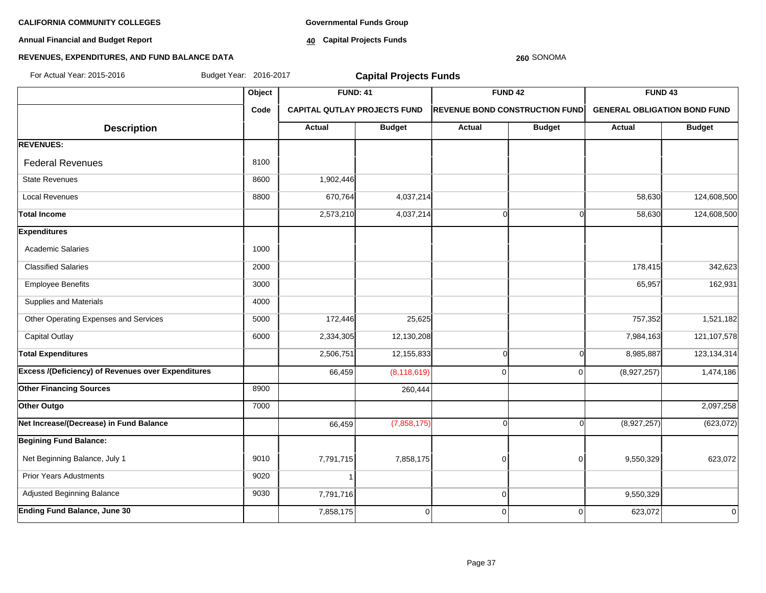**CALIFORNIA COMMUNITY COLLEGES**

**Annual Financial and Budget Report**

**REVENUES, EXPENDITURES, AND FUND BALANCE DATA**

**Governmental Funds Group**

**40 Capital Projects Funds**

**260** SONOMA

For Actual Year: 2015-2016 Budget Year: 2016-2017

## Capital Projects Funds

| Description | Object Code | FUND: 41 CAPITAL QUTLAY PROJECTS FUND Actual | FUND: 41 CAPITAL QUTLAY PROJECTS FUND Budget | FUND 42 REVENUE BOND CONSTRUCTION FUND Actual | FUND 42 REVENUE BOND CONSTRUCTION FUND Budget | FUND 43 GENERAL OBLIGATION BOND FUND Actual | FUND 43 GENERAL OBLIGATION BOND FUND Budget |
|---|---|---|---|---|---|---|---|
| **REVENUES:** | | | | | | | |
| Federal Revenues | 8100 | | | | | | |
| State Revenues | 8600 | 1,902,446 | | | | | |
| Local Revenues | 8800 | 670,764 | 4,037,214 | | | 58,630 | 124,608,500 |
| **Total Income** | | 2,573,210 | 4,037,214 | 0 | 0 | 58,630 | 124,608,500 |
| **Expenditures** | | | | | | | |
| Academic Salaries | 1000 | | | | | | |
| Classified Salaries | 2000 | | | | | 178,415 | 342,623 |
| Employee Benefits | 3000 | | | | | 65,957 | 162,931 |
| Supplies and Materials | 4000 | | | | | | |
| Other Operating Expenses and Services | 5000 | 172,446 | 25,625 | | | 757,352 | 1,521,182 |
| Capital Outlay | 6000 | 2,334,305 | 12,130,208 | | | 7,984,163 | 121,107,578 |
| **Total Expenditures** | | 2,506,751 | 12,155,833 | 0 | 0 | 8,985,887 | 123,134,314 |
| **Excess /(Deficiency) of Revenues over Expenditures** | | 66,459 | (8,118,619) | 0 | 0 | (8,927,257) | 1,474,186 |
| **Other Financing Sources** | 8900 | | 260,444 | | | | |
| **Other Outgo** | 7000 | | | | | | 2,097,258 |
| **Net Increase/(Decrease) in Fund Balance** | | 66,459 | (7,858,175) | 0 | 0 | (8,927,257) | (623,072) |
| **Begining Fund Balance:** | | | | | | | |
| Net Beginning Balance, July 1 | 9010 | 7,791,715 | 7,858,175 | 0 | 0 | 9,550,329 | 623,072 |
| Prior Years Adustments | 9020 | 1 | | | | | |
| Adjusted Beginning Balance | 9030 | 7,791,716 | | 0 | | 9,550,329 | |
| **Ending Fund Balance, June 30** | | 7,858,175 | 0 | 0 | 0 | 623,072 | 0 |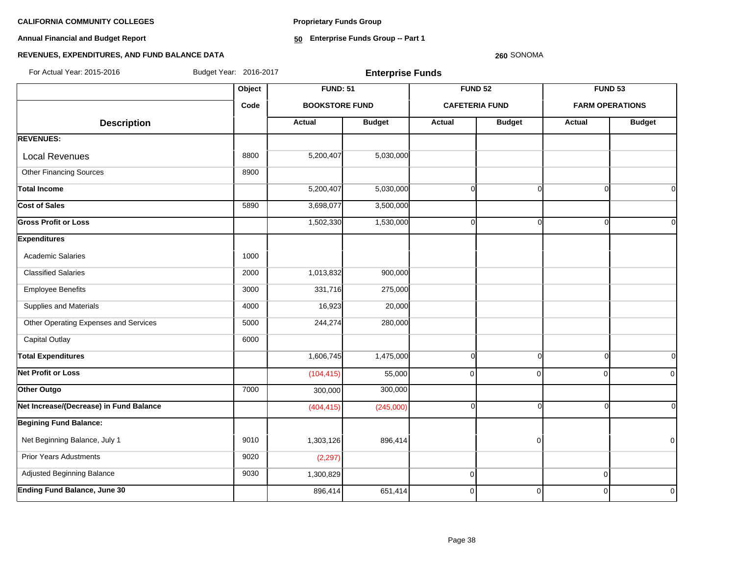**CALIFORNIA COMMUNITY COLLEGES**

**Annual Financial and Budget Report**

**REVENUES, EXPENDITURES, AND FUND BALANCE DATA**

**Proprietary Funds Group**

**50 Enterprise Funds Group -- Part 1**

**260** SONOMA

For Actual Year: 2015-2016 Budget Year: 2016-2017

## Enterprise Funds

| Description | Object Code | FUND: 51 BOOKSTORE FUND | | FUND 52 CAFETERIA FUND | | FUND 53 FARM OPERATIONS | |
|---|---|---|---|---|---|---|---|
| | | Actual | Budget | Actual | Budget | Actual | Budget |
| **REVENUES:** | | | | | | | |
| Local Revenues | 8800 | 5,200,407 | 5,030,000 | | | | |
| Other Financing Sources | 8900 | | | | | | |
| **Total Income** | | 5,200,407 | 5,030,000 | 0 | 0 | 0 | 0 |
| **Cost of Sales** | 5890 | 3,698,077 | 3,500,000 | | | | |
| **Gross Profit or Loss** | | 1,502,330 | 1,530,000 | 0 | 0 | 0 | 0 |
| **Expenditures** | | | | | | | |
| Academic Salaries | 1000 | | | | | | |
| Classified Salaries | 2000 | 1,013,832 | 900,000 | | | | |
| Employee Benefits | 3000 | 331,716 | 275,000 | | | | |
| Supplies and Materials | 4000 | 16,923 | 20,000 | | | | |
| Other Operating Expenses and Services | 5000 | 244,274 | 280,000 | | | | |
| Capital Outlay | 6000 | | | | | | |
| **Total Expenditures** | | 1,606,745 | 1,475,000 | 0 | 0 | 0 | 0 |
| **Net Profit or Loss** | | (104,415) | 55,000 | 0 | 0 | 0 | 0 |
| **Other Outgo** | 7000 | 300,000 | 300,000 | | | | |
| **Net Increase/(Decrease) in Fund Balance** | | (404,415) | (245,000) | 0 | 0 | 0 | 0 |
| **Begining Fund Balance:** | | | | | | | |
| Net Beginning Balance, July 1 | 9010 | 1,303,126 | 896,414 | | 0 | | 0 |
| Prior Years Adustments | 9020 | (2,297) | | | | | |
| Adjusted Beginning Balance | 9030 | 1,300,829 | | 0 | | 0 | |
| **Ending Fund Balance, June 30** | | 896,414 | 651,414 | 0 | 0 | 0 | 0 |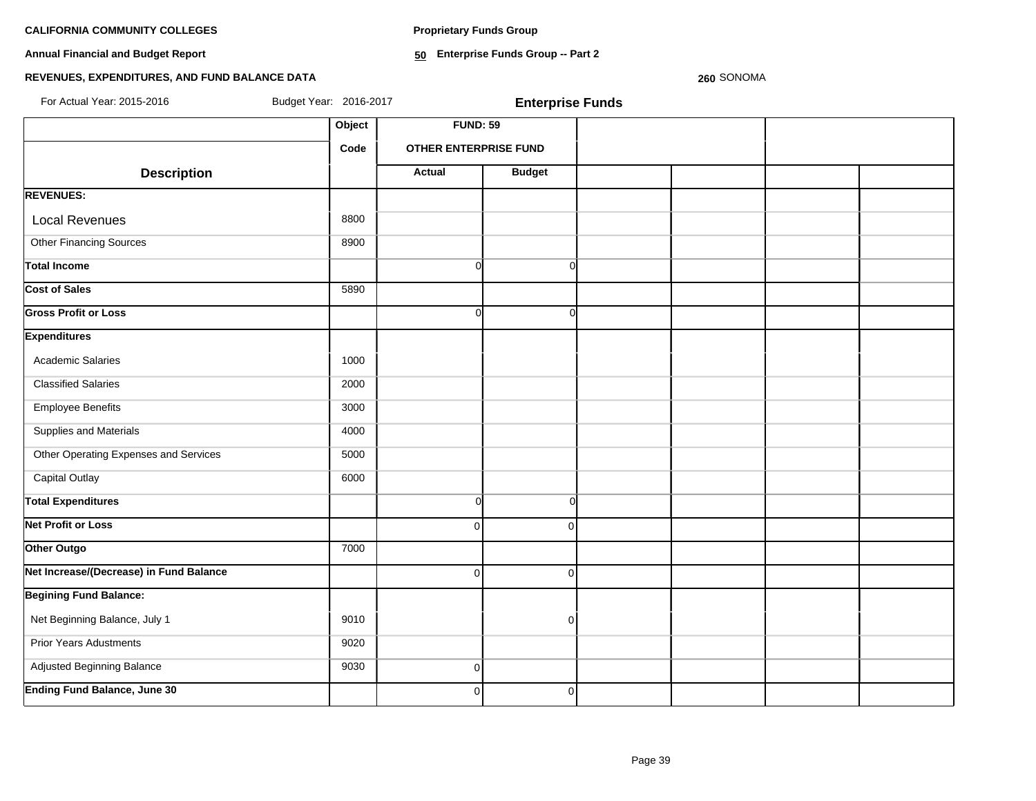**CALIFORNIA COMMUNITY COLLEGES**

**Annual Financial and Budget Report**

**REVENUES, EXPENDITURES, AND FUND BALANCE DATA**

**Proprietary Funds Group**

**50 Enterprise Funds Group -- Part 2**

**260** SONOMA

For Actual Year: 2015-2016 Budget Year: 2016-2017

**Enterprise Funds**

| Description | Object Code | FUND: 59 OTHER ENTERPRISE FUND | | | | | |
|---|---|---|---|---|---|---|---|
| | | Actual | Budget | | | | |
| **REVENUES:** | | | | | | | |
| Local Revenues | 8800 | | | | | | |
| Other Financing Sources | 8900 | | | | | | |
| **Total Income** | | 0 | 0 | | | | |
| **Cost of Sales** | 5890 | | | | | | |
| **Gross Profit or Loss** | | 0 | 0 | | | | |
| **Expenditures** | | | | | | | |
| Academic Salaries | 1000 | | | | | | |
| Classified Salaries | 2000 | | | | | | |
| Employee Benefits | 3000 | | | | | | |
| Supplies and Materials | 4000 | | | | | | |
| Other Operating Expenses and Services | 5000 | | | | | | |
| Capital Outlay | 6000 | | | | | | |
| **Total Expenditures** | | 0 | 0 | | | | |
| **Net Profit or Loss** | | 0 | 0 | | | | |
| **Other Outgo** | 7000 | | | | | | |
| **Net Increase/(Decrease) in Fund Balance** | | 0 | 0 | | | | |
| **Begining Fund Balance:** | | | | | | | |
| Net Beginning Balance, July 1 | 9010 | | 0 | | | | |
| Prior Years Adustments | 9020 | | | | | | |
| Adjusted Beginning Balance | 9030 | 0 | | | | | |
| **Ending Fund Balance, June 30** | | 0 | 0 | | | | |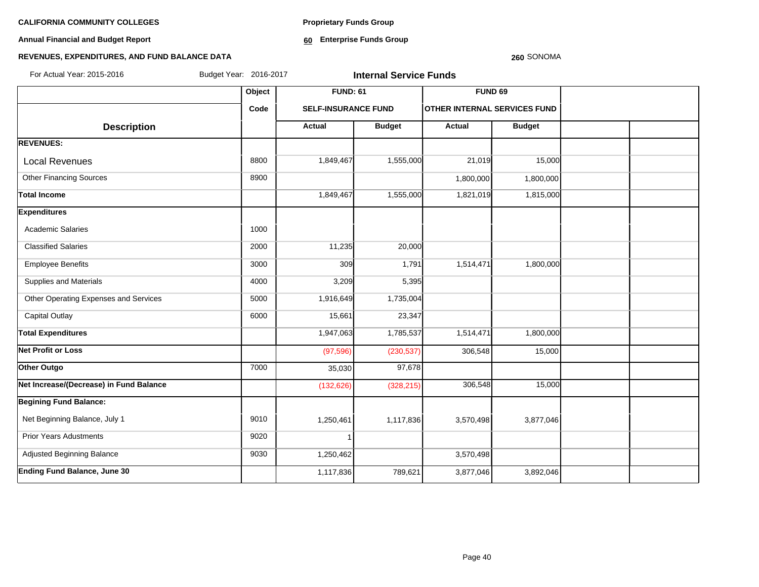**CALIFORNIA COMMUNITY COLLEGES**

**Annual Financial and Budget Report**

**REVENUES, EXPENDITURES, AND FUND BALANCE DATA**

**Proprietary Funds Group**

**60 Enterprise Funds Group**

**260** SONOMA

For Actual Year: 2015-2016 Budget Year: 2016-2017

**Internal Service Funds**

| | Object | FUND: 61 | | FUND 69 | | | |
|---|---|---|---|---|---|---|---|
| | Code | SELF-INSURANCE FUND | | OTHER INTERNAL SERVICES FUND | | | |
| **Description** | | **Actual** | **Budget** | **Actual** | **Budget** | | |
| **REVENUES:** | | | | | | | |
| Local Revenues | 8800 | 1,849,467 | 1,555,000 | 21,019 | 15,000 | | |
| Other Financing Sources | 8900 | | | 1,800,000 | 1,800,000 | | |
| **Total Income** | | 1,849,467 | 1,555,000 | 1,821,019 | 1,815,000 | | |
| **Expenditures** | | | | | | | |
| Academic Salaries | 1000 | | | | | | |
| Classified Salaries | 2000 | 11,235 | 20,000 | | | | |
| Employee Benefits | 3000 | 309 | 1,791 | 1,514,471 | 1,800,000 | | |
| Supplies and Materials | 4000 | 3,209 | 5,395 | | | | |
| Other Operating Expenses and Services | 5000 | 1,916,649 | 1,735,004 | | | | |
| Capital Outlay | 6000 | 15,661 | 23,347 | | | | |
| **Total Expenditures** | | 1,947,063 | 1,785,537 | 1,514,471 | 1,800,000 | | |
| **Net Profit or Loss** | | (97,596) | (230,537) | 306,548 | 15,000 | | |
| **Other Outgo** | 7000 | 35,030 | 97,678 | | | | |
| **Net Increase/(Decrease) in Fund Balance** | | (132,626) | (328,215) | 306,548 | 15,000 | | |
| **Begining Fund Balance:** | | | | | | | |
| Net Beginning Balance, July 1 | 9010 | 1,250,461 | 1,117,836 | 3,570,498 | 3,877,046 | | |
| Prior Years Adustments | 9020 | 1 | | | | | |
| Adjusted Beginning Balance | 9030 | 1,250,462 | | 3,570,498 | | | |
| **Ending Fund Balance, June 30** | | 1,117,836 | 789,621 | 3,877,046 | 3,892,046 | | |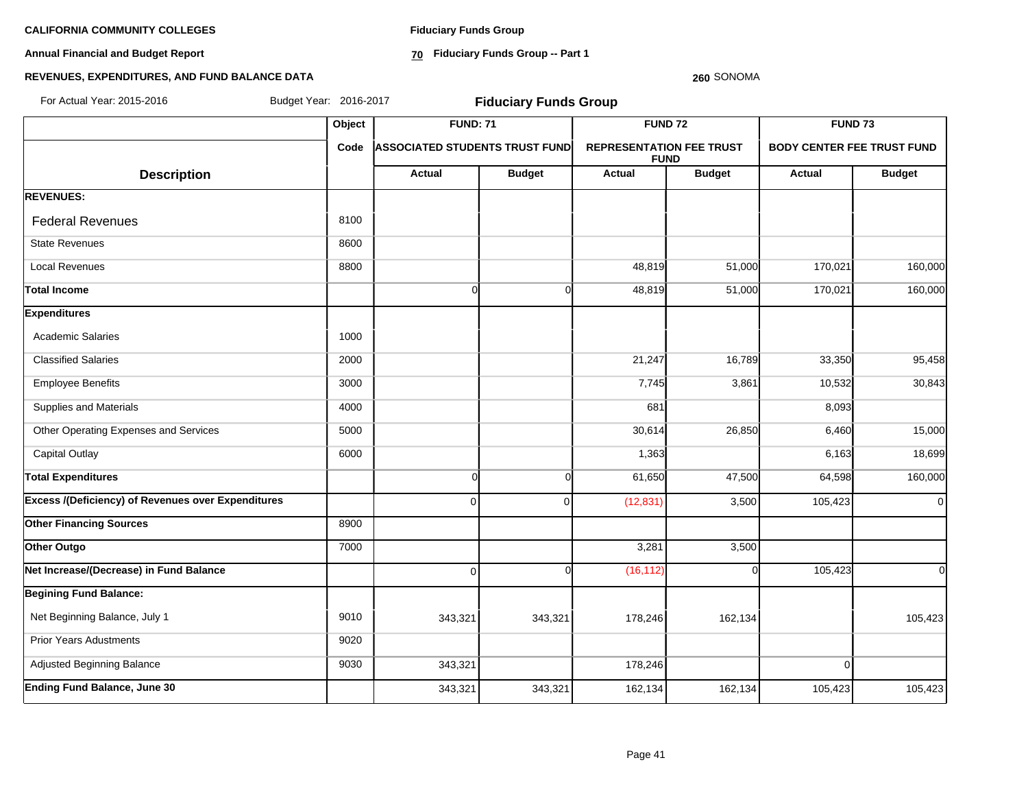**CALIFORNIA COMMUNITY COLLEGES**

**Annual Financial and Budget Report**

**REVENUES, EXPENDITURES, AND FUND BALANCE DATA**

**Fiduciary Funds Group**

**70 Fiduciary Funds Group -- Part 1**

**260** SONOMA

For Actual Year: 2015-2016 Budget Year: 2016-2017

## Fiduciary Funds Group

| Description | Object Code | FUND: 71 ASSOCIATED STUDENTS TRUST FUND | | FUND 72 REPRESENTATION FEE TRUST FUND | | FUND 73 BODY CENTER FEE TRUST FUND | |
|---|---|---|---|---|---|---|---|
| | | Actual | Budget | Actual | Budget | Actual | Budget |
| **REVENUES:** | | | | | | | |
| Federal Revenues | 8100 | | | | | | |
| State Revenues | 8600 | | | | | | |
| Local Revenues | 8800 | | | 48,819 | 51,000 | 170,021 | 160,000 |
| **Total Income** | | 0 | 0 | 48,819 | 51,000 | 170,021 | 160,000 |
| **Expenditures** | | | | | | | |
| Academic Salaries | 1000 | | | | | | |
| Classified Salaries | 2000 | | | 21,247 | 16,789 | 33,350 | 95,458 |
| Employee Benefits | 3000 | | | 7,745 | 3,861 | 10,532 | 30,843 |
| Supplies and Materials | 4000 | | | 681 | | 8,093 | |
| Other Operating Expenses and Services | 5000 | | | 30,614 | 26,850 | 6,460 | 15,000 |
| Capital Outlay | 6000 | | | 1,363 | | 6,163 | 18,699 |
| **Total Expenditures** | | 0 | 0 | 61,650 | 47,500 | 64,598 | 160,000 |
| **Excess /(Deficiency) of Revenues over Expenditures** | | 0 | 0 | (12,831) | 3,500 | 105,423 | 0 |
| **Other Financing Sources** | 8900 | | | | | | |
| **Other Outgo** | 7000 | | | 3,281 | 3,500 | | |
| **Net Increase/(Decrease) in Fund Balance** | | 0 | 0 | (16,112) | 0 | 105,423 | 0 |
| **Begining Fund Balance:** | | | | | | | |
| Net Beginning Balance, July 1 | 9010 | 343,321 | 343,321 | 178,246 | 162,134 | | 105,423 |
| Prior Years Adustments | 9020 | | | | | | |
| Adjusted Beginning Balance | 9030 | 343,321 | | 178,246 | | 0 | |
| **Ending Fund Balance, June 30** | | 343,321 | 343,321 | 162,134 | 162,134 | 105,423 | 105,423 |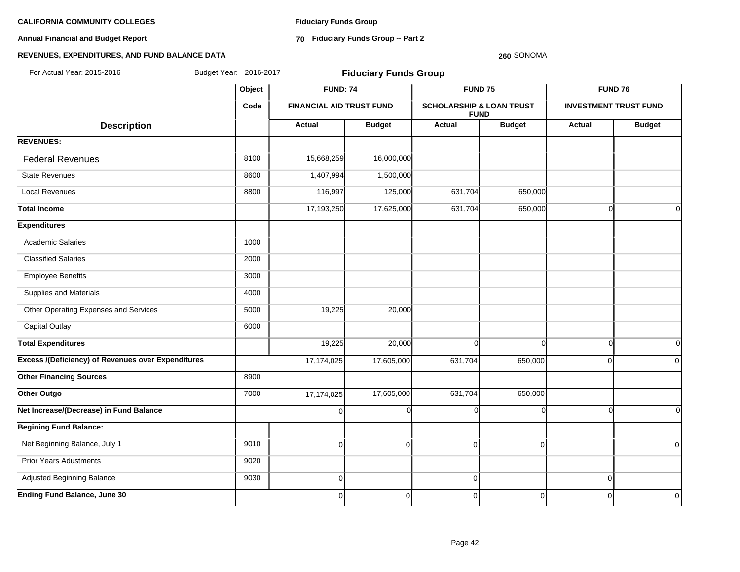**CALIFORNIA COMMUNITY COLLEGES**

**Annual Financial and Budget Report**

**REVENUES, EXPENDITURES, AND FUND BALANCE DATA**

**Fiduciary Funds Group**

**70 Fiduciary Funds Group -- Part 2**

**260** SONOMA

For Actual Year: 2015-2016 Budget Year: 2016-2017

## Fiduciary Funds Group

| | Object | FUND: 74 | | FUND 75 | | FUND 76 | |
|---|---|---|---|---|---|---|---|
| | Code | FINANCIAL AID TRUST FUND | | SCHOLARSHIP & LOAN TRUST FUND | | INVESTMENT TRUST FUND | |
| **Description** | | **Actual** | **Budget** | **Actual** | **Budget** | **Actual** | **Budget** |
| **REVENUES:** | | | | | | | |
| Federal Revenues | 8100 | 15,668,259 | 16,000,000 | | | | |
| State Revenues | 8600 | 1,407,994 | 1,500,000 | | | | |
| Local Revenues | 8800 | 116,997 | 125,000 | 631,704 | 650,000 | | |
| **Total Income** | | 17,193,250 | 17,625,000 | 631,704 | 650,000 | 0 | 0 |
| **Expenditures** | | | | | | | |
| Academic Salaries | 1000 | | | | | | |
| Classified Salaries | 2000 | | | | | | |
| Employee Benefits | 3000 | | | | | | |
| Supplies and Materials | 4000 | | | | | | |
| Other Operating Expenses and Services | 5000 | 19,225 | 20,000 | | | | |
| Capital Outlay | 6000 | | | | | | |
| **Total Expenditures** | | 19,225 | 20,000 | 0 | 0 | 0 | 0 |
| **Excess /(Deficiency) of Revenues over Expenditures** | | 17,174,025 | 17,605,000 | 631,704 | 650,000 | 0 | 0 |
| **Other Financing Sources** | 8900 | | | | | | |
| **Other Outgo** | 7000 | 17,174,025 | 17,605,000 | 631,704 | 650,000 | | |
| **Net Increase/(Decrease) in Fund Balance** | | 0 | 0 | 0 | 0 | 0 | 0 |
| **Begining Fund Balance:** | | | | | | | |
| Net Beginning Balance, July 1 | 9010 | 0 | 0 | 0 | 0 | | 0 |
| Prior Years Adustments | 9020 | | | | | | |
| Adjusted Beginning Balance | 9030 | 0 | | 0 | | 0 | |
| **Ending Fund Balance, June 30** | | 0 | 0 | 0 | 0 | 0 | 0 |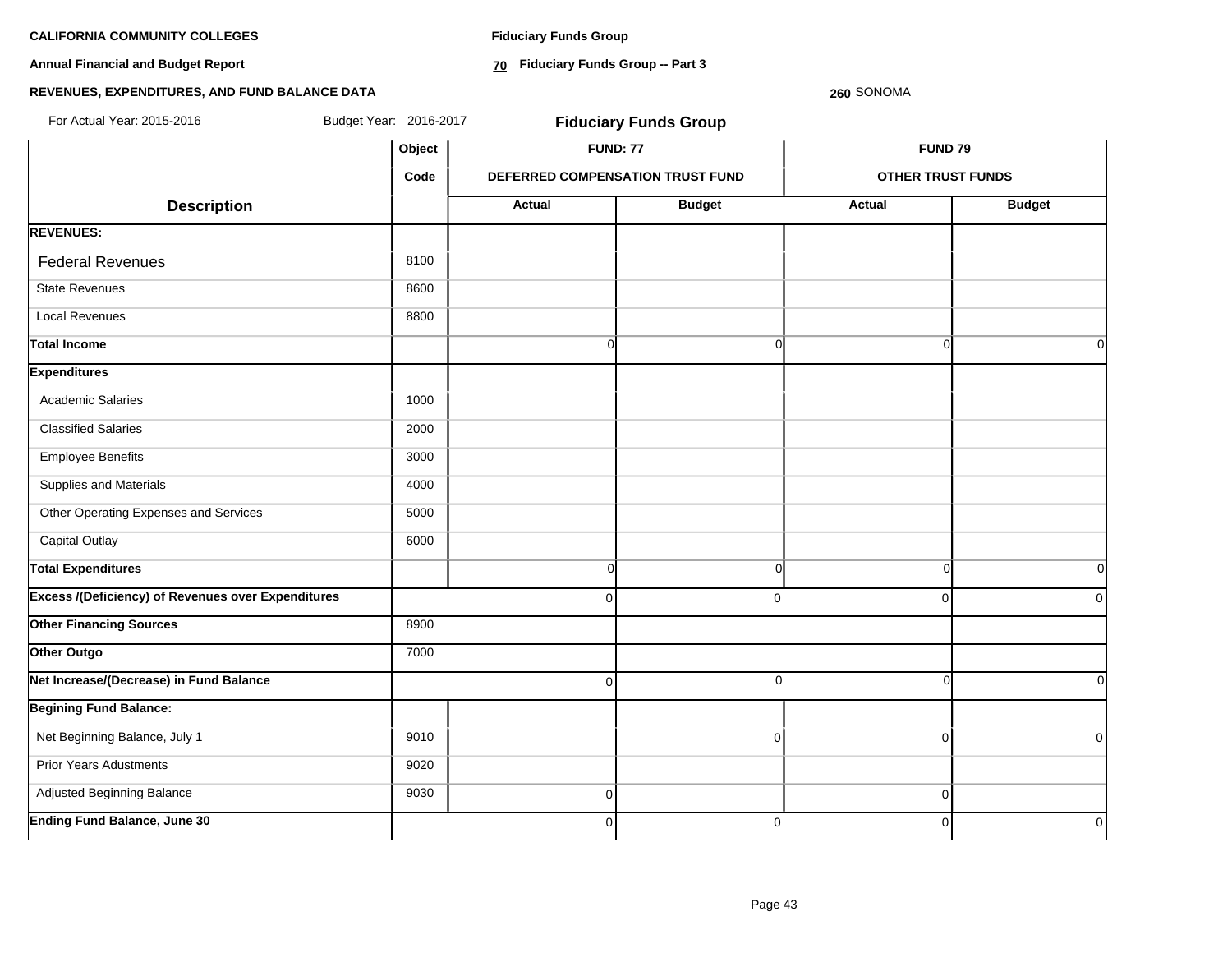**CALIFORNIA COMMUNITY COLLEGES**

**Annual Financial and Budget Report**

**REVENUES, EXPENDITURES, AND FUND BALANCE DATA**

**Fiduciary Funds Group**

**70 Fiduciary Funds Group -- Part 3**

**260** SONOMA

For Actual Year: 2015-2016 Budget Year: 2016-2017

## Fiduciary Funds Group

| | Object | FUND: 77 | | FUND 79 | |
|---|---|---|---|---|---|
| | Code | DEFERRED COMPENSATION TRUST FUND | | OTHER TRUST FUNDS | |
| **Description** | | **Actual** | **Budget** | **Actual** | **Budget** |
| **REVENUES:** | | | | | |
| Federal Revenues | 8100 | | | | |
| State Revenues | 8600 | | | | |
| Local Revenues | 8800 | | | | |
| **Total Income** | | 0 | 0 | 0 | 0 |
| **Expenditures** | | | | | |
| Academic Salaries | 1000 | | | | |
| Classified Salaries | 2000 | | | | |
| Employee Benefits | 3000 | | | | |
| Supplies and Materials | 4000 | | | | |
| Other Operating Expenses and Services | 5000 | | | | |
| Capital Outlay | 6000 | | | | |
| **Total Expenditures** | | 0 | 0 | 0 | 0 |
| **Excess /(Deficiency) of Revenues over Expenditures** | | 0 | 0 | 0 | 0 |
| **Other Financing Sources** | 8900 | | | | |
| **Other Outgo** | 7000 | | | | |
| **Net Increase/(Decrease) in Fund Balance** | | 0 | 0 | 0 | 0 |
| **Begining Fund Balance:** | | | | | |
| Net Beginning Balance, July 1 | 9010 | | 0 | 0 | 0 |
| Prior Years Adustments | 9020 | | | | |
| Adjusted Beginning Balance | 9030 | 0 | | 0 | |
| **Ending Fund Balance, June 30** | | 0 | 0 | 0 | 0 |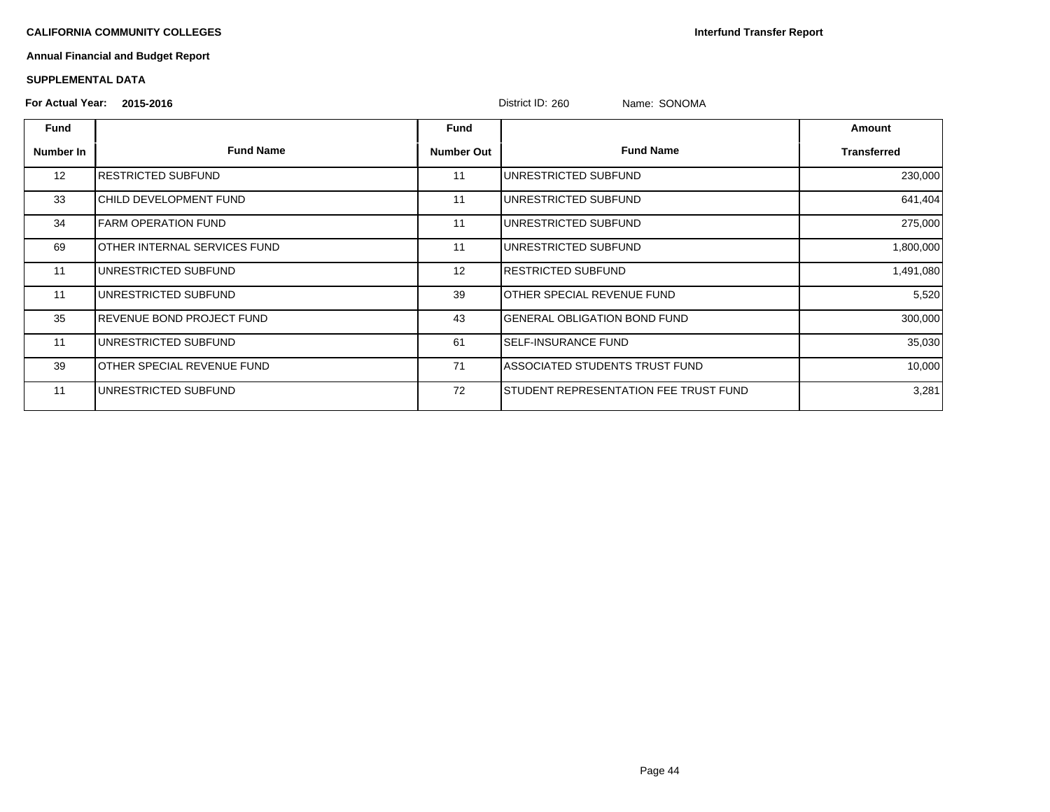**CALIFORNIA COMMUNITY COLLEGES**

**Interfund Transfer Report**

**Annual Financial and Budget Report**

**SUPPLEMENTAL DATA**

**For Actual Year: 2015-2016**

District ID: 260 Name: SONOMA

| Fund Number In | Fund Name | Fund Number Out | Fund Name | Amount Transferred |
|---|---|---|---|---|
| 12 | RESTRICTED SUBFUND | 11 | UNRESTRICTED SUBFUND | 230,000 |
| 33 | CHILD DEVELOPMENT FUND | 11 | UNRESTRICTED SUBFUND | 641,404 |
| 34 | FARM OPERATION FUND | 11 | UNRESTRICTED SUBFUND | 275,000 |
| 69 | OTHER INTERNAL SERVICES FUND | 11 | UNRESTRICTED SUBFUND | 1,800,000 |
| 11 | UNRESTRICTED SUBFUND | 12 | RESTRICTED SUBFUND | 1,491,080 |
| 11 | UNRESTRICTED SUBFUND | 39 | OTHER SPECIAL REVENUE FUND | 5,520 |
| 35 | REVENUE BOND PROJECT FUND | 43 | GENERAL OBLIGATION BOND FUND | 300,000 |
| 11 | UNRESTRICTED SUBFUND | 61 | SELF-INSURANCE FUND | 35,030 |
| 39 | OTHER SPECIAL REVENUE FUND | 71 | ASSOCIATED STUDENTS TRUST FUND | 10,000 |
| 11 | UNRESTRICTED SUBFUND | 72 | STUDENT REPRESENTATION FEE TRUST FUND | 3,281 |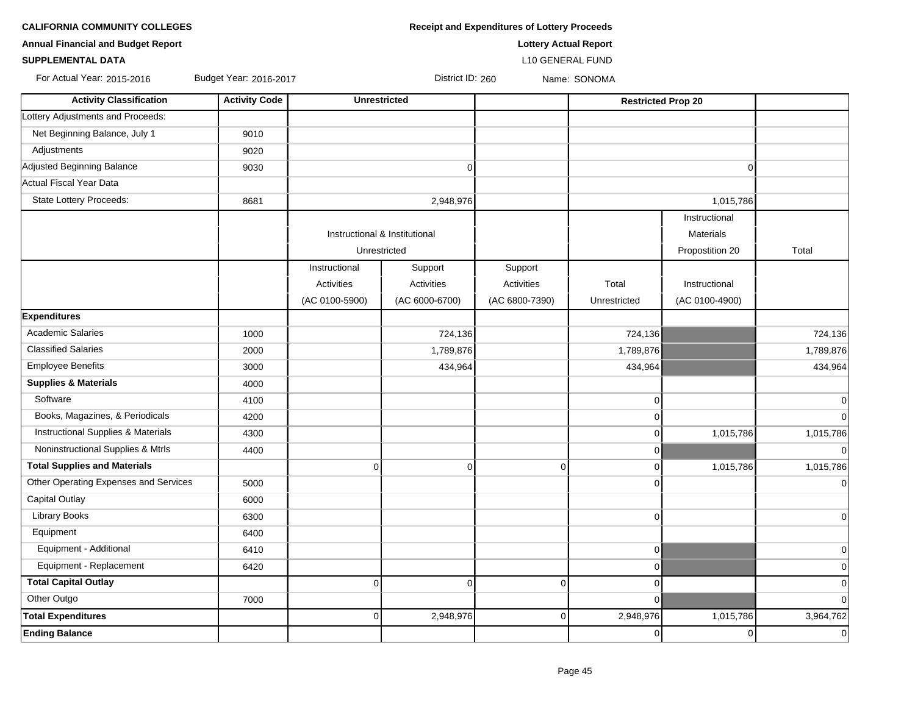**CALIFORNIA COMMUNITY COLLEGES**

**Annual Financial and Budget Report**

**SUPPLEMENTAL DATA**

**Receipt and Expenditures of Lottery Proceeds**

**Lottery Actual Report**

L10 GENERAL FUND

For Actual Year: 2015-2016 Budget Year: 2016-2017 District ID: 260 Name: SONOMA

| Activity Classification | Activity Code | Unrestricted | | | Restricted Prop 20 | | |
|---|---|---|---|---|---|---|---|
| Lottery Adjustments and Proceeds: | | | | | | | |
| Net Beginning Balance, July 1 | 9010 | | | | | | |
| Adjustments | 9020 | | | | | | |
| Adjusted Beginning Balance | 9030 | | 0 | | | 0 | |
| Actual Fiscal Year Data | | | | | | | |
| State Lottery Proceeds: | 8681 | | 2,948,976 | | | 1,015,786 | |
| | | Instructional & Institutional Unrestricted | | | | Instructional Materials Propostition 20 | Total |
| | | Instructional Activities (AC 0100-5900) | Support Activities (AC 6000-6700) | Support Activities (AC 6800-7390) | Total Unrestricted | Instructional (AC 0100-4900) | |
| **Expenditures** | | | | | | | |
| Academic Salaries | 1000 | | 724,136 | | 724,136 | | 724,136 |
| Classified Salaries | 2000 | | 1,789,876 | | 1,789,876 | | 1,789,876 |
| Employee Benefits | 3000 | | 434,964 | | 434,964 | | 434,964 |
| **Supplies & Materials** | 4000 | | | | | | |
| Software | 4100 | | | | 0 | | 0 |
| Books, Magazines, & Periodicals | 4200 | | | | 0 | | 0 |
| Instructional Supplies & Materials | 4300 | | | | 0 | 1,015,786 | 1,015,786 |
| Noninstructional Supplies & Mtrls | 4400 | | | | 0 | | 0 |
| **Total Supplies and Materials** | | 0 | 0 | 0 | 0 | 1,015,786 | 1,015,786 |
| Other Operating Expenses and Services | 5000 | | | | 0 | | 0 |
| Capital Outlay | 6000 | | | | | | |
| Library Books | 6300 | | | | 0 | | 0 |
| Equipment | 6400 | | | | | | |
| Equipment - Additional | 6410 | | | | 0 | | 0 |
| Equipment - Replacement | 6420 | | | | 0 | | 0 |
| **Total Capital Outlay** | | 0 | 0 | 0 | 0 | | 0 |
| Other Outgo | 7000 | | | | 0 | | 0 |
| **Total Expenditures** | | 0 | 2,948,976 | 0 | 2,948,976 | 1,015,786 | 3,964,762 |
| **Ending Balance** | | | | | 0 | 0 | 0 |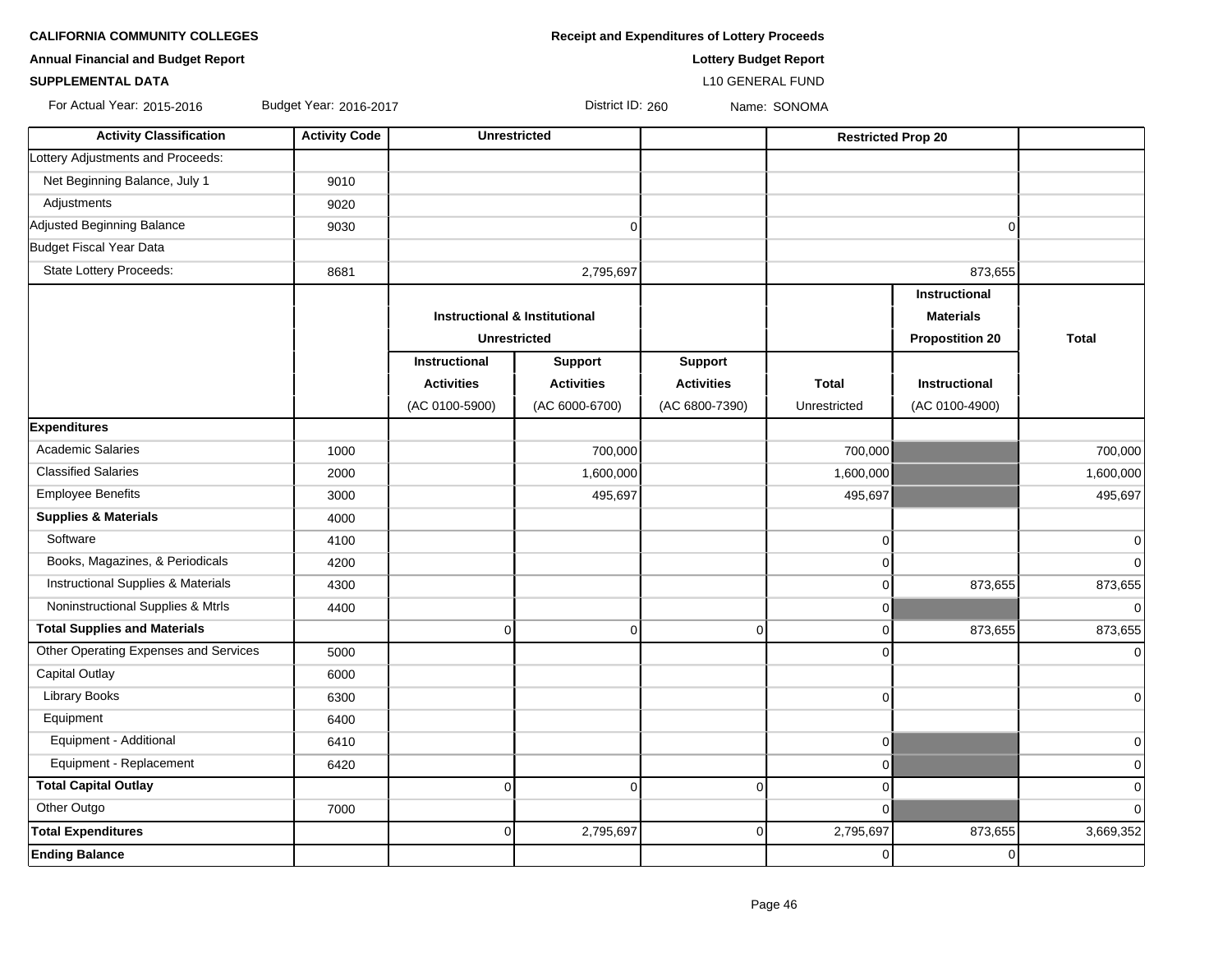**CALIFORNIA COMMUNITY COLLEGES**

**Annual Financial and Budget Report**

**SUPPLEMENTAL DATA**

**Receipt and Expenditures of Lottery Proceeds**

**Lottery Budget Report**

L10 GENERAL FUND

For Actual Year: 2015-2016 Budget Year: 2016-2017 District ID: 260 Name: SONOMA

| Activity Classification | Activity Code | Unrestricted | | | Restricted Prop 20 | | |
|---|---|---|---|---|---|---|---|
| Lottery Adjustments and Proceeds: | | | | | | | |
| Net Beginning Balance, July 1 | 9010 | | | | | | |
| Adjustments | 9020 | | | | | | |
| Adjusted Beginning Balance | 9030 | | 0 | | | 0 | |
| Budget Fiscal Year Data | | | | | | | |
| State Lottery Proceeds: | 8681 | | 2,795,697 | | | 873,655 | |
| | | Instructional & Institutional Unrestricted | | | | Instructional Materials Propostition 20 | Total |
| | | Instructional Activities (AC 0100-5900) | Support Activities (AC 6000-6700) | Support Activities (AC 6800-7390) | Total Unrestricted | Instructional (AC 0100-4900) | |
| **Expenditures** | | | | | | | |
| Academic Salaries | 1000 | | 700,000 | | 700,000 | | 700,000 |
| Classified Salaries | 2000 | | 1,600,000 | | 1,600,000 | | 1,600,000 |
| Employee Benefits | 3000 | | 495,697 | | 495,697 | | 495,697 |
| **Supplies & Materials** | 4000 | | | | | | |
| Software | 4100 | | | | 0 | | 0 |
| Books, Magazines, & Periodicals | 4200 | | | | 0 | | 0 |
| Instructional Supplies & Materials | 4300 | | | | 0 | 873,655 | 873,655 |
| Noninstructional Supplies & Mtrls | 4400 | | | | 0 | | 0 |
| **Total Supplies and Materials** | | 0 | 0 | 0 | 0 | 873,655 | 873,655 |
| Other Operating Expenses and Services | 5000 | | | | 0 | | 0 |
| Capital Outlay | 6000 | | | | | | |
| Library Books | 6300 | | | | 0 | | 0 |
| Equipment | 6400 | | | | | | |
| Equipment - Additional | 6410 | | | | 0 | | 0 |
| Equipment - Replacement | 6420 | | | | 0 | | 0 |
| **Total Capital Outlay** | | 0 | 0 | 0 | 0 | | 0 |
| Other Outgo | 7000 | | | | 0 | | 0 |
| **Total Expenditures** | | 0 | 2,795,697 | 0 | 2,795,697 | 873,655 | 3,669,352 |
| **Ending Balance** | | | | | 0 | 0 | |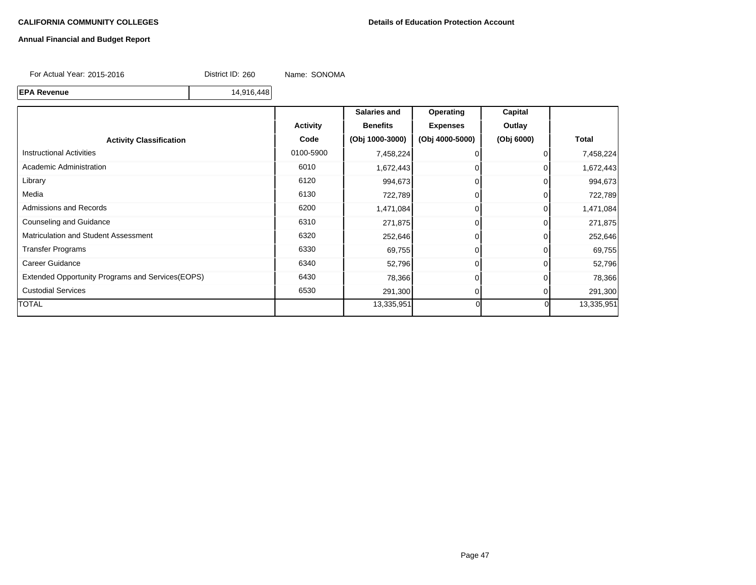**CALIFORNIA COMMUNITY COLLEGES**

**Details of Education Protection Account**

**Annual Financial and Budget Report**

For Actual Year: 2015-2016 District ID: 260 Name: SONOMA

| **EPA Revenue** | 14,916,448 |
|---|---|

| Activity Classification | Activity Code | Salaries and Benefits (Obj 1000-3000) | Operating Expenses (Obj 4000-5000) | Capital Outlay (Obj 6000) | Total |
|---|---|---|---|---|---|
| Instructional Activities | 0100-5900 | 7,458,224 | 0 | 0 | 7,458,224 |
| Academic Administration | 6010 | 1,672,443 | 0 | 0 | 1,672,443 |
| Library | 6120 | 994,673 | 0 | 0 | 994,673 |
| Media | 6130 | 722,789 | 0 | 0 | 722,789 |
| Admissions and Records | 6200 | 1,471,084 | 0 | 0 | 1,471,084 |
| Counseling and Guidance | 6310 | 271,875 | 0 | 0 | 271,875 |
| Matriculation and Student Assessment | 6320 | 252,646 | 0 | 0 | 252,646 |
| Transfer Programs | 6330 | 69,755 | 0 | 0 | 69,755 |
| Career Guidance | 6340 | 52,796 | 0 | 0 | 52,796 |
| Extended Opportunity Programs and Services(EOPS) | 6430 | 78,366 | 0 | 0 | 78,366 |
| Custodial Services | 6530 | 291,300 | 0 | 0 | 291,300 |
| TOTAL | | 13,335,951 | 0 | 0 | 13,335,951 |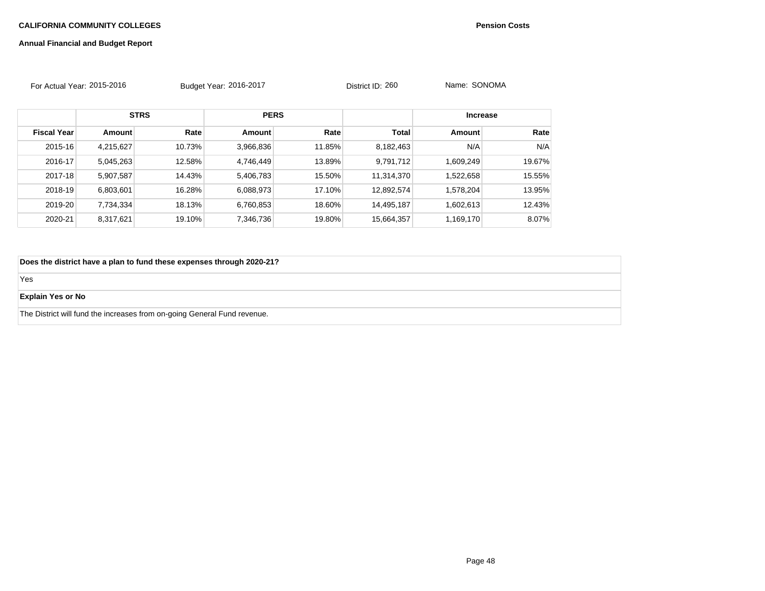**CALIFORNIA COMMUNITY COLLEGES**

**Pension Costs**

**Annual Financial and Budget Report**

For Actual Year: 2015-2016 Budget Year: 2016-2017 District ID: 260 Name: SONOMA

| | STRS | | PERS | | | Increase | |
|---|---|---|---|---|---|---|---|
| **Fiscal Year** | **Amount** | **Rate** | **Amount** | **Rate** | **Total** | **Amount** | **Rate** |
| 2015-16 | 4,215,627 | 10.73% | 3,966,836 | 11.85% | 8,182,463 | N/A | N/A |
| 2016-17 | 5,045,263 | 12.58% | 4,746,449 | 13.89% | 9,791,712 | 1,609,249 | 19.67% |
| 2017-18 | 5,907,587 | 14.43% | 5,406,783 | 15.50% | 11,314,370 | 1,522,658 | 15.55% |
| 2018-19 | 6,803,601 | 16.28% | 6,088,973 | 17.10% | 12,892,574 | 1,578,204 | 13.95% |
| 2019-20 | 7,734,334 | 18.13% | 6,760,853 | 18.60% | 14,495,187 | 1,602,613 | 12.43% |
| 2020-21 | 8,317,621 | 19.10% | 7,346,736 | 19.80% | 15,664,357 | 1,169,170 | 8.07% |

| **Does the district have a plan to fund these expenses through 2020-21?** |
|---|
| Yes |
| **Explain Yes or No** |
| The District will fund the increases from on-going General Fund revenue. |